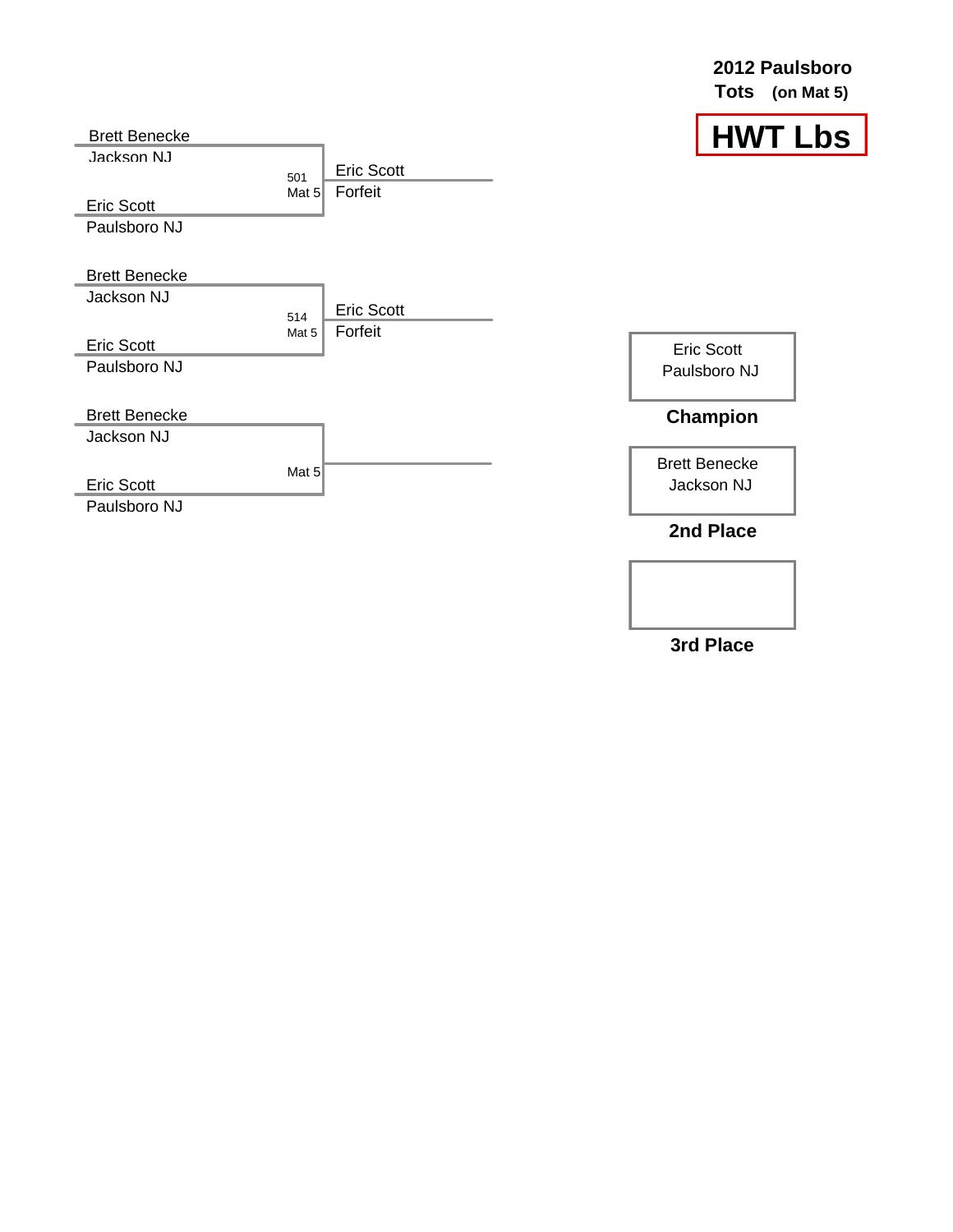# 2012 Paulsboro

**Tots (on Mat 5)**

## HWT Lbs

Brett Benecke
Jackson NJ

501
Mat 5

Eric Scott
Forfeit

Eric Scott
Paulsboro NJ

Brett Benecke
Jackson NJ

514
Mat 5

Eric Scott
Forfeit

Eric Scott
Paulsboro NJ

Brett Benecke
Jackson NJ

Mat 5

Eric Scott
Paulsboro NJ

| Eric Scott Paulsboro NJ |
|---|
| **Champion** |

| Brett Benecke Jackson NJ |
|---|
| **2nd Place** |

| |
|---|
| **3rd Place** |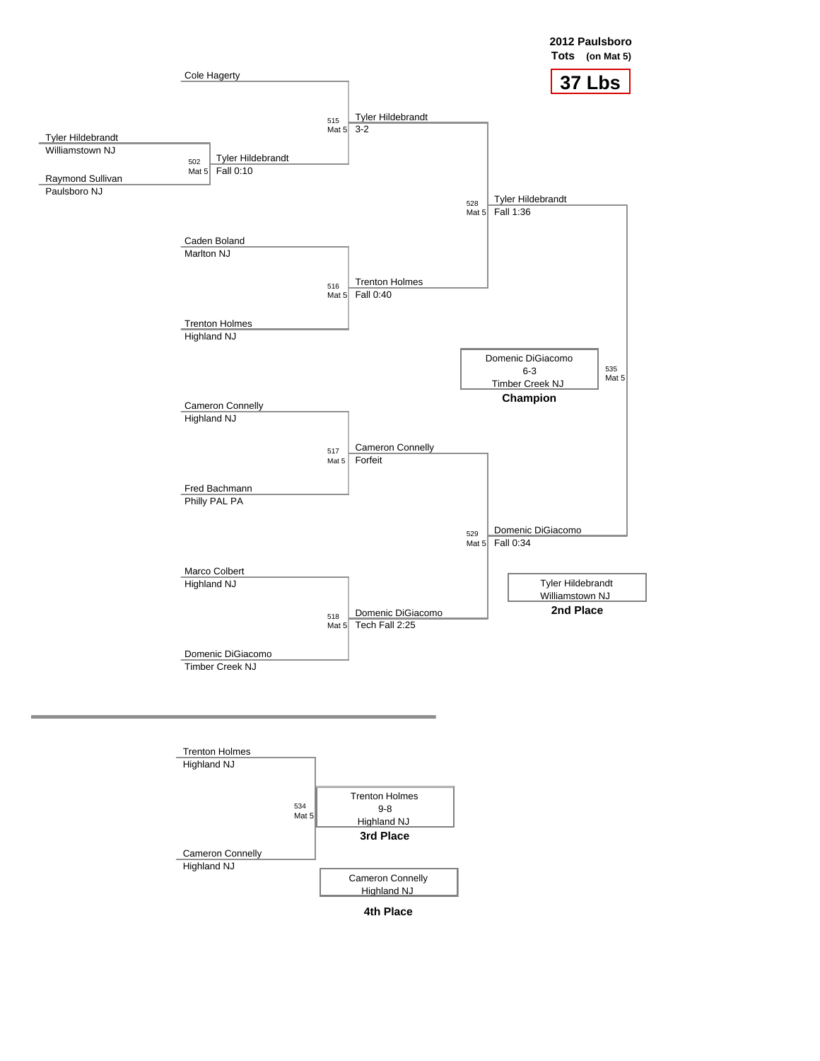**2012 Paulsboro**
**Tots (on Mat 5)**

# 37 Lbs

## Championship Bracket

**Preliminary**
- Match 502 (Mat 5): Tyler Hildebrandt (Williamstown NJ) vs. Raymond Sullivan (Paulsboro NJ) — Tyler Hildebrandt, Fall 0:10

**Quarterfinals**
- Match 515 (Mat 5): Cole Hagerty vs. Tyler Hildebrandt — Tyler Hildebrandt, 3-2
- Match 516 (Mat 5): Caden Boland (Marlton NJ) vs. Trenton Holmes (Highland NJ) — Trenton Holmes, Fall 0:40
- Match 517 (Mat 5): Cameron Connelly (Highland NJ) vs. Fred Bachmann (Philly PAL PA) — Cameron Connelly, Forfeit
- Match 518 (Mat 5): Marco Colbert (Highland NJ) vs. Domenic DiGiacomo (Timber Creek NJ) — Domenic DiGiacomo, Tech Fall 2:25

**Semifinals**
- Match 528 (Mat 5): Tyler Hildebrandt vs. Trenton Holmes — Tyler Hildebrandt, Fall 1:36
- Match 529 (Mat 5): Cameron Connelly vs. Domenic DiGiacomo — Domenic DiGiacomo, Fall 0:34

**Final**
- Match 535 (Mat 5): Tyler Hildebrandt vs. Domenic DiGiacomo — Domenic DiGiacomo, 6-3

**Champion:** Domenic DiGiacomo, Timber Creek NJ

**2nd Place:** Tyler Hildebrandt, Williamstown NJ

## Consolation Bracket

- Match 534 (Mat 5): Trenton Holmes (Highland NJ) vs. Cameron Connelly (Highland NJ) — Trenton Holmes, 9-8

**3rd Place:** Trenton Holmes, Highland NJ

**4th Place:** Cameron Connelly, Highland NJ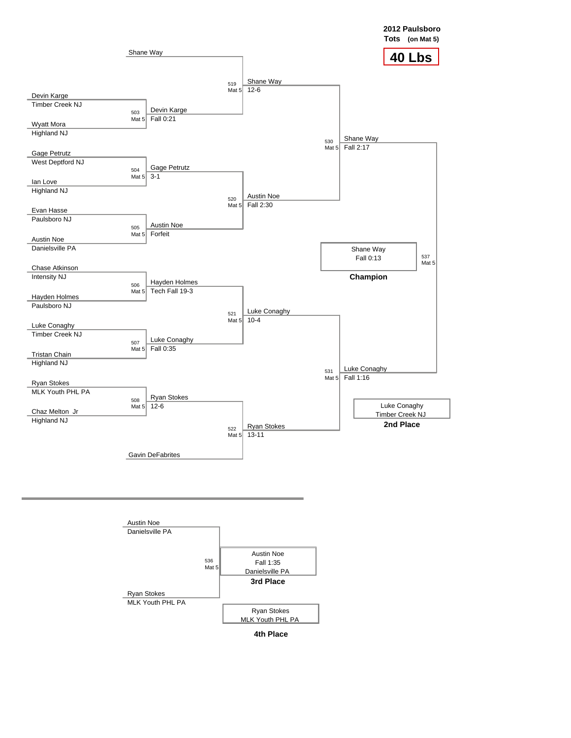**2012 Paulsboro Tots (on Mat 5)**

# 40 Lbs

## Championship Bracket

**First Round**

| Bout | Mat | Wrestler 1 | Wrestler 2 | Winner | Result |
|---|---|---|---|---|---|
| 503 | Mat 5 | Devin Karge (Timber Creek NJ) | Wyatt Mora (Highland NJ) | Devin Karge | Fall 0:21 |
| 504 | Mat 5 | Gage Petrutz (West Deptford NJ) | Ian Love (Highland NJ) | Gage Petrutz | 3-1 |
| 505 | Mat 5 | Evan Hasse (Paulsboro NJ) | Austin Noe (Danielsville PA) | Austin Noe | Forfeit |
| 506 | Mat 5 | Chase Atkinson (Intensity NJ) | Hayden Holmes (Paulsboro NJ) | Hayden Holmes | Tech Fall 19-3 |
| 507 | Mat 5 | Luke Conaghy (Timber Creek NJ) | Tristan Chain (Highland NJ) | Luke Conaghy | Fall 0:35 |
| 508 | Mat 5 | Ryan Stokes (MLK Youth PHL PA) | Chaz Melton Jr (Highland NJ) | Ryan Stokes | 12-6 |

**Quarterfinals**

| Bout | Mat | Wrestler 1 | Wrestler 2 | Winner | Result |
|---|---|---|---|---|---|
| 519 | Mat 5 | Shane Way | Devin Karge | Shane Way | 12-6 |
| 520 | Mat 5 | Gage Petrutz | Austin Noe | Austin Noe | Fall 2:30 |
| 521 | Mat 5 | Hayden Holmes | Luke Conaghy | Luke Conaghy | 10-4 |
| 522 | Mat 5 | Ryan Stokes | Gavin DeFabrites | Ryan Stokes | 13-11 |

**Semifinals**

| Bout | Mat | Wrestler 1 | Wrestler 2 | Winner | Result |
|---|---|---|---|---|---|
| 530 | Mat 5 | Shane Way | Austin Noe | Shane Way | Fall 2:17 |
| 531 | Mat 5 | Luke Conaghy | Ryan Stokes | Luke Conaghy | Fall 1:16 |

**Final**

| Bout | Mat | Wrestler 1 | Wrestler 2 | Winner | Result |
|---|---|---|---|---|---|
| 537 | Mat 5 | Shane Way | Luke Conaghy | Shane Way | Fall 0:13 |

**Champion:** Shane Way

**2nd Place:** Luke Conaghy, Timber Creek NJ

## 3rd Place Match

| Bout | Mat | Wrestler 1 | Wrestler 2 | Winner | Result |
|---|---|---|---|---|---|
| 536 | Mat 5 | Austin Noe (Danielsville PA) | Ryan Stokes (MLK Youth PHL PA) | Austin Noe | Fall 1:35 |

**3rd Place:** Austin Noe, Danielsville PA

**4th Place:** Ryan Stokes, MLK Youth PHL PA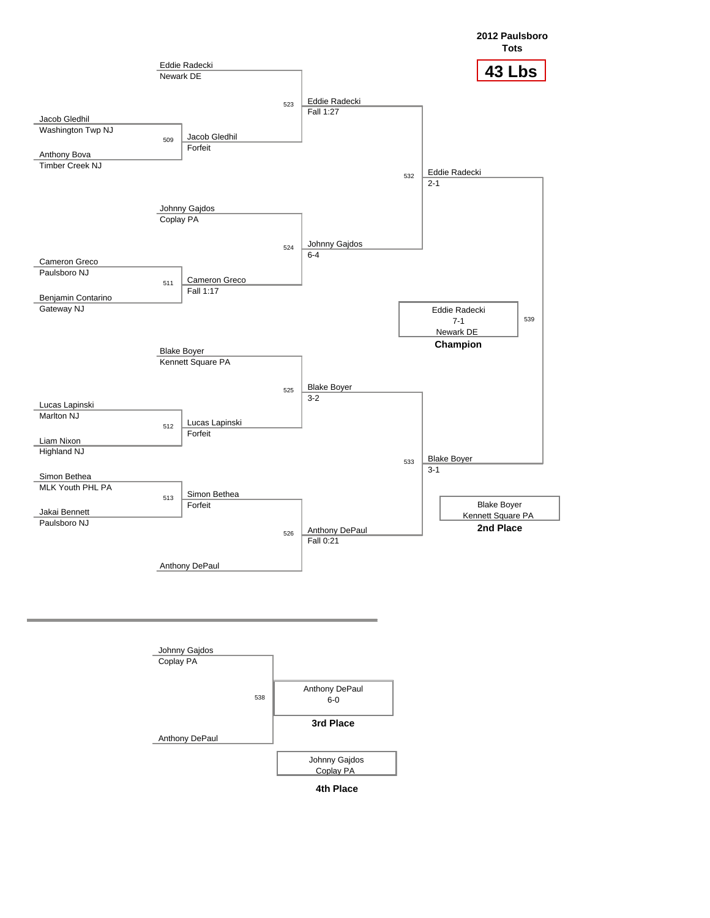# 2012 Paulsboro Tots

## 43 Lbs

### Championship Bracket

**First Round**

- Bout 509: Jacob Gledhil (Washington Twp NJ) vs. Anthony Bova (Timber Creek NJ) — Winner: Jacob Gledhil, Forfeit
- Bout 511: Cameron Greco (Paulsboro NJ) vs. Benjamin Contarino (Gateway NJ) — Winner: Cameron Greco, Fall 1:17
- Bout 512: Lucas Lapinski (Marlton NJ) vs. Liam Nixon (Highland NJ) — Winner: Lucas Lapinski, Forfeit
- Bout 513: Simon Bethea (MLK Youth PHL PA) vs. Jakai Bennett (Paulsboro NJ) — Winner: Simon Bethea, Forfeit

**Quarterfinals**

- Bout 523: Eddie Radecki (Newark DE) vs. Jacob Gledhil — Winner: Eddie Radecki, Fall 1:27
- Bout 524: Johnny Gajdos (Coplay PA) vs. Cameron Greco — Winner: Johnny Gajdos, 6-4
- Bout 525: Blake Boyer (Kennett Square PA) vs. Lucas Lapinski — Winner: Blake Boyer, 3-2
- Bout 526: Simon Bethea vs. Anthony DePaul — Winner: Anthony DePaul, Fall 0:21

**Semifinals**

- Bout 532: Eddie Radecki vs. Johnny Gajdos — Winner: Eddie Radecki, 2-1
- Bout 533: Blake Boyer vs. Anthony DePaul — Winner: Blake Boyer, 3-1

**Final**

- Bout 539: Eddie Radecki vs. Blake Boyer — Winner: Eddie Radecki, 7-1

**Champion:** Eddie Radecki, 7-1, Newark DE

**2nd Place:** Blake Boyer, Kennett Square PA

### 3rd Place Bout

- Bout 538: Johnny Gajdos (Coplay PA) vs. Anthony DePaul — Winner: Anthony DePaul, 6-0

**3rd Place:** Anthony DePaul, 6-0

**4th Place:** Johnny Gajdos, Coplay PA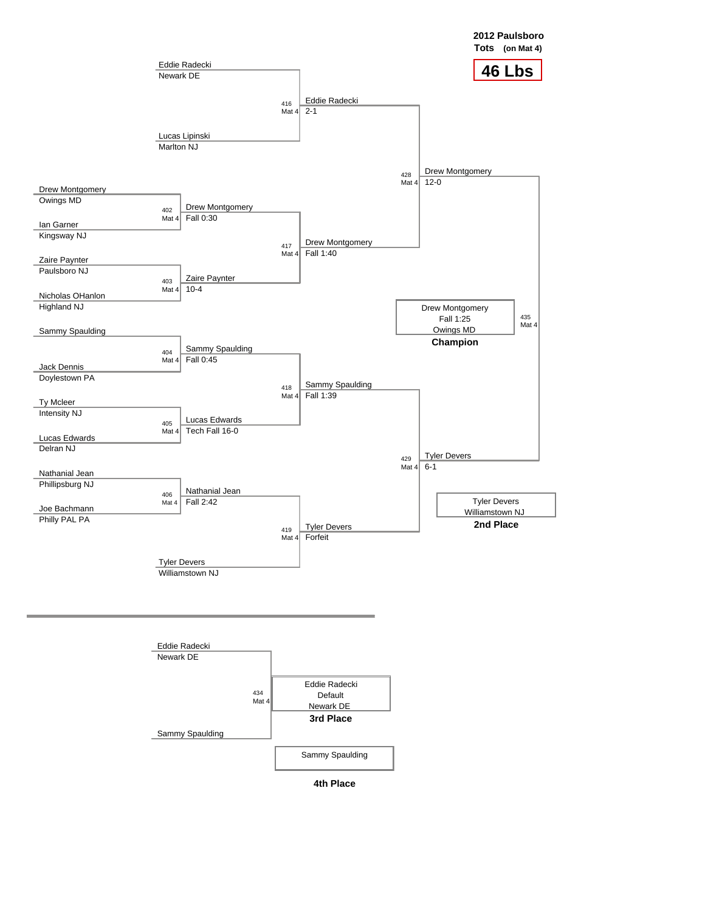## 2012 Paulsboro Tots (on Mat 4)

# 46 Lbs

### Championship Bracket

**First Round**

| Bout | Mat | Wrestler 1 | Wrestler 2 | Winner | Result |
|---|---|---|---|---|---|
| 402 | Mat 4 | Drew Montgomery (Owings MD) | Ian Garner (Kingsway NJ) | Drew Montgomery | Fall 0:30 |
| 403 | Mat 4 | Zaire Paynter (Paulsboro NJ) | Nicholas OHanlon (Highland NJ) | Zaire Paynter | 10-4 |
| 404 | Mat 4 | Sammy Spaulding | Jack Dennis (Doylestown PA) | Sammy Spaulding | Fall 0:45 |
| 405 | Mat 4 | Ty Mcleer (Intensity NJ) | Lucas Edwards (Delran NJ) | Lucas Edwards | Tech Fall 16-0 |
| 406 | Mat 4 | Nathanial Jean (Phillipsburg NJ) | Joe Bachmann (Philly PAL PA) | Nathanial Jean | Fall 2:42 |

**Quarterfinals**

| Bout | Mat | Wrestler 1 | Wrestler 2 | Winner | Result |
|---|---|---|---|---|---|
| 416 | Mat 4 | Eddie Radecki (Newark DE) | Lucas Lipinski (Marlton NJ) | Eddie Radecki | 2-1 |
| 417 | Mat 4 | Drew Montgomery | Zaire Paynter | Drew Montgomery | Fall 1:40 |
| 418 | Mat 4 | Sammy Spaulding | Lucas Edwards | Sammy Spaulding | Fall 1:39 |
| 419 | Mat 4 | Nathanial Jean | Tyler Devers (Williamstown NJ) | Tyler Devers | Forfeit |

**Semifinals**

| Bout | Mat | Wrestler 1 | Wrestler 2 | Winner | Result |
|---|---|---|---|---|---|
| 428 | Mat 4 | Eddie Radecki | Drew Montgomery | Drew Montgomery | 12-0 |
| 429 | Mat 4 | Sammy Spaulding | Tyler Devers | Tyler Devers | 6-1 |

**Final**

| Bout | Mat | Wrestler 1 | Wrestler 2 | Winner | Result |
|---|---|---|---|---|---|
| 435 | Mat 4 | Drew Montgomery | Tyler Devers | Drew Montgomery | Fall 1:25 |

**Champion:** Drew Montgomery, Owings MD (Fall 1:25)

**2nd Place:** Tyler Devers, Williamstown NJ

### 3rd Place Match

| Bout | Mat | Wrestler 1 | Wrestler 2 | Winner | Result |
|---|---|---|---|---|---|
| 434 | Mat 4 | Eddie Radecki (Newark DE) | Sammy Spaulding | Eddie Radecki | Default |

**3rd Place:** Eddie Radecki, Newark DE (Default)

**4th Place:** Sammy Spaulding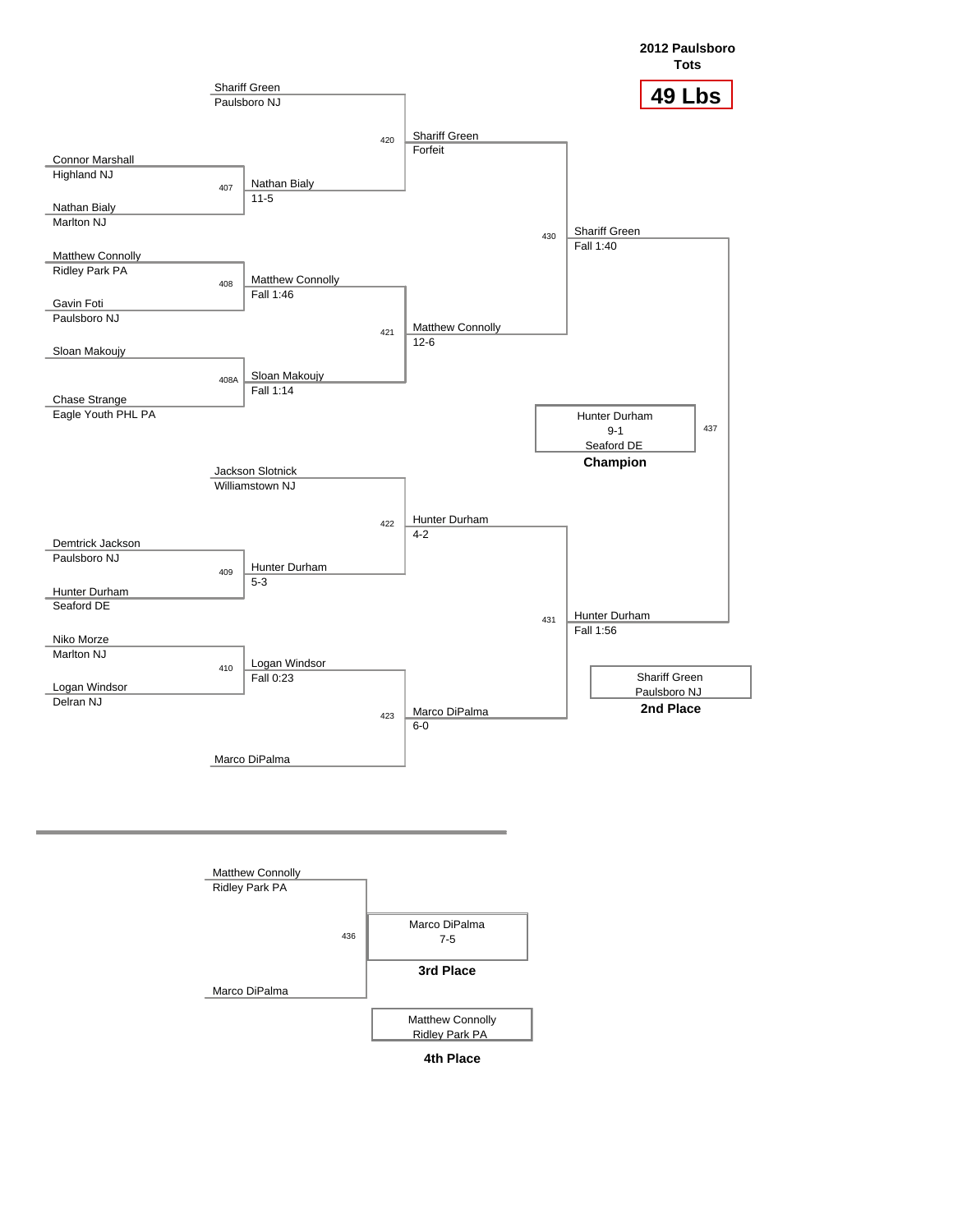# 2012 Paulsboro Tots

## 49 Lbs

### Championship Bracket

**First Round**

| Bout | Wrestler 1 | Wrestler 2 | Winner | Result |
|---|---|---|---|---|
| 407 | Connor Marshall, Highland NJ | Nathan Bialy, Marlton NJ | Nathan Bialy | 11-5 |
| 408 | Matthew Connolly, Ridley Park PA | Gavin Foti, Paulsboro NJ | Matthew Connolly | Fall 1:46 |
| 408A | Sloan Makoujy | Chase Strange, Eagle Youth PHL PA | Sloan Makoujy | Fall 1:14 |
| 409 | Demtrick Jackson, Paulsboro NJ | Hunter Durham, Seaford DE | Hunter Durham | 5-3 |
| 410 | Niko Morze, Marlton NJ | Logan Windsor, Delran NJ | Logan Windsor | Fall 0:23 |

**Quarterfinals**

| Bout | Wrestler 1 | Wrestler 2 | Winner | Result |
|---|---|---|---|---|
| 420 | Shariff Green, Paulsboro NJ | Nathan Bialy | Shariff Green | Forfeit |
| 421 | Matthew Connolly | Sloan Makoujy | Matthew Connolly | 12-6 |
| 422 | Jackson Slotnick, Williamstown NJ | Hunter Durham | Hunter Durham | 4-2 |
| 423 | Logan Windsor | Marco DiPalma | Marco DiPalma | 6-0 |

**Semifinals**

| Bout | Wrestler 1 | Wrestler 2 | Winner | Result |
|---|---|---|---|---|
| 430 | Shariff Green | Matthew Connolly | Shariff Green | Fall 1:40 |
| 431 | Hunter Durham | Marco DiPalma | Hunter Durham | Fall 1:56 |

**Final**

| Bout | Wrestler 1 | Wrestler 2 | Winner | Result |
|---|---|---|---|---|
| 437 | Shariff Green | Hunter Durham | Hunter Durham, Seaford DE | 9-1 |

**Champion:** Hunter Durham, 9-1, Seaford DE

**2nd Place:** Shariff Green, Paulsboro NJ

### Third Place Bout

| Bout | Wrestler 1 | Wrestler 2 | Winner | Result |
|---|---|---|---|---|
| 436 | Matthew Connolly, Ridley Park PA | Marco DiPalma | Marco DiPalma | 7-5 |

**3rd Place:** Marco DiPalma, 7-5

**4th Place:** Matthew Connolly, Ridley Park PA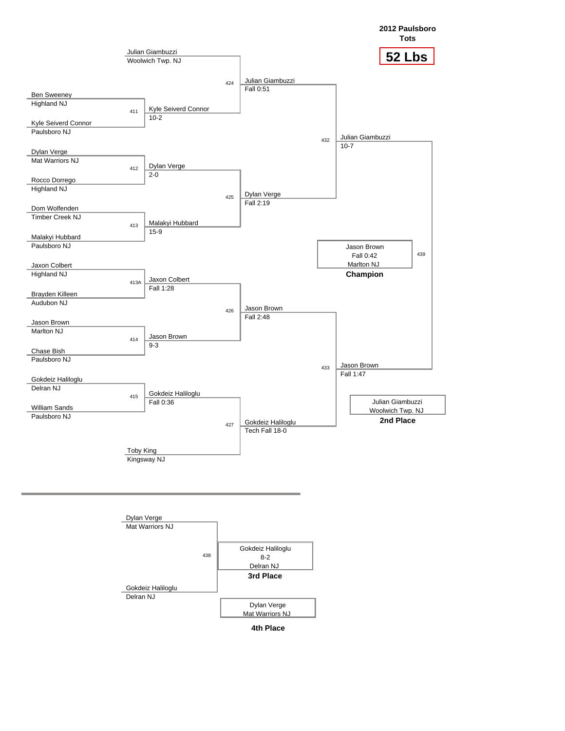# 2012 Paulsboro Tots

## 52 Lbs

### Championship Bracket

**First Round**

| Bout | Wrestler 1 | Wrestler 2 | Winner | Result |
|---|---|---|---|---|
| 411 | Ben Sweeney, Highland NJ | Kyle Seiverd Connor, Paulsboro NJ | Kyle Seiverd Connor | 10-2 |
| 412 | Dylan Verge, Mat Warriors NJ | Rocco Dorrego, Highland NJ | Dylan Verge | 2-0 |
| 413 | Dom Wolfenden, Timber Creek NJ | Malakyi Hubbard, Paulsboro NJ | Malakyi Hubbard | 15-9 |
| 413A | Jaxon Colbert, Highland NJ | Brayden Killeen, Audubon NJ | Jaxon Colbert | Fall 1:28 |
| 414 | Jason Brown, Marlton NJ | Chase Bish, Paulsboro NJ | Jason Brown | 9-3 |
| 415 | Gokdeiz Haliloglu, Delran NJ | William Sands, Paulsboro NJ | Gokdeiz Haliloglu | Fall 0:36 |

**Quarterfinals**

| Bout | Wrestler 1 | Wrestler 2 | Winner | Result |
|---|---|---|---|---|
| 424 | Julian Giambuzzi, Woolwich Twp. NJ | Kyle Seiverd Connor | Julian Giambuzzi | Fall 0:51 |
| 425 | Dylan Verge | Malakyi Hubbard | Dylan Verge | Fall 2:19 |
| 426 | Jaxon Colbert | Jason Brown | Jason Brown | Fall 2:48 |
| 427 | Gokdeiz Haliloglu | Toby King, Kingsway NJ | Gokdeiz Haliloglu | Tech Fall 18-0 |

**Semifinals**

| Bout | Wrestler 1 | Wrestler 2 | Winner | Result |
|---|---|---|---|---|
| 432 | Julian Giambuzzi | Dylan Verge | Julian Giambuzzi | 10-7 |
| 433 | Jason Brown | Gokdeiz Haliloglu | Jason Brown | Fall 1:47 |

**Final**

| Bout | Wrestler 1 | Wrestler 2 | Winner | Result |
|---|---|---|---|---|
| 439 | Julian Giambuzzi | Jason Brown | Jason Brown | Fall 0:42 |

**Champion:** Jason Brown, Fall 0:42, Marlton NJ

**2nd Place:** Julian Giambuzzi, Woolwich Twp. NJ

### 3rd Place Bout

| Bout | Wrestler 1 | Wrestler 2 | Winner | Result |
|---|---|---|---|---|
| 438 | Dylan Verge, Mat Warriors NJ | Gokdeiz Haliloglu, Delran NJ | Gokdeiz Haliloglu | 8-2 |

**3rd Place:** Gokdeiz Haliloglu, 8-2, Delran NJ

**4th Place:** Dylan Verge, Mat Warriors NJ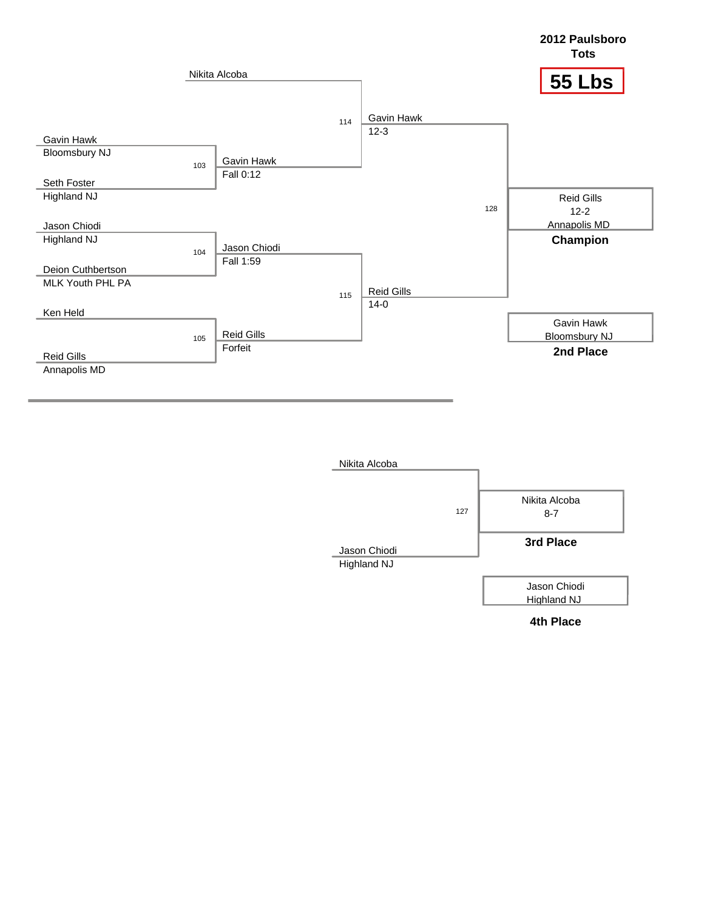**2012 Paulsboro Tots**

# 55 Lbs

## Championship Bracket

**Round 1**

- Bout 103: Gavin Hawk (Bloomsbury NJ) vs. Seth Foster (Highland NJ) — Winner: Gavin Hawk, Fall 0:12
- Bout 104: Jason Chiodi (Highland NJ) vs. Deion Cuthbertson (MLK Youth PHL PA) — Winner: Jason Chiodi, Fall 1:59
- Bout 105: Ken Held vs. Reid Gills (Annapolis MD) — Winner: Reid Gills, Forfeit

**Semifinals**

- Bout 114: Nikita Alcoba vs. Gavin Hawk — Winner: Gavin Hawk, 12-3
- Bout 115: Jason Chiodi vs. Reid Gills — Winner: Reid Gills, 14-0

**Final**

- Bout 128: Gavin Hawk vs. Reid Gills — Winner: Reid Gills, 12-2

| Place | Wrestler | Team |
|---|---|---|
| Champion | Reid Gills (12-2) | Annapolis MD |
| 2nd Place | Gavin Hawk | Bloomsbury NJ |

## 3rd Place Match

- Bout 127: Nikita Alcoba vs. Jason Chiodi (Highland NJ) — Winner: Nikita Alcoba, 8-7

| Place | Wrestler | Team |
|---|---|---|
| 3rd Place | Nikita Alcoba (8-7) | |
| 4th Place | Jason Chiodi | Highland NJ |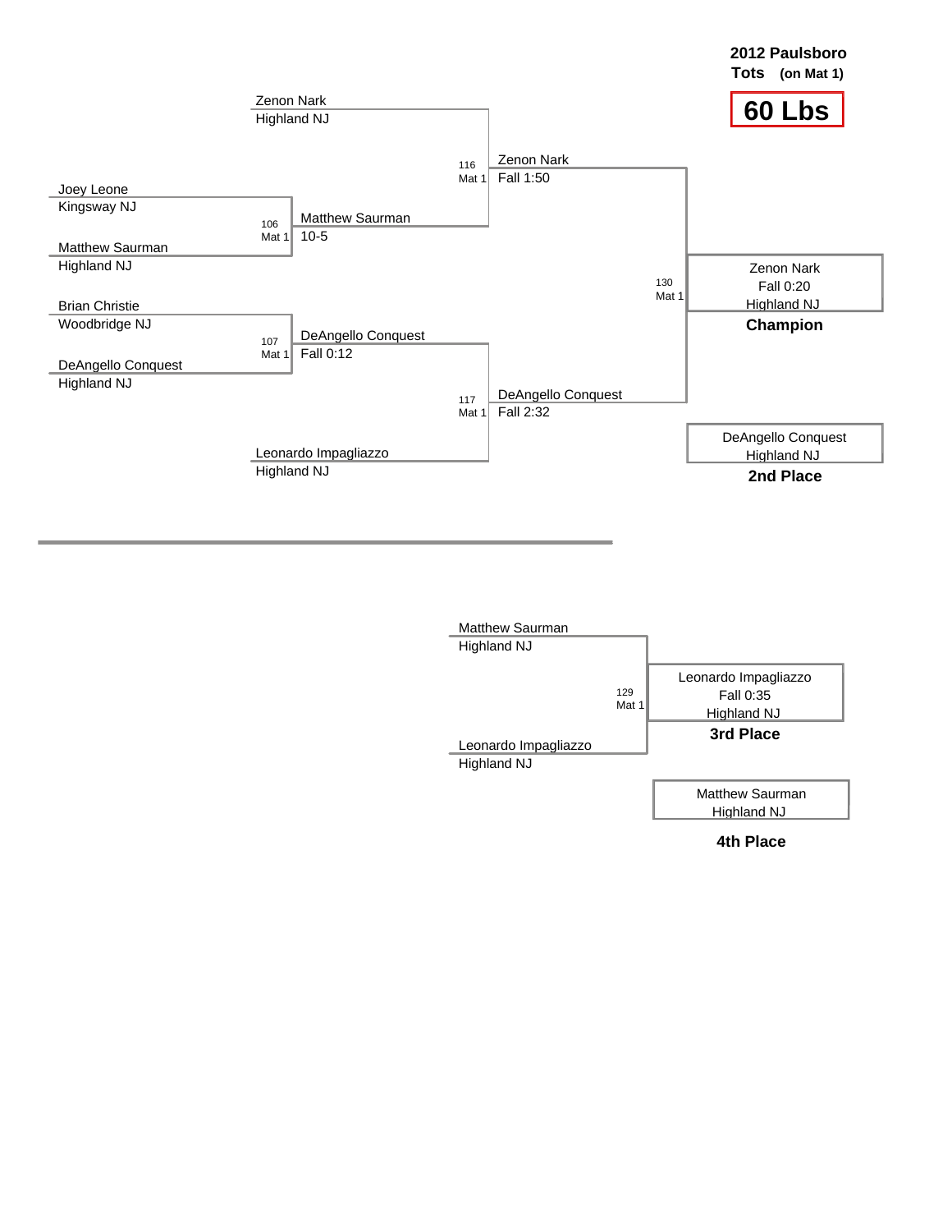**2012 Paulsboro**
**Tots (on Mat 1)**

# 60 Lbs

## Championship Bracket

**First Round**

- Match 106 (Mat 1): Joey Leone (Kingsway NJ) vs. Matthew Saurman (Highland NJ) — Winner: Matthew Saurman, 10-5
- Match 107 (Mat 1): Brian Christie (Woodbridge NJ) vs. DeAngello Conquest (Highland NJ) — Winner: DeAngello Conquest, Fall 0:12

**Semifinals**

- Match 116 (Mat 1): Zenon Nark (Highland NJ) vs. Matthew Saurman — Winner: Zenon Nark, Fall 1:50
- Match 117 (Mat 1): DeAngello Conquest vs. Leonardo Impagliazzo (Highland NJ) — Winner: DeAngello Conquest, Fall 2:32

**Final**

- Match 130 (Mat 1): Zenon Nark vs. DeAngello Conquest — Winner: Zenon Nark, Fall 0:20

**Champion:** Zenon Nark, Highland NJ

**2nd Place:** DeAngello Conquest, Highland NJ

## Consolation

- Match 129 (Mat 1): Matthew Saurman (Highland NJ) vs. Leonardo Impagliazzo (Highland NJ) — Winner: Leonardo Impagliazzo, Fall 0:35

**3rd Place:** Leonardo Impagliazzo, Highland NJ

**4th Place:** Matthew Saurman, Highland NJ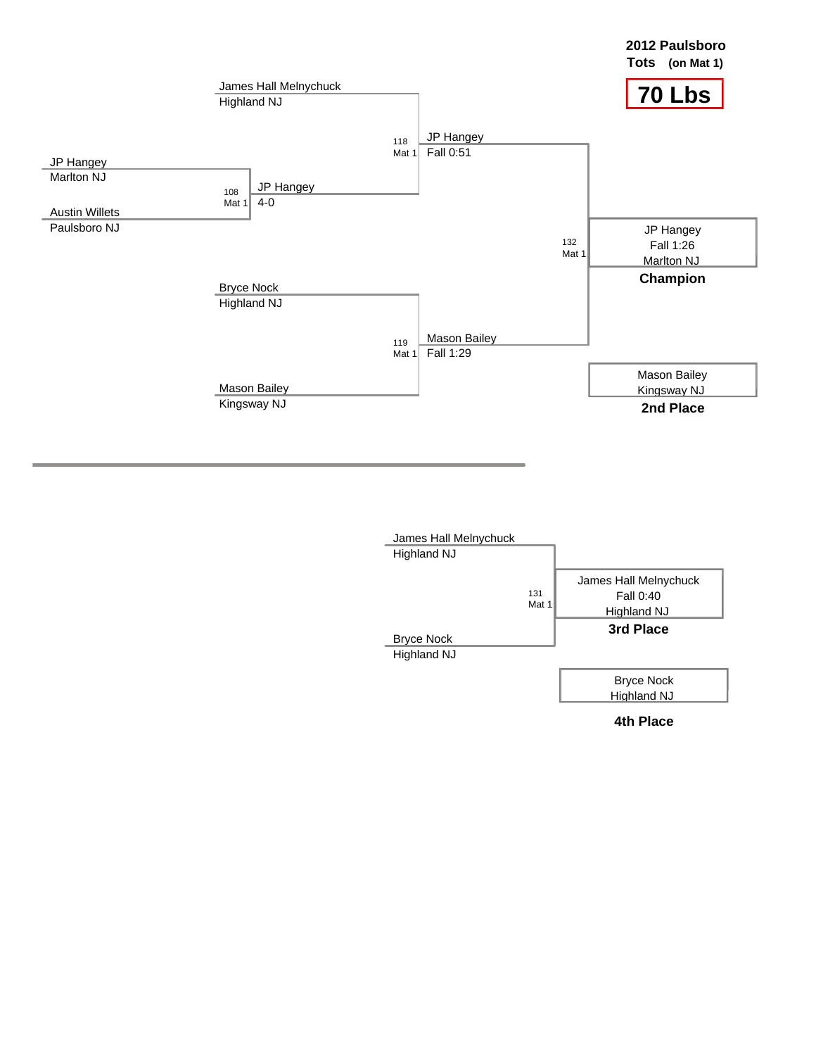# 2012 Paulsboro Tots (on Mat 1)

## 70 Lbs

### Championship Bracket

**Match 108 (Mat 1)**
- JP Hangey — Marlton NJ
- Austin Willets — Paulsboro NJ
- Winner: JP Hangey, 4-0

**Match 118 (Mat 1)**
- James Hall Melnychuck — Highland NJ
- JP Hangey
- Winner: JP Hangey, Fall 0:51

**Match 119 (Mat 1)**
- Bryce Nock — Highland NJ
- Mason Bailey — Kingsway NJ
- Winner: Mason Bailey, Fall 1:29

**Match 132 (Mat 1)**
- JP Hangey
- Mason Bailey
- Winner: JP Hangey, Fall 1:26

**Champion:** JP Hangey, Fall 1:26, Marlton NJ

**2nd Place:** Mason Bailey, Kingsway NJ

### Consolation Bracket

**Match 131 (Mat 1)**
- James Hall Melnychuck — Highland NJ
- Bryce Nock — Highland NJ
- Winner: James Hall Melnychuck, Fall 0:40

**3rd Place:** James Hall Melnychuck, Fall 0:40, Highland NJ

**4th Place:** Bryce Nock, Highland NJ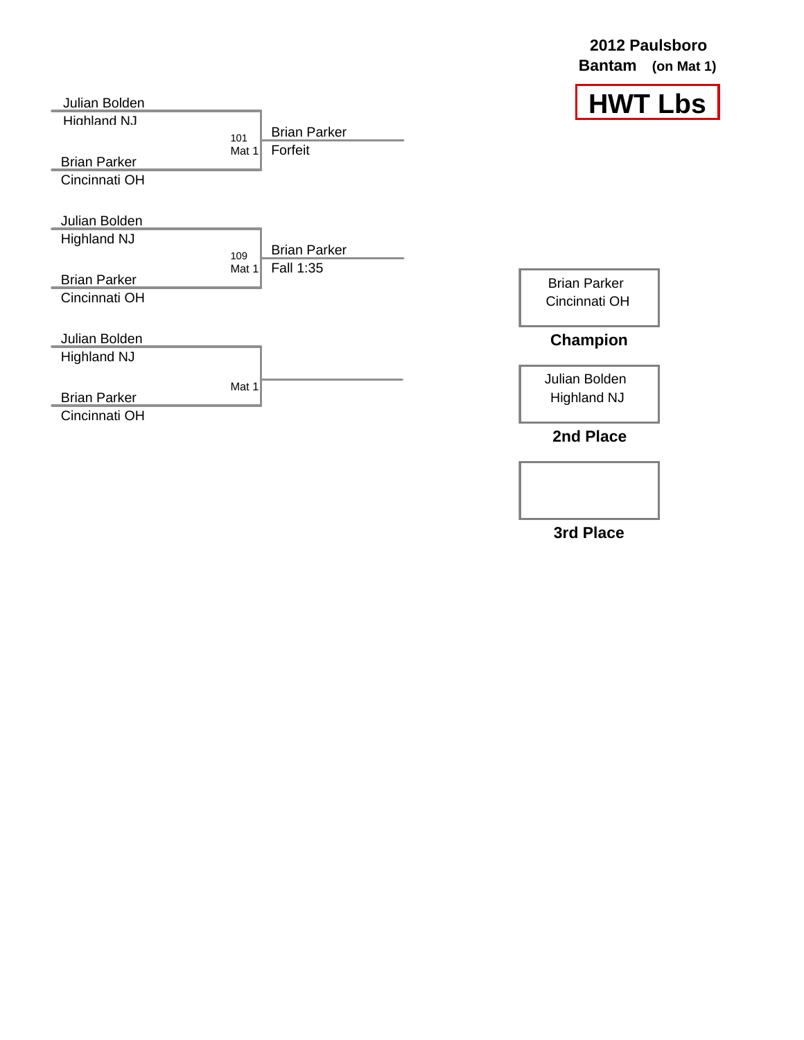**2012 Paulsboro**
**Bantam (on Mat 1)**

# HWT Lbs

Julian Bolden
Highland NJ

101
Mat 1

Brian Parker
Cincinnati OH

Brian Parker
Forfeit

Julian Bolden
Highland NJ

109
Mat 1

Brian Parker
Cincinnati OH

Brian Parker
Fall 1:35

Julian Bolden
Highland NJ

Mat 1

Brian Parker
Cincinnati OH

Brian Parker
Cincinnati OH

**Champion**

Julian Bolden
Highland NJ

**2nd Place**

**3rd Place**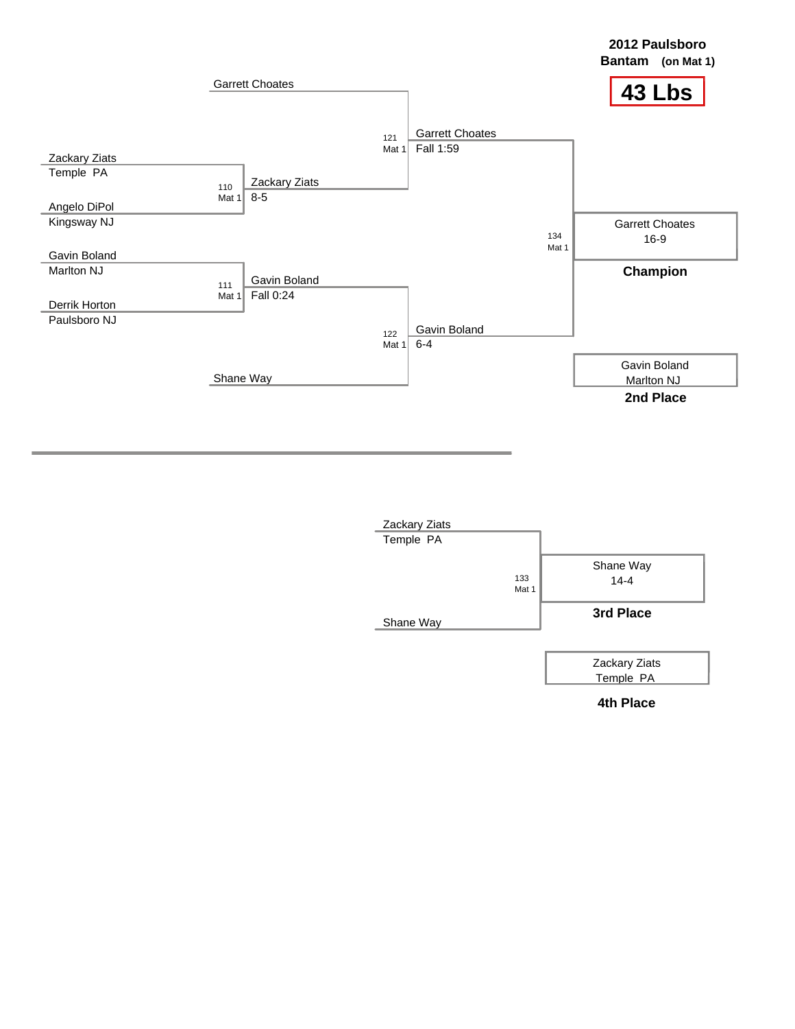**2012 Paulsboro**

**Bantam** **(on Mat 1)**

# 43 Lbs

Garrett Choates

121 Mat 1 — Garrett Choates, Fall 1:59

Zackary Ziats, Temple PA

110 Mat 1 — Zackary Ziats, 8-5

Angelo DiPol, Kingsway NJ

134 Mat 1

| Garrett Choates |
| --- |
| 16-9 |

**Champion**

Gavin Boland, Marlton NJ

111 Mat 1 — Gavin Boland, Fall 0:24

Derrik Horton, Paulsboro NJ

122 Mat 1 — Gavin Boland, 6-4

Shane Way

| Gavin Boland |
| --- |
| Marlton NJ |

**2nd Place**

---

Zackary Ziats, Temple PA

133 Mat 1

Shane Way

| Shane Way |
| --- |
| 14-4 |

**3rd Place**

| Zackary Ziats |
| --- |
| Temple PA |

**4th Place**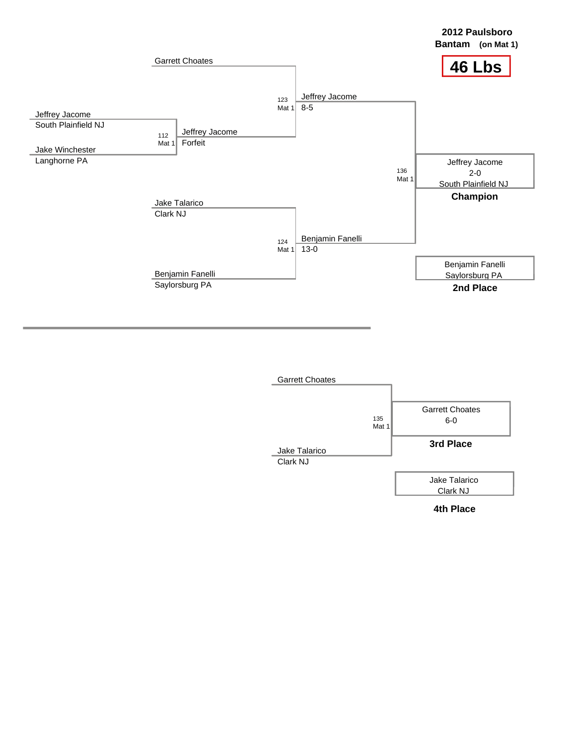**2012 Paulsboro**
**Bantam** **(on Mat 1)**

# 46 Lbs

## Championship Bracket

**Match 112 (Mat 1)**
- Jeffrey Jacome, South Plainfield NJ
- Jake Winchester, Langhorne PA
- Winner: Jeffrey Jacome — Forfeit

**Match 123 (Mat 1)**
- Garrett Choates
- Jeffrey Jacome
- Winner: Jeffrey Jacome — 8-5

**Match 124 (Mat 1)**
- Jake Talarico, Clark NJ
- Benjamin Fanelli, Saylorsburg PA
- Winner: Benjamin Fanelli — 13-0

**Match 136 (Mat 1)**
- Jeffrey Jacome
- Benjamin Fanelli
- Winner: Jeffrey Jacome — 2-0

**Champion:** Jeffrey Jacome, South Plainfield NJ (2-0)

**2nd Place:** Benjamin Fanelli, Saylorsburg PA

## Consolation Bracket

**Match 135 (Mat 1)**
- Garrett Choates
- Jake Talarico, Clark NJ
- Winner: Garrett Choates — 6-0

**3rd Place:** Garrett Choates (6-0)

**4th Place:** Jake Talarico, Clark NJ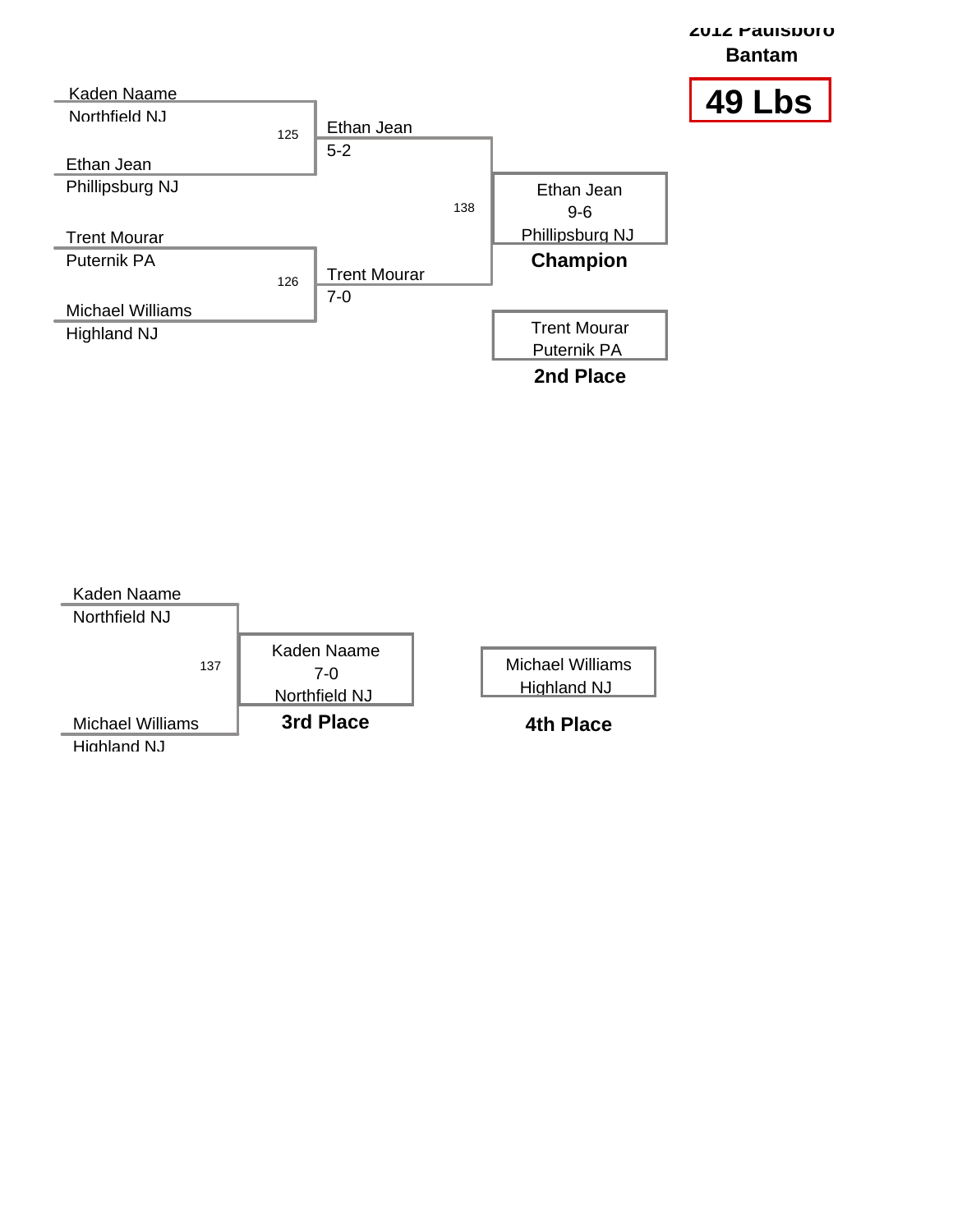**2012 Paulsboro**

**Bantam**

# 49 Lbs

Kaden Naame
Northfield NJ

125

Ethan Jean
Phillipsburg NJ

Ethan Jean
5-2

138

Ethan Jean
9-6
Phillipsburg NJ
**Champion**

Trent Mourar
Puternik PA

126

Michael Williams
Highland NJ

Trent Mourar
7-0

Trent Mourar
Puternik PA
**2nd Place**

Kaden Naame
Northfield NJ

137

Michael Williams
Highland NJ

Kaden Naame
7-0
Northfield NJ
**3rd Place**

Michael Williams
Highland NJ
**4th Place**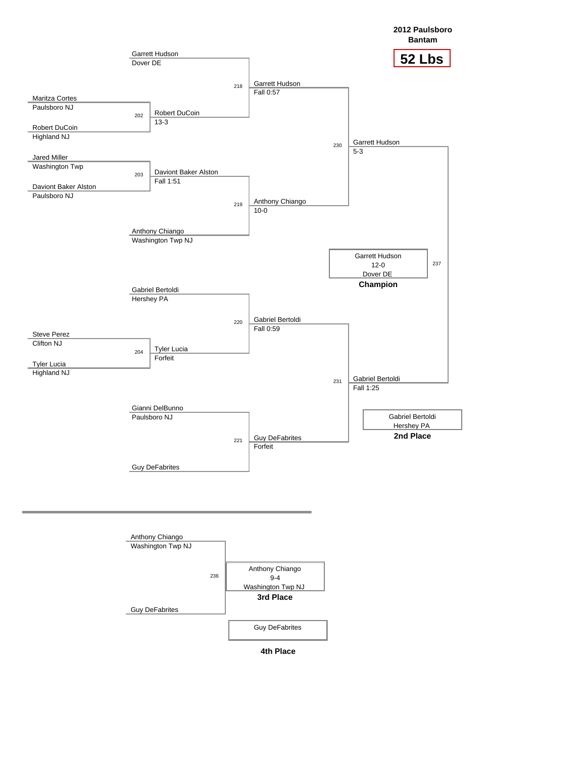# 2012 Paulsboro Bantam

## 52 Lbs

### Championship Bracket

**Round 1**

- Bout 202: Maritza Cortes (Paulsboro NJ) vs. Robert DuCoin (Highland NJ) — Winner: Robert DuCoin, 13-3
- Bout 203: Jared Miller (Washington Twp) vs. Daviont Baker Alston (Paulsboro NJ) — Winner: Daviont Baker Alston, Fall 1:51
- Bout 204: Steve Perez (Clifton NJ) vs. Tyler Lucia (Highland NJ) — Winner: Tyler Lucia, Forfeit

**Quarterfinals**

- Bout 218: Garrett Hudson (Dover DE) vs. Robert DuCoin — Winner: Garrett Hudson, Fall 0:57
- Bout 219: Daviont Baker Alston vs. Anthony Chiango (Washington Twp NJ) — Winner: Anthony Chiango, 10-0
- Bout 220: Gabriel Bertoldi (Hershey PA) vs. Tyler Lucia — Winner: Gabriel Bertoldi, Fall 0:59
- Bout 221: Gianni DelBunno (Paulsboro NJ) vs. Guy DeFabrites — Winner: Guy DeFabrites, Forfeit

**Semifinals**

- Bout 230: Garrett Hudson vs. Anthony Chiango — Winner: Garrett Hudson, 5-3
- Bout 231: Gabriel Bertoldi vs. Guy DeFabrites — Winner: Gabriel Bertoldi, Fall 1:25

**Final**

- Bout 237: Garrett Hudson vs. Gabriel Bertoldi — Winner: Garrett Hudson, 12-0

**Champion:** Garrett Hudson, 12-0, Dover DE

**2nd Place:** Gabriel Bertoldi, Hershey PA

### 3rd Place Bout

- Bout 236: Anthony Chiango (Washington Twp NJ) vs. Guy DeFabrites — Winner: Anthony Chiango, 9-4

**3rd Place:** Anthony Chiango, 9-4, Washington Twp NJ

**4th Place:** Guy DeFabrites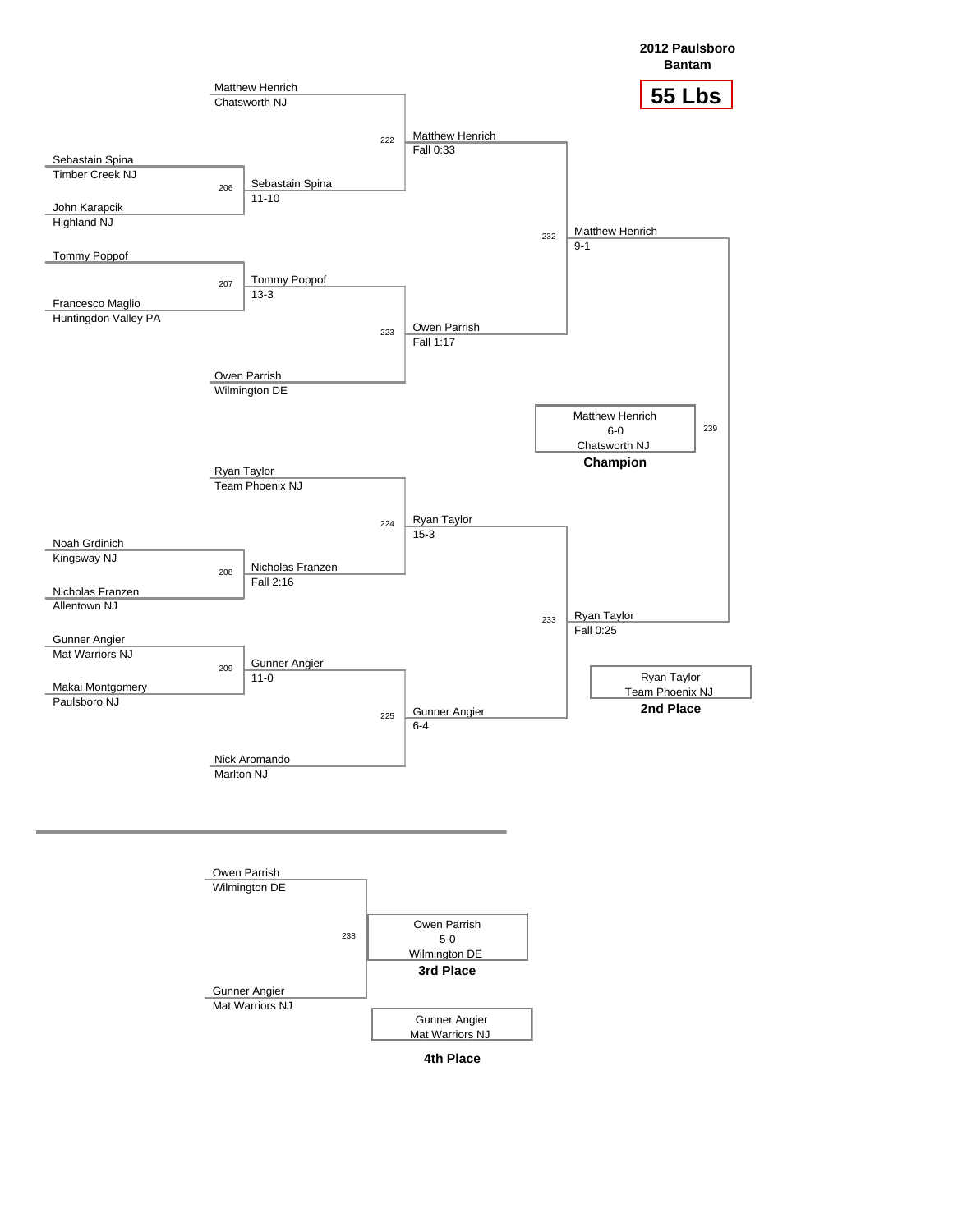**2012 Paulsboro Bantam**

**55 Lbs**

## Championship Bracket

### First Round

| Bout | Wrestler 1 | Wrestler 2 | Winner | Result |
|---|---|---|---|---|
| 206 | Sebastain Spina (Timber Creek NJ) | John Karapcik (Highland NJ) | Sebastain Spina | 11-10 |
| 207 | Tommy Poppof | Francesco Maglio (Huntingdon Valley PA) | Tommy Poppof | 13-3 |
| 208 | Noah Grdinich (Kingsway NJ) | Nicholas Franzen (Allentown NJ) | Nicholas Franzen | Fall 2:16 |
| 209 | Gunner Angier (Mat Warriors NJ) | Makai Montgomery (Paulsboro NJ) | Gunner Angier | 11-0 |

### Quarterfinals

| Bout | Wrestler 1 | Wrestler 2 | Winner | Result |
|---|---|---|---|---|
| 222 | Matthew Henrich (Chatsworth NJ) | Sebastain Spina | Matthew Henrich | Fall 0:33 |
| 223 | Tommy Poppof | Owen Parrish (Wilmington DE) | Owen Parrish | Fall 1:17 |
| 224 | Ryan Taylor (Team Phoenix NJ) | Nicholas Franzen | Ryan Taylor | 15-3 |
| 225 | Gunner Angier | Nick Aromando (Marlton NJ) | Gunner Angier | 6-4 |

### Semifinals

| Bout | Wrestler 1 | Wrestler 2 | Winner | Result |
|---|---|---|---|---|
| 232 | Matthew Henrich | Owen Parrish | Matthew Henrich | 9-1 |
| 233 | Ryan Taylor | Gunner Angier | Ryan Taylor | Fall 0:25 |

### Final

| Bout | Wrestler 1 | Wrestler 2 | Winner | Result |
|---|---|---|---|---|
| 239 | Matthew Henrich | Ryan Taylor | Matthew Henrich | 6-0 |

**Champion:** Matthew Henrich, 6-0, Chatsworth NJ

**2nd Place:** Ryan Taylor, Team Phoenix NJ

## 3rd Place Match

| Bout | Wrestler 1 | Wrestler 2 | Winner | Result |
|---|---|---|---|---|
| 238 | Owen Parrish (Wilmington DE) | Gunner Angier (Mat Warriors NJ) | Owen Parrish | 5-0 |

**3rd Place:** Owen Parrish, 5-0, Wilmington DE

**4th Place:** Gunner Angier, Mat Warriors NJ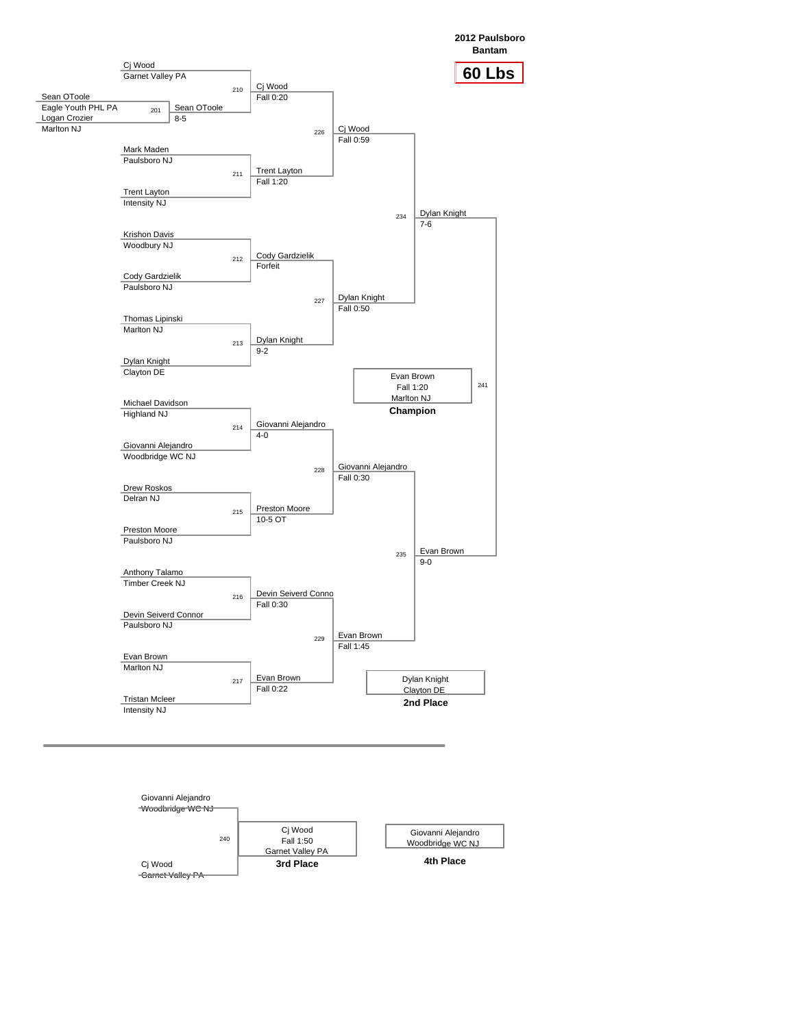# 2012 Paulsboro Bantam

## 60 Lbs

### Championship Bracket

**Preliminary**

- Bout 201: Sean OToole (Eagle Youth PHL PA) vs Logan Crozier (Marlton NJ) — Sean OToole, 8-5

**First Round**

- Bout 210: Cj Wood (Garnet Valley PA) vs Sean OToole — Cj Wood, Fall 0:20
- Bout 211: Mark Maden (Paulsboro NJ) vs Trent Layton (Intensity NJ) — Trent Layton, Fall 1:20
- Bout 212: Krishon Davis (Woodbury NJ) vs Cody Gardzielik (Paulsboro NJ) — Cody Gardzielik, Forfeit
- Bout 213: Thomas Lipinski (Marlton NJ) vs Dylan Knight (Clayton DE) — Dylan Knight, 9-2
- Bout 214: Michael Davidson (Highland NJ) vs Giovanni Alejandro (Woodbridge WC NJ) — Giovanni Alejandro, 4-0
- Bout 215: Drew Roskos (Delran NJ) vs Preston Moore (Paulsboro NJ) — Preston Moore, 10-5 OT
- Bout 216: Anthony Talamo (Timber Creek NJ) vs Devin Seiverd Connor (Paulsboro NJ) — Devin Seiverd Conno, Fall 0:30
- Bout 217: Evan Brown (Marlton NJ) vs Tristan Mcleer (Intensity NJ) — Evan Brown, Fall 0:22

**Quarterfinals**

- Bout 226: Cj Wood vs Trent Layton — Cj Wood, Fall 0:59
- Bout 227: Cody Gardzielik vs Dylan Knight — Dylan Knight, Fall 0:50
- Bout 228: Giovanni Alejandro vs Preston Moore — Giovanni Alejandro, Fall 0:30
- Bout 229: Devin Seiverd Conno vs Evan Brown — Evan Brown, Fall 1:45

**Semifinals**

- Bout 234: Cj Wood vs Dylan Knight — Dylan Knight, 7-6
- Bout 235: Giovanni Alejandro vs Evan Brown — Evan Brown, 9-0

**Final**

- Bout 241: Dylan Knight vs Evan Brown — Evan Brown, Fall 1:20

**Champion:** Evan Brown, Fall 1:20, Marlton NJ

**2nd Place:** Dylan Knight, Clayton DE

### 3rd Place Match

- Bout 240: Giovanni Alejandro (~~Woodbridge WC NJ~~) vs Cj Wood (~~Garnet Valley PA~~) — Cj Wood, Fall 1:50

**3rd Place:** Cj Wood, Fall 1:50, Garnet Valley PA

**4th Place:** Giovanni Alejandro, Woodbridge WC NJ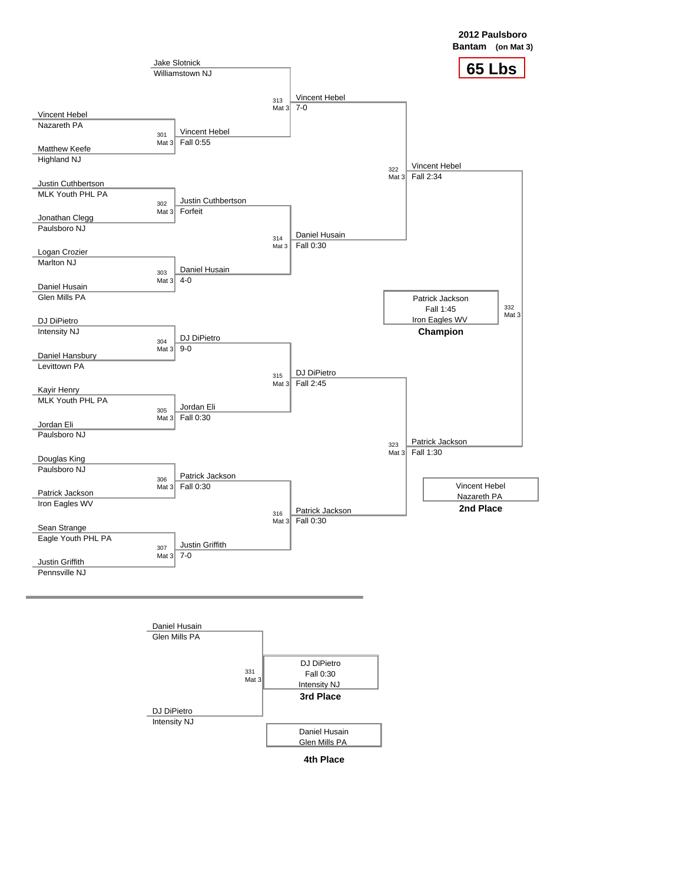**2012 Paulsboro**
**Bantam (on Mat 3)**

# 65 Lbs

## Championship Bracket

| Wrestler | Team |
| --- | --- |
| Jake Slotnick | Williamstown NJ |
| Vincent Hebel | Nazareth PA |
| Matthew Keefe | Highland NJ |
| Justin Cuthbertson | MLK Youth PHL PA |
| Jonathan Clegg | Paulsboro NJ |
| Logan Crozier | Marlton NJ |
| Daniel Husain | Glen Mills PA |
| DJ DiPietro | Intensity NJ |
| Daniel Hansbury | Levittown PA |
| Kayir Henry | MLK Youth PHL PA |
| Jordan Eli | Paulsboro NJ |
| Douglas King | Paulsboro NJ |
| Patrick Jackson | Iron Eagles WV |
| Sean Strange | Eagle Youth PHL PA |
| Justin Griffith | Pennsville NJ |

| Bout | Mat | Winner | Result |
| --- | --- | --- | --- |
| 301 | Mat 3 | Vincent Hebel | Fall 0:55 |
| 302 | Mat 3 | Justin Cuthbertson | Forfeit |
| 303 | Mat 3 | Daniel Husain | 4-0 |
| 304 | Mat 3 | DJ DiPietro | 9-0 |
| 305 | Mat 3 | Jordan Eli | Fall 0:30 |
| 306 | Mat 3 | Patrick Jackson | Fall 0:30 |
| 307 | Mat 3 | Justin Griffith | 7-0 |
| 313 | Mat 3 | Vincent Hebel | 7-0 |
| 314 | Mat 3 | Daniel Husain | Fall 0:30 |
| 315 | Mat 3 | DJ DiPietro | Fall 2:45 |
| 316 | Mat 3 | Patrick Jackson | Fall 0:30 |
| 322 | Mat 3 | Vincent Hebel | Fall 2:34 |
| 323 | Mat 3 | Patrick Jackson | Fall 1:30 |
| 332 | Mat 3 | Patrick Jackson | Fall 1:45 |

**Champion:** Patrick Jackson, Fall 1:45, Iron Eagles WV

**2nd Place:** Vincent Hebel, Nazareth PA

## Consolation

| Wrestler | Team |
| --- | --- |
| Daniel Husain | Glen Mills PA |
| DJ DiPietro | Intensity NJ |

| Bout | Mat | Winner | Result |
| --- | --- | --- | --- |
| 331 | Mat 3 | DJ DiPietro | Fall 0:30 |

**3rd Place:** DJ DiPietro, Fall 0:30, Intensity NJ

**4th Place:** Daniel Husain, Glen Mills PA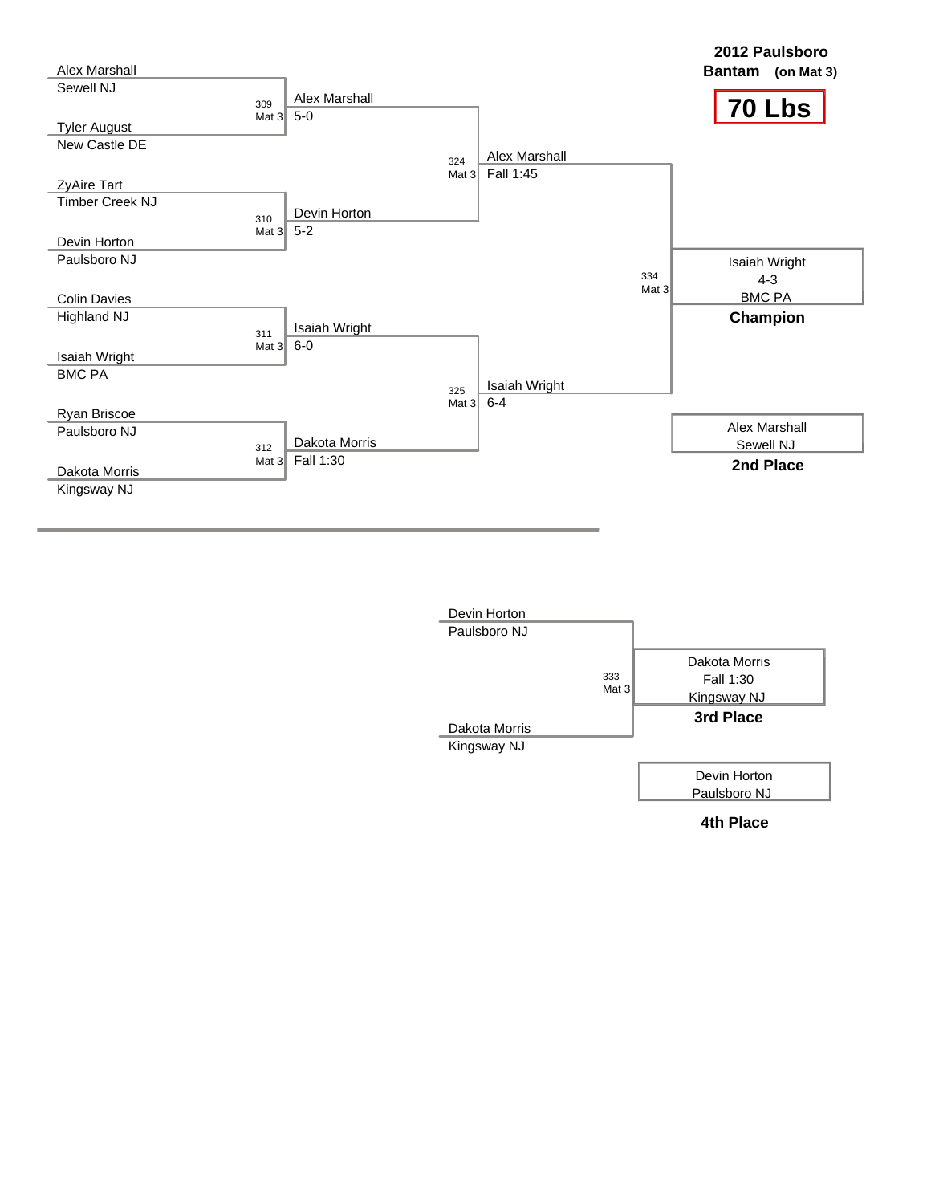## 2012 Paulsboro

**Bantam (on Mat 3)**

**70 Lbs**

### Championship Bracket

**Round 1**

- Bout 309 (Mat 3): Alex Marshall (Sewell NJ) vs. Tyler August (New Castle DE) — Winner: Alex Marshall, 5-0
- Bout 310 (Mat 3): ZyAire Tart (Timber Creek NJ) vs. Devin Horton (Paulsboro NJ) — Winner: Devin Horton, 5-2
- Bout 311 (Mat 3): Colin Davies (Highland NJ) vs. Isaiah Wright (BMC PA) — Winner: Isaiah Wright, 6-0
- Bout 312 (Mat 3): Ryan Briscoe (Paulsboro NJ) vs. Dakota Morris (Kingsway NJ) — Winner: Dakota Morris, Fall 1:30

**Semifinals**

- Bout 324 (Mat 3): Alex Marshall vs. Devin Horton — Winner: Alex Marshall, Fall 1:45
- Bout 325 (Mat 3): Isaiah Wright vs. Dakota Morris — Winner: Isaiah Wright, 6-4

**Final**

- Bout 334 (Mat 3): Alex Marshall vs. Isaiah Wright — Winner: Isaiah Wright, 4-3, BMC PA

**Champion:** Isaiah Wright, 4-3, BMC PA

**2nd Place:** Alex Marshall, Sewell NJ

### 3rd Place Match

- Bout 333 (Mat 3): Devin Horton (Paulsboro NJ) vs. Dakota Morris (Kingsway NJ) — Winner: Dakota Morris, Fall 1:30, Kingsway NJ

**3rd Place:** Dakota Morris, Fall 1:30, Kingsway NJ

**4th Place:** Devin Horton, Paulsboro NJ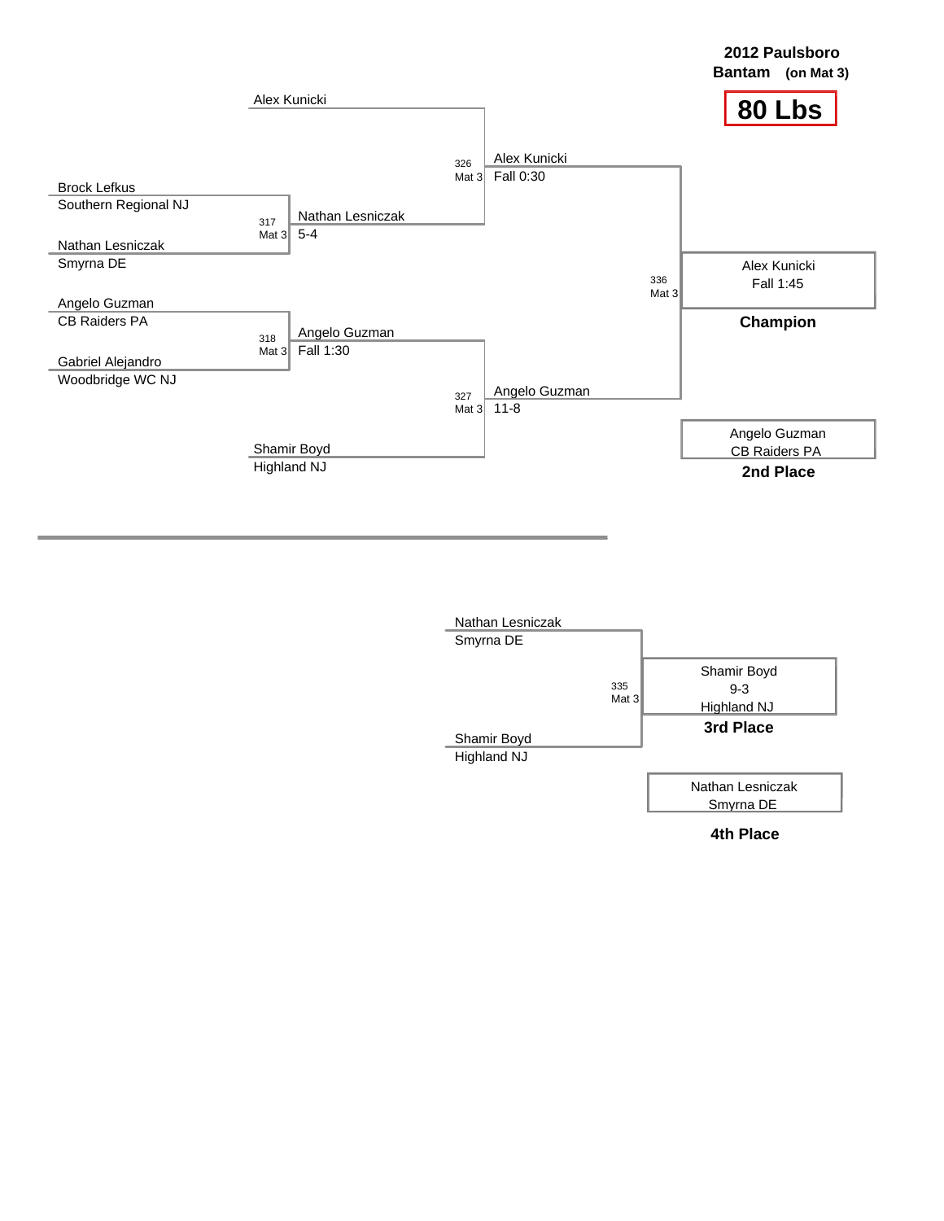**2012 Paulsboro**

**Bantam (on Mat 3)**

# 80 Lbs

## Championship Bracket

| Wrestler | Team |
| --- | --- |
| Alex Kunicki | |
| Brock Lefkus | Southern Regional NJ |
| Nathan Lesniczak | Smyrna DE |
| Angelo Guzman | CB Raiders PA |
| Gabriel Alejandro | Woodbridge WC NJ |
| Shamir Boyd | Highland NJ |

| Bout | Mat | Match | Winner | Result |
| --- | --- | --- | --- | --- |
| 317 | Mat 3 | Brock Lefkus vs. Nathan Lesniczak | Nathan Lesniczak | 5-4 |
| 318 | Mat 3 | Angelo Guzman vs. Gabriel Alejandro | Angelo Guzman | Fall 1:30 |
| 326 | Mat 3 | Alex Kunicki vs. Nathan Lesniczak | Alex Kunicki | Fall 0:30 |
| 327 | Mat 3 | Angelo Guzman vs. Shamir Boyd | Angelo Guzman | 11-8 |
| 336 | Mat 3 | Alex Kunicki vs. Angelo Guzman | Alex Kunicki | Fall 1:45 |

**Champion:** Alex Kunicki — Fall 1:45

**2nd Place:** Angelo Guzman — CB Raiders PA

## 3rd Place Bout

| Bout | Mat | Match | Winner | Result |
| --- | --- | --- | --- | --- |
| 335 | Mat 3 | Nathan Lesniczak (Smyrna DE) vs. Shamir Boyd (Highland NJ) | Shamir Boyd | 9-3 |

**3rd Place:** Shamir Boyd — 9-3 — Highland NJ

**4th Place:** Nathan Lesniczak — Smyrna DE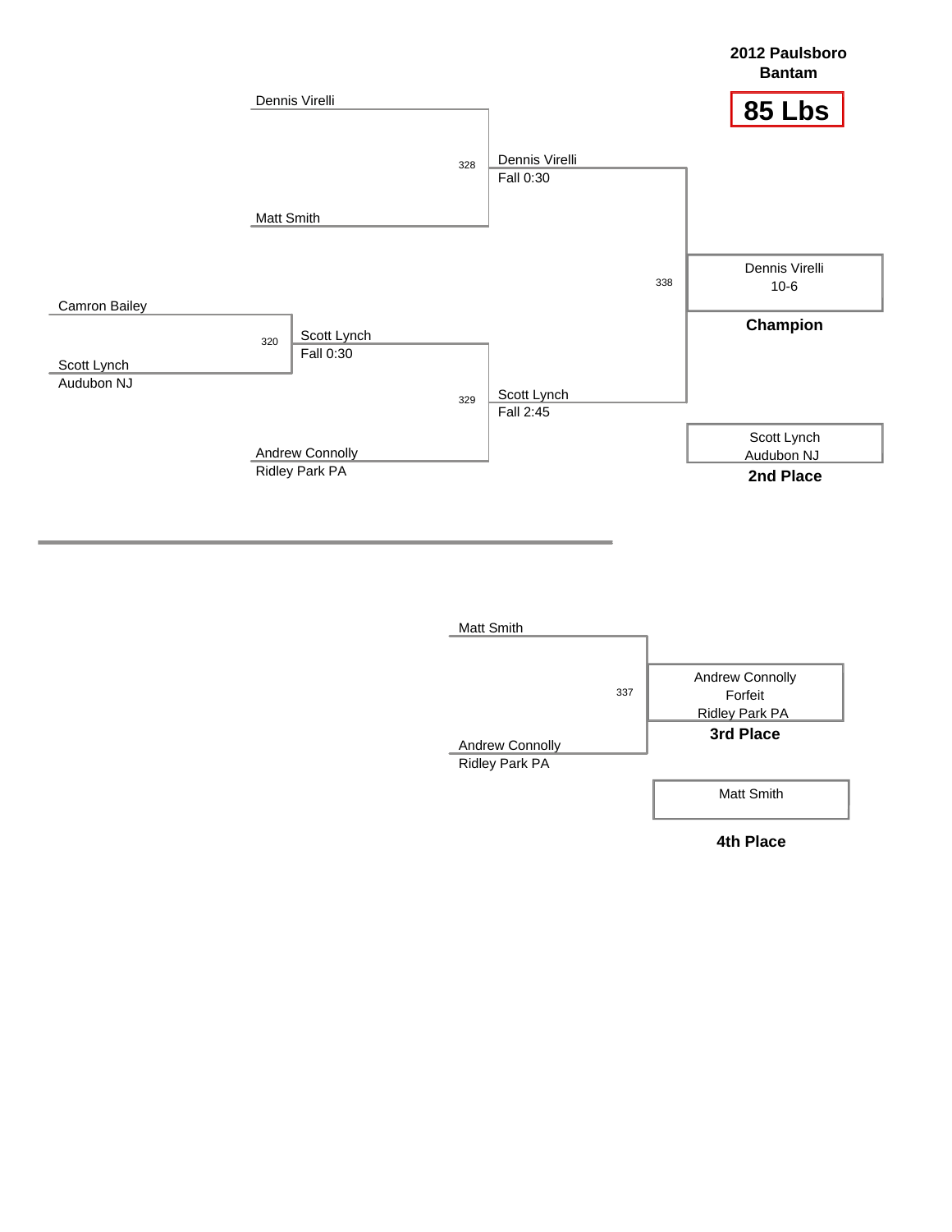**2012 Paulsboro Bantam**

**85 Lbs**

Dennis Virelli

328

Dennis Virelli
Fall 0:30

Matt Smith

338

Dennis Virelli
10-6

**Champion**

Camron Bailey

320

Scott Lynch
Fall 0:30

Scott Lynch
Audubon NJ

329

Scott Lynch
Fall 2:45

Scott Lynch
Audubon NJ

**2nd Place**

Andrew Connolly
Ridley Park PA

---

Matt Smith

337

Andrew Connolly
Forfeit
Ridley Park PA

**3rd Place**

Andrew Connolly
Ridley Park PA

Matt Smith

**4th Place**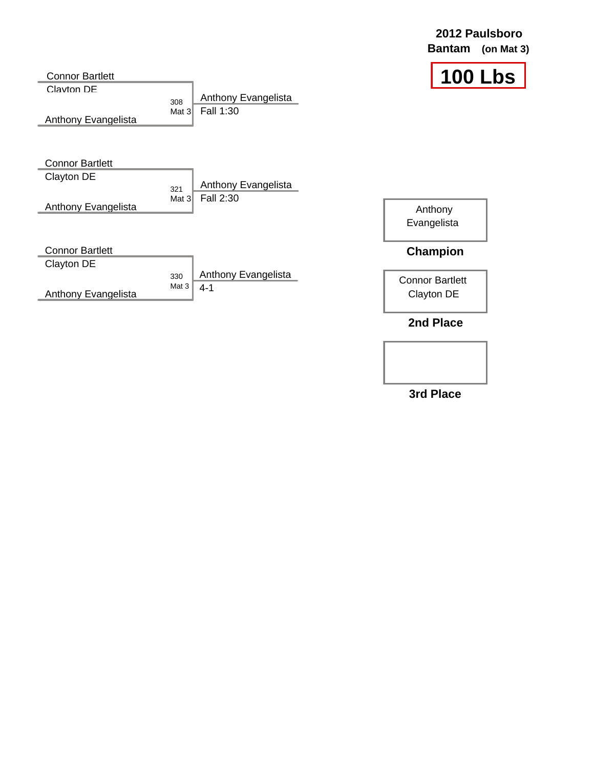**2012 Paulsboro**
**Bantam** **(on Mat 3)**

# 100 Lbs

Connor Bartlett
Clayton DE
308
Mat 3
Anthony Evangelista

Anthony Evangelista
Fall 1:30

Connor Bartlett
Clayton DE
321
Mat 3
Anthony Evangelista

Anthony Evangelista
Fall 2:30

Connor Bartlett
Clayton DE
330
Mat 3
Anthony Evangelista

Anthony Evangelista
4-1

Anthony Evangelista
**Champion**

Connor Bartlett
Clayton DE
**2nd Place**

**3rd Place**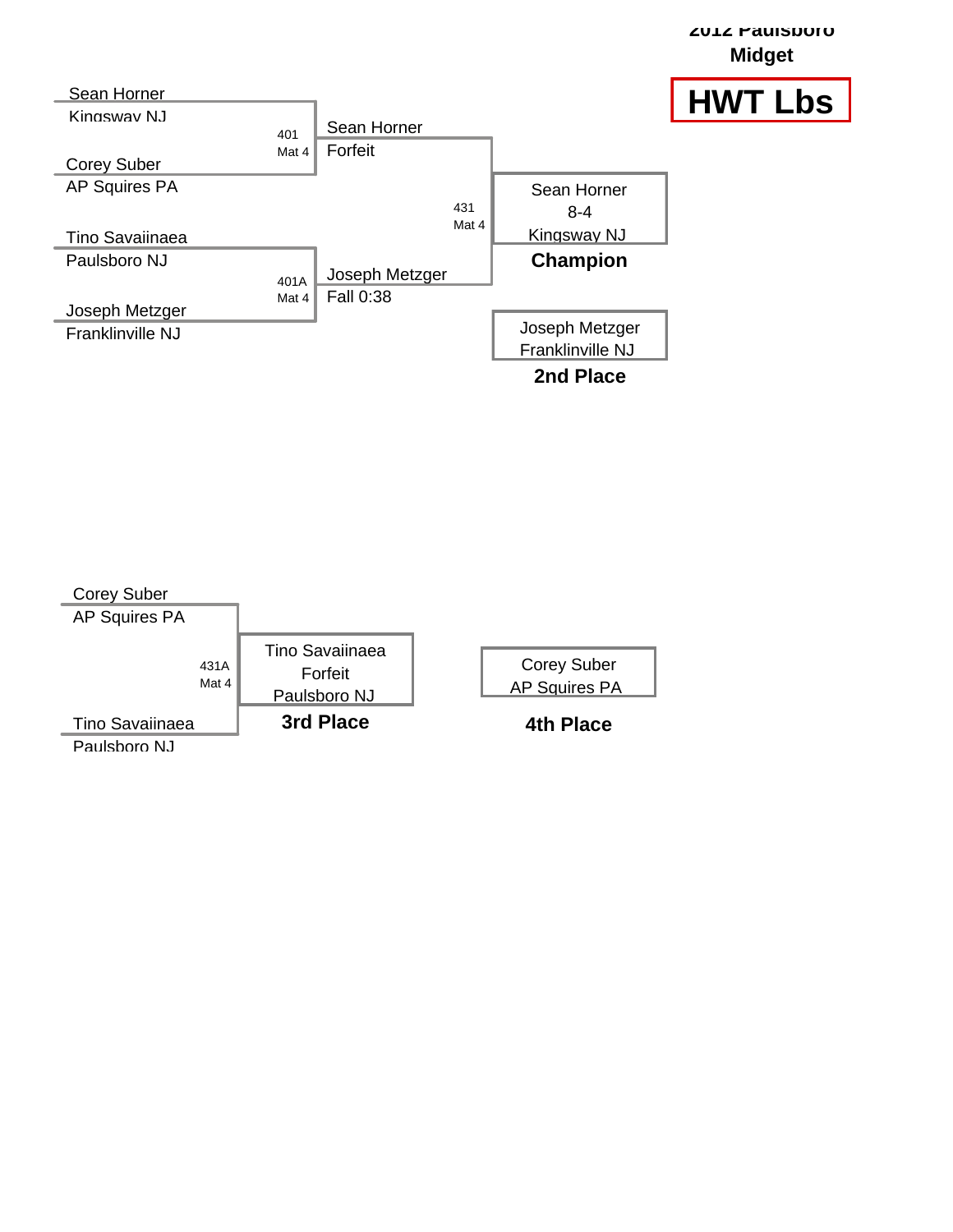# 2012 Paulsboro Midget

## HWT Lbs

**Championship Bracket**

Sean Horner
Kingsway NJ

401
Mat 4

Corey Suber
AP Squires PA

Sean Horner
Forfeit

431
Mat 4

Tino Savaiinaea
Paulsboro NJ

401A
Mat 4

Joseph Metzger
Franklinville NJ

Joseph Metzger
Fall 0:38

Sean Horner
8-4
Kingsway NJ
**Champion**

Joseph Metzger
Franklinville NJ
**2nd Place**

**Consolation Bracket**

Corey Suber
AP Squires PA

431A
Mat 4

Tino Savaiinaea
Paulsboro NJ

Tino Savaiinaea
Forfeit
Paulsboro NJ
**3rd Place**

Corey Suber
AP Squires PA
**4th Place**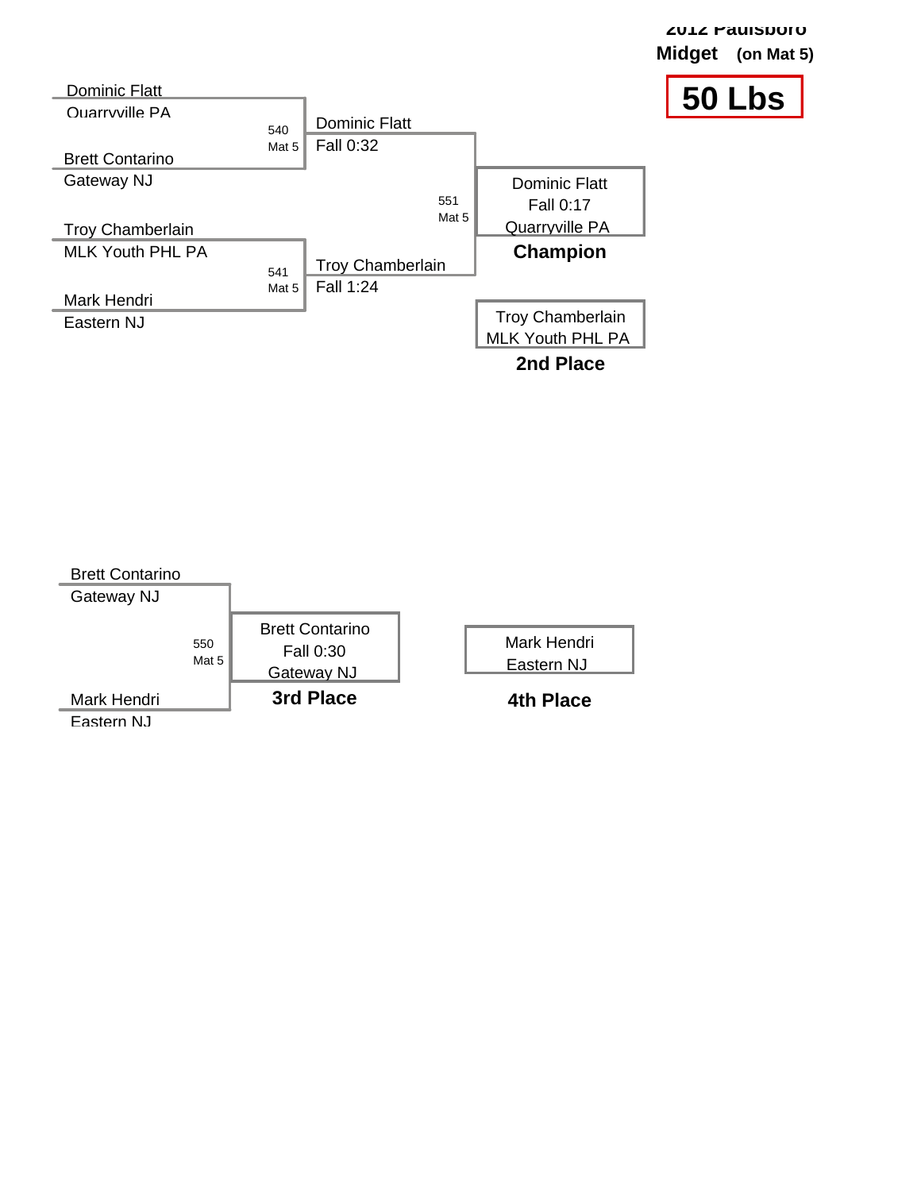**2012 Paulsboro**
**Midget (on Mat 5)**

# 50 Lbs

## Championship Bracket

**Match 540 (Mat 5)**
- Dominic Flatt — Quarryville PA
- Brett Contarino — Gateway NJ

Winner: Dominic Flatt — Fall 0:32

**Match 541 (Mat 5)**
- Troy Chamberlain — MLK Youth PHL PA
- Mark Hendri — Eastern NJ

Winner: Troy Chamberlain — Fall 1:24

**Match 551 (Mat 5)**
- Dominic Flatt
- Troy Chamberlain

Winner: Dominic Flatt — Fall 0:17 — Quarryville PA

**Champion:** Dominic Flatt — Quarryville PA

**2nd Place:** Troy Chamberlain — MLK Youth PHL PA

## Consolation Bracket

**Match 550 (Mat 5)**
- Brett Contarino — Gateway NJ
- Mark Hendri — Eastern NJ

Winner: Brett Contarino — Fall 0:30 — Gateway NJ

**3rd Place:** Brett Contarino — Gateway NJ

**4th Place:** Mark Hendri — Eastern NJ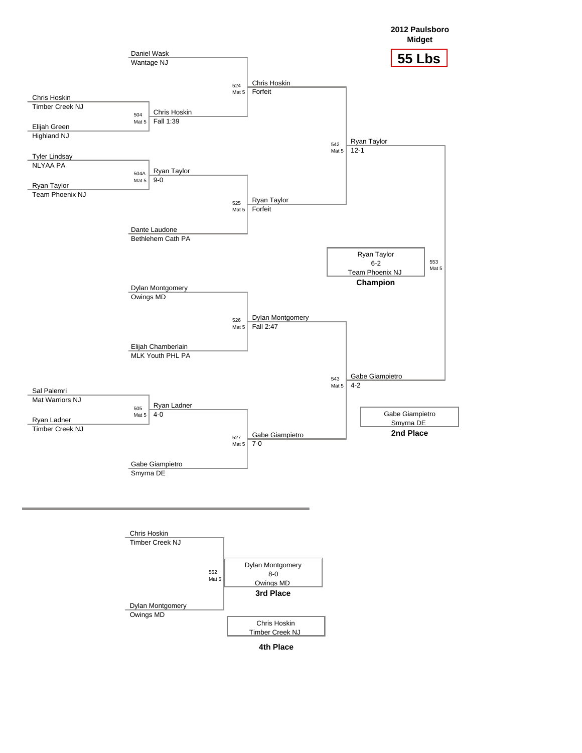**2012 Paulsboro Midget**

# 55 Lbs

## Championship Bracket

**Match 504 (Mat 5)**
- Chris Hoskin — Timber Creek NJ
- Elijah Green — Highland NJ
- Winner: Chris Hoskin — Fall 1:39

**Match 504A (Mat 5)**
- Tyler Lindsay — NLYAA PA
- Ryan Taylor — Team Phoenix NJ
- Winner: Ryan Taylor — 9-0

**Match 505 (Mat 5)**
- Sal Palemri — Mat Warriors NJ
- Ryan Ladner — Timber Creek NJ
- Winner: Ryan Ladner — 4-0

**Match 524 (Mat 5)**
- Daniel Wask — Wantage NJ
- Chris Hoskin
- Winner: Chris Hoskin — Forfeit

**Match 525 (Mat 5)**
- Ryan Taylor
- Dante Laudone — Bethlehem Cath PA
- Winner: Ryan Taylor — Forfeit

**Match 526 (Mat 5)**
- Dylan Montgomery — Owings MD
- Elijah Chamberlain — MLK Youth PHL PA
- Winner: Dylan Montgomery — Fall 2:47

**Match 527 (Mat 5)**
- Ryan Ladner
- Gabe Giampietro — Smyrna DE
- Winner: Gabe Giampietro — 7-0

**Match 542 (Mat 5)**
- Chris Hoskin
- Ryan Taylor
- Winner: Ryan Taylor — 12-1

**Match 543 (Mat 5)**
- Dylan Montgomery
- Gabe Giampietro
- Winner: Gabe Giampietro — 4-2

**Match 553 (Mat 5)**
- Ryan Taylor
- Gabe Giampietro
- Winner: Ryan Taylor — 6-2

**Champion:** Ryan Taylor — 6-2 — Team Phoenix NJ

**2nd Place:** Gabe Giampietro — Smyrna DE

## Consolation

**Match 552 (Mat 5)**
- Chris Hoskin — Timber Creek NJ
- Dylan Montgomery — Owings MD
- Winner: Dylan Montgomery — 8-0

**3rd Place:** Dylan Montgomery — 8-0 — Owings MD

**4th Place:** Chris Hoskin — Timber Creek NJ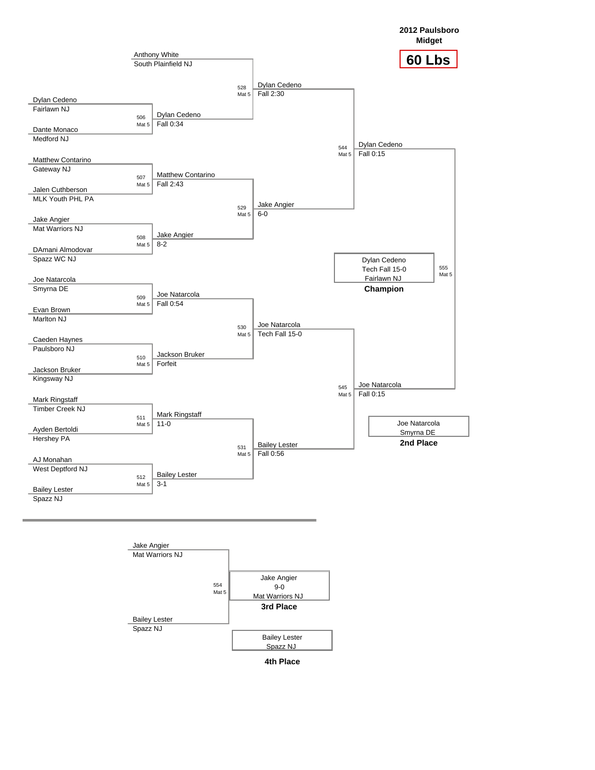**2012 Paulsboro Midget**

**60 Lbs**

## Championship Bracket

### First Round

| Bout | Mat | Wrestler 1 | Wrestler 2 | Winner | Result |
|---|---|---|---|---|---|
| | | Anthony White (South Plainfield NJ) | | | |
| 506 | Mat 5 | Dylan Cedeno (Fairlawn NJ) | Dante Monaco (Medford NJ) | Dylan Cedeno | Fall 0:34 |
| 507 | Mat 5 | Matthew Contarino (Gateway NJ) | Jalen Cuthberson (MLK Youth PHL PA) | Matthew Contarino | Fall 2:43 |
| 508 | Mat 5 | Jake Angier (Mat Warriors NJ) | DAmani Almodovar (Spazz WC NJ) | Jake Angier | 8-2 |
| 509 | Mat 5 | Joe Natarcola (Smyrna DE) | Evan Brown (Marlton NJ) | Joe Natarcola | Fall 0:54 |
| 510 | Mat 5 | Caeden Haynes (Paulsboro NJ) | Jackson Bruker (Kingsway NJ) | Jackson Bruker | Forfeit |
| 511 | Mat 5 | Mark Ringstaff (Timber Creek NJ) | Ayden Bertoldi (Hershey PA) | Mark Ringstaff | 11-0 |
| 512 | Mat 5 | AJ Monahan (West Deptford NJ) | Bailey Lester (Spazz NJ) | Bailey Lester | 3-1 |

### Quarterfinals

| Bout | Mat | Winner | Result |
|---|---|---|---|
| 528 | Mat 5 | Dylan Cedeno | Fall 2:30 |
| 529 | Mat 5 | Jake Angier | 6-0 |
| 530 | Mat 5 | Joe Natarcola | Tech Fall 15-0 |
| 531 | Mat 5 | Bailey Lester | Fall 0:56 |

### Semifinals

| Bout | Mat | Winner | Result |
|---|---|---|---|
| 544 | Mat 5 | Dylan Cedeno | Fall 0:15 |
| 545 | Mat 5 | Joe Natarcola | Fall 0:15 |

### Final

555 Mat 5

Dylan Cedeno
Tech Fall 15-0
Fairlawn NJ
**Champion**

Joe Natarcola
Smyrna DE
**2nd Place**

## 3rd Place Match

554 Mat 5

Jake Angier (Mat Warriors NJ) vs. Bailey Lester (Spazz NJ)

Jake Angier
9-0
Mat Warriors NJ
**3rd Place**

Bailey Lester
Spazz NJ
**4th Place**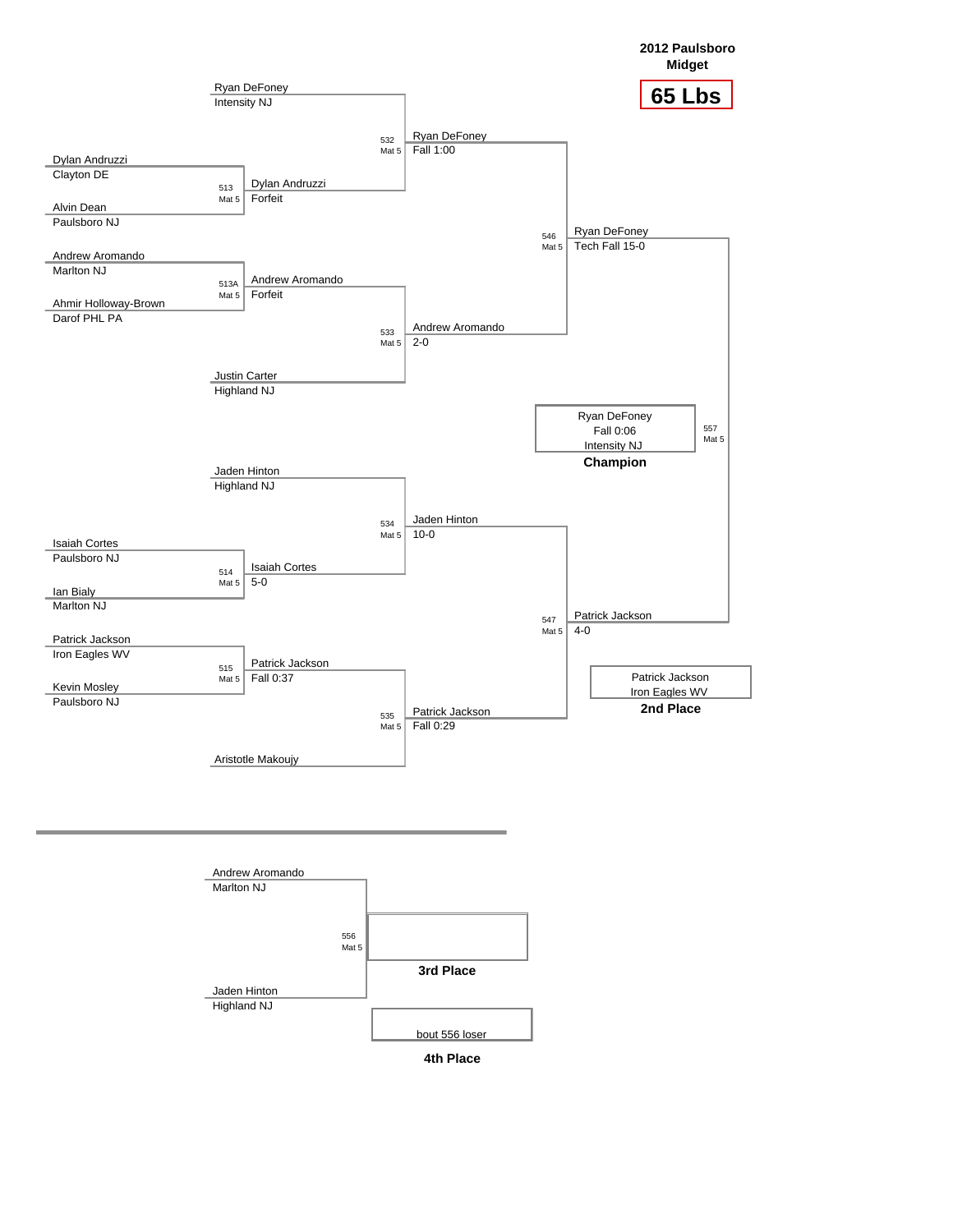# 2012 Paulsboro Midget

## 65 Lbs

### Championship Bracket

**Bout 513 (Mat 5)**
- Dylan Andruzzi — Clayton DE
- Alvin Dean — Paulsboro NJ
- Winner: Dylan Andruzzi — Forfeit

**Bout 513A (Mat 5)**
- Andrew Aromando — Marlton NJ
- Ahmir Holloway-Brown — Darof PHL PA
- Winner: Andrew Aromando — Forfeit

**Bout 514 (Mat 5)**
- Isaiah Cortes — Paulsboro NJ
- Ian Bialy — Marlton NJ
- Winner: Isaiah Cortes — 5-0

**Bout 515 (Mat 5)**
- Patrick Jackson — Iron Eagles WV
- Kevin Mosley — Paulsboro NJ
- Winner: Patrick Jackson — Fall 0:37

**Bout 532 (Mat 5)**
- Ryan DeFoney — Intensity NJ
- Dylan Andruzzi
- Winner: Ryan DeFoney — Fall 1:00

**Bout 533 (Mat 5)**
- Andrew Aromando
- Justin Carter — Highland NJ
- Winner: Andrew Aromando — 2-0

**Bout 534 (Mat 5)**
- Jaden Hinton — Highland NJ
- Isaiah Cortes
- Winner: Jaden Hinton — 10-0

**Bout 535 (Mat 5)**
- Patrick Jackson
- Aristotle Makoujy
- Winner: Patrick Jackson — Fall 0:29

**Bout 546 (Mat 5)**
- Ryan DeFoney
- Andrew Aromando
- Winner: Ryan DeFoney — Tech Fall 15-0

**Bout 547 (Mat 5)**
- Jaden Hinton
- Patrick Jackson
- Winner: Patrick Jackson — 4-0

**Bout 557 (Mat 5)**
- Ryan DeFoney
- Patrick Jackson
- Winner: Ryan DeFoney — Fall 0:06

**Champion:** Ryan DeFoney — Fall 0:06 — Intensity NJ

**2nd Place:** Patrick Jackson — Iron Eagles WV

### 3rd Place Bracket

**Bout 556 (Mat 5)**
- Andrew Aromando — Marlton NJ
- Jaden Hinton — Highland NJ

**3rd Place:**

**4th Place:** bout 556 loser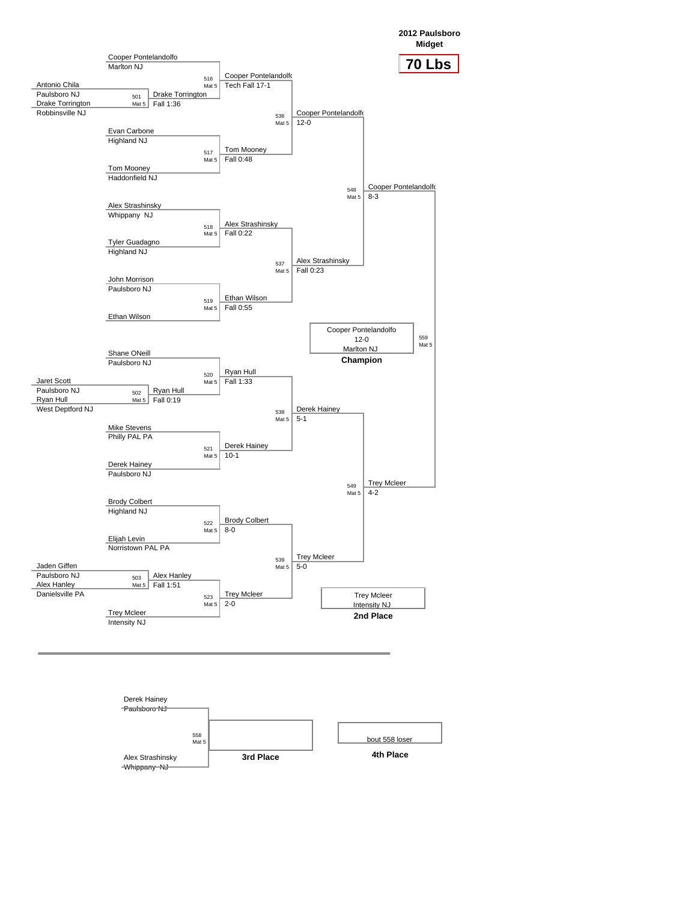# 2012 Paulsboro Midget

## 70 Lbs

### Preliminary Round

| Bout | Mat | Wrestler 1 | Wrestler 2 | Winner | Result |
|---|---|---|---|---|---|
| 501 | Mat 5 | Antonio Chila (Paulsboro NJ) | Drake Torrington (Robbinsville NJ) | Drake Torrington | Fall 1:36 |
| 502 | Mat 5 | Jaret Scott (Paulsboro NJ) | Ryan Hull (West Deptford NJ) | Ryan Hull | Fall 0:19 |
| 503 | Mat 5 | Jaden Giffen (Paulsboro NJ) | Alex Hanley (Danielsville PA) | Alex Hanley | Fall 1:51 |

### Round 1

| Bout | Mat | Wrestler 1 | Wrestler 2 | Winner | Result |
|---|---|---|---|---|---|
| 516 | Mat 5 | Cooper Pontelandolfo (Marlton NJ) | Drake Torrington | Cooper Pontelandolfo | Tech Fall 17-1 |
| 517 | Mat 5 | Evan Carbone (Highland NJ) | Tom Mooney (Haddonfield NJ) | Tom Mooney | Fall 0:48 |
| 518 | Mat 5 | Alex Strashinsky (Whippany NJ) | Tyler Guadagno (Highland NJ) | Alex Strashinsky | Fall 0:22 |
| 519 | Mat 5 | John Morrison (Paulsboro NJ) | Ethan Wilson | Ethan Wilson | Fall 0:55 |
| 520 | Mat 5 | Shane ONeill (Paulsboro NJ) | Ryan Hull | Ryan Hull | Fall 1:33 |
| 521 | Mat 5 | Mike Stevens (Philly PAL PA) | Derek Hainey (Paulsboro NJ) | Derek Hainey | 10-1 |
| 522 | Mat 5 | Brody Colbert (Highland NJ) | Elijah Levin (Norristown PAL PA) | Brody Colbert | 8-0 |
| 523 | Mat 5 | Alex Hanley | Trey Mcleer (Intensity NJ) | Trey Mcleer | 2-0 |

### Quarterfinals

| Bout | Mat | Winner | Result |
|---|---|---|---|
| 536 | Mat 5 | Cooper Pontelandolfo | 12-0 |
| 537 | Mat 5 | Alex Strashinsky | Fall 0:23 |
| 538 | Mat 5 | Derek Hainey | 5-1 |
| 539 | Mat 5 | Trey Mcleer | 5-0 |

### Semifinals

| Bout | Mat | Winner | Result |
|---|---|---|---|
| 548 | Mat 5 | Cooper Pontelandolfo | 8-3 |
| 549 | Mat 5 | Trey Mcleer | 4-2 |

### Final

| Bout | Mat | Result |
|---|---|---|
| 559 | Mat 5 | Cooper Pontelandolfo, 12-0 |

**Champion:** Cooper Pontelandolfo, 12-0, Marlton NJ

**2nd Place:** Trey Mcleer, Intensity NJ

### 3rd Place Bout

| Bout | Mat | Wrestler 1 | Wrestler 2 |
|---|---|---|---|
| 558 | Mat 5 | Derek Hainey (Paulsboro NJ) | Alex Strashinsky (Whippany NJ) |

**3rd Place:**

**4th Place:** bout 558 loser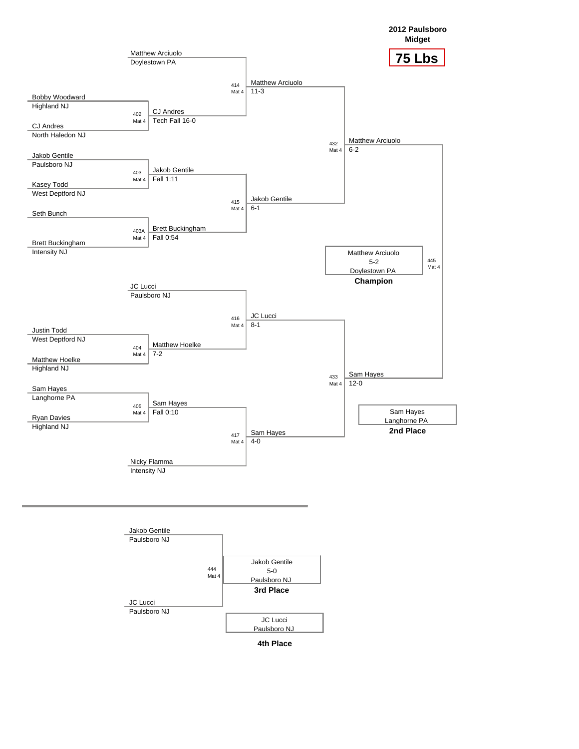# 2012 Paulsboro Midget

## 75 Lbs

### Championship Bracket

**First Round**

- Bout 402 (Mat 4): Bobby Woodward (Highland NJ) vs. CJ Andres (North Haledon NJ) — **CJ Andres**, Tech Fall 16-0
- Bout 403 (Mat 4): Jakob Gentile (Paulsboro NJ) vs. Kasey Todd (West Deptford NJ) — **Jakob Gentile**, Fall 1:11
- Bout 403A (Mat 4): Seth Bunch vs. Brett Buckingham (Intensity NJ) — **Brett Buckingham**, Fall 0:54
- Bout 404 (Mat 4): Justin Todd (West Deptford NJ) vs. Matthew Hoelke (Highland NJ) — **Matthew Hoelke**, 7-2
- Bout 405 (Mat 4): Sam Hayes (Langhorne PA) vs. Ryan Davies (Highland NJ) — **Sam Hayes**, Fall 0:10

**Quarterfinals**

- Bout 414 (Mat 4): Matthew Arciuolo (Doylestown PA) vs. CJ Andres — **Matthew Arciuolo**, 11-3
- Bout 415 (Mat 4): Jakob Gentile vs. Brett Buckingham — **Jakob Gentile**, 6-1
- Bout 416 (Mat 4): JC Lucci (Paulsboro NJ) vs. Matthew Hoelke — **JC Lucci**, 8-1
- Bout 417 (Mat 4): Sam Hayes vs. Nicky Flamma (Intensity NJ) — **Sam Hayes**, 4-0

**Semifinals**

- Bout 432 (Mat 4): Matthew Arciuolo vs. Jakob Gentile — **Matthew Arciuolo**, 6-2
- Bout 433 (Mat 4): JC Lucci vs. Sam Hayes — **Sam Hayes**, 12-0

**Final**

- Bout 445 (Mat 4): Matthew Arciuolo vs. Sam Hayes — **Matthew Arciuolo**, 5-2

**Champion:** Matthew Arciuolo, 5-2, Doylestown PA

**2nd Place:** Sam Hayes, Langhorne PA

### 3rd Place Bout

- Bout 444 (Mat 4): Jakob Gentile (Paulsboro NJ) vs. JC Lucci (Paulsboro NJ)

**3rd Place:** Jakob Gentile, 5-0, Paulsboro NJ

**4th Place:** JC Lucci, Paulsboro NJ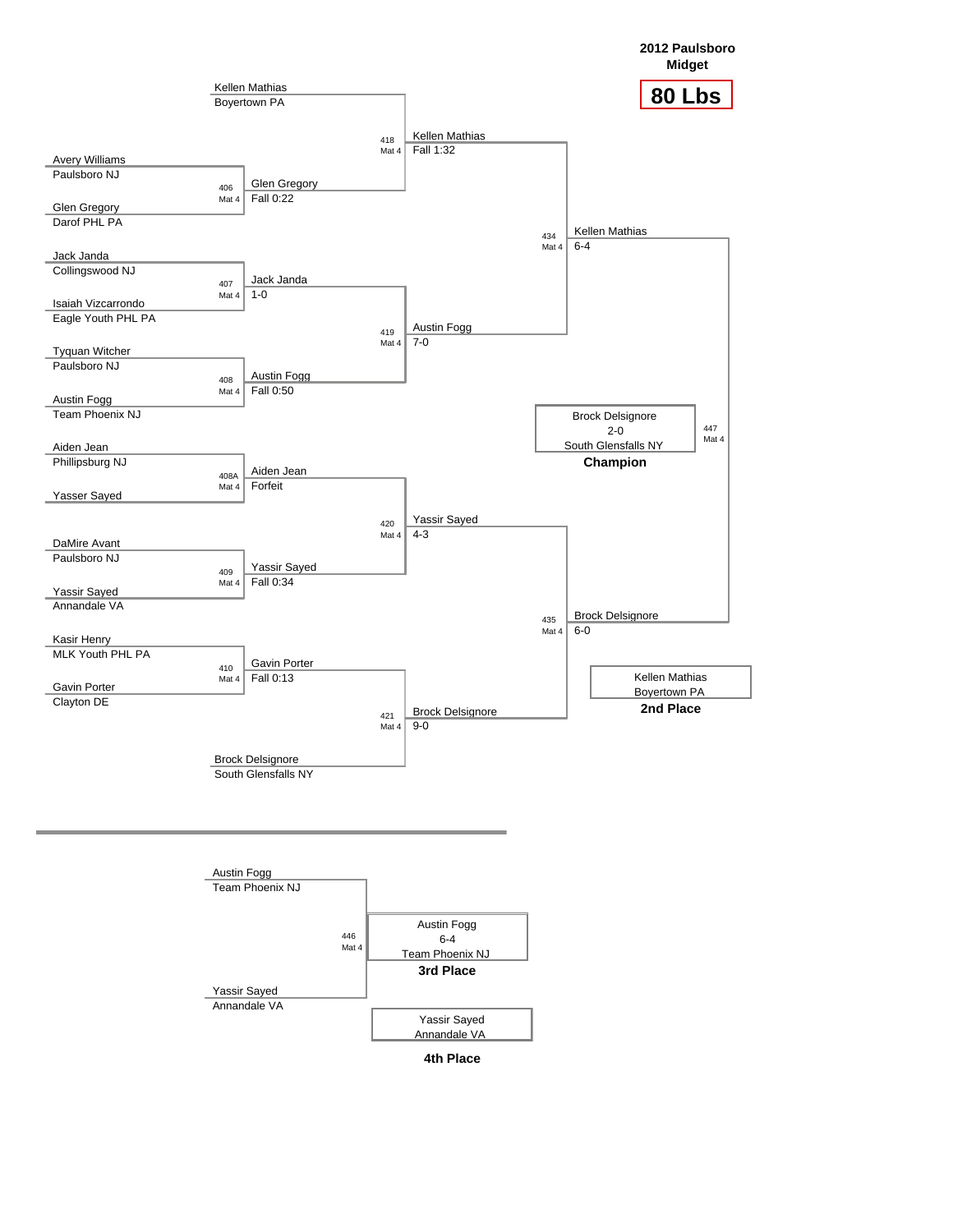# 2012 Paulsboro Midget

## 80 Lbs

### Championship Bracket

**First Round**

| Bout | Mat | Wrestler 1 | Wrestler 2 | Winner | Result |
| --- | --- | --- | --- | --- | --- |
| 406 | Mat 4 | Avery Williams (Paulsboro NJ) | Glen Gregory (Darof PHL PA) | Glen Gregory | Fall 0:22 |
| 407 | Mat 4 | Jack Janda (Collingswood NJ) | Isaiah Vizcarrondo (Eagle Youth PHL PA) | Jack Janda | 1-0 |
| 408 | Mat 4 | Tyquan Witcher (Paulsboro NJ) | Austin Fogg (Team Phoenix NJ) | Austin Fogg | Fall 0:50 |
| 408A | Mat 4 | Aiden Jean (Phillipsburg NJ) | Yasser Sayed | Aiden Jean | Forfeit |
| 409 | Mat 4 | DaMire Avant (Paulsboro NJ) | Yassir Sayed (Annandale VA) | Yassir Sayed | Fall 0:34 |
| 410 | Mat 4 | Kasir Henry (MLK Youth PHL PA) | Gavin Porter (Clayton DE) | Gavin Porter | Fall 0:13 |

**Quarterfinals**

| Bout | Mat | Wrestler 1 | Wrestler 2 | Winner | Result |
| --- | --- | --- | --- | --- | --- |
| 418 | Mat 4 | Kellen Mathias (Boyertown PA) | Glen Gregory | Kellen Mathias | Fall 1:32 |
| 419 | Mat 4 | Jack Janda | Austin Fogg | Austin Fogg | 7-0 |
| 420 | Mat 4 | Aiden Jean | Yassir Sayed | Yassir Sayed | 4-3 |
| 421 | Mat 4 | Gavin Porter | Brock Delsignore (South Glensfalls NY) | Brock Delsignore | 9-0 |

**Semifinals**

| Bout | Mat | Wrestler 1 | Wrestler 2 | Winner | Result |
| --- | --- | --- | --- | --- | --- |
| 434 | Mat 4 | Kellen Mathias | Austin Fogg | Kellen Mathias | 6-4 |
| 435 | Mat 4 | Yassir Sayed | Brock Delsignore | Brock Delsignore | 6-0 |

**Final**

| Bout | Mat | Wrestler 1 | Wrestler 2 | Winner | Result |
| --- | --- | --- | --- | --- | --- |
| 447 | Mat 4 | Kellen Mathias | Brock Delsignore | Brock Delsignore | 2-0 |

**Champion:** Brock Delsignore, South Glensfalls NY (2-0)

**2nd Place:** Kellen Mathias, Boyertown PA

### 3rd Place Bout

| Bout | Mat | Wrestler 1 | Wrestler 2 | Winner | Result |
| --- | --- | --- | --- | --- | --- |
| 446 | Mat 4 | Austin Fogg (Team Phoenix NJ) | Yassir Sayed (Annandale VA) | Austin Fogg | 6-4 |

**3rd Place:** Austin Fogg, Team Phoenix NJ (6-4)

**4th Place:** Yassir Sayed, Annandale VA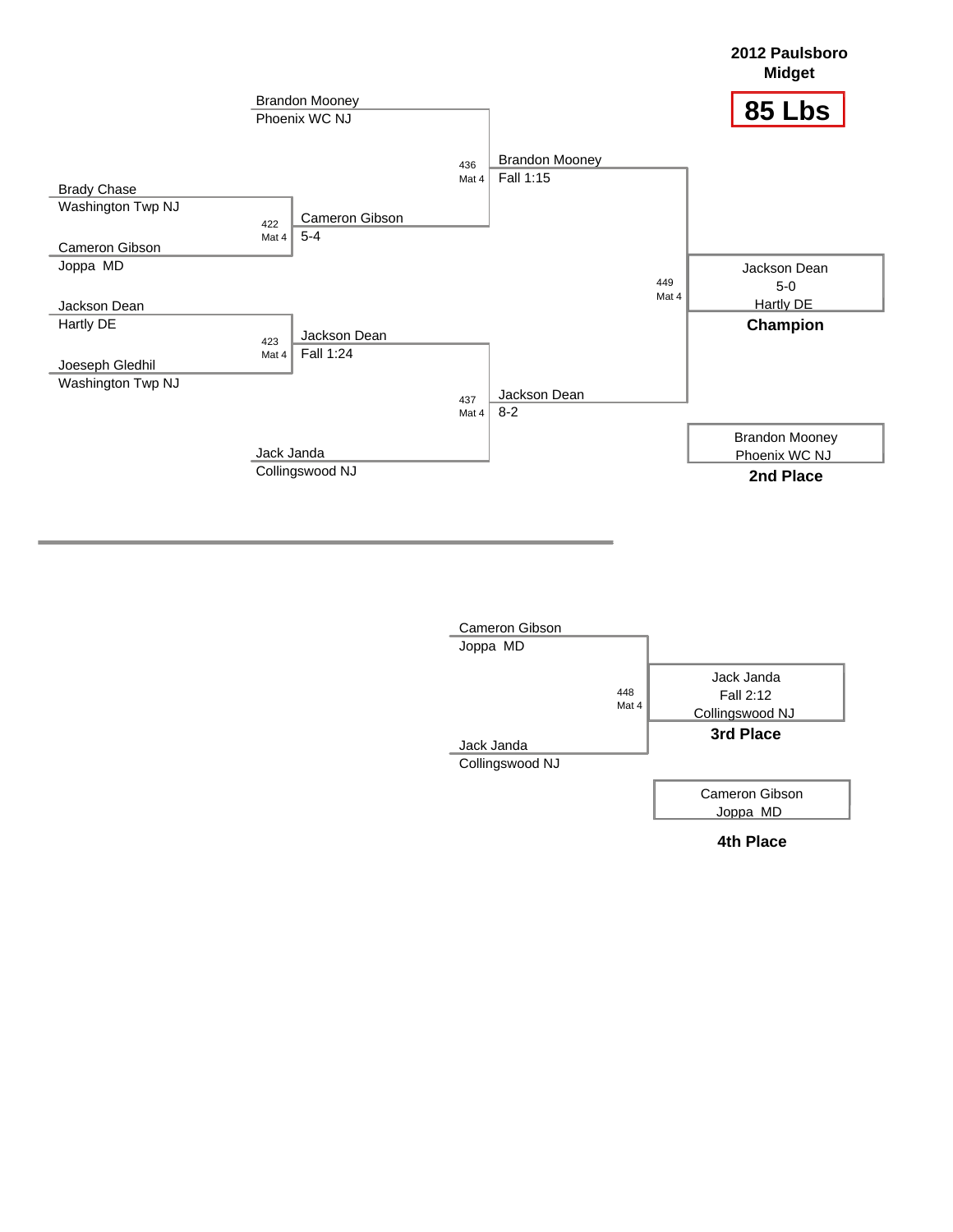## 2012 Paulsboro Midget

# 85 Lbs

### Championship Bracket

**Preliminary matches**

- Match 422, Mat 4: Brady Chase (Washington Twp NJ) vs. Cameron Gibson (Joppa MD) — Winner: Cameron Gibson, 5-4
- Match 423, Mat 4: Jackson Dean (Hartly DE) vs. Joeseph Gledhil (Washington Twp NJ) — Winner: Jackson Dean, Fall 1:24

**Semifinals**

- Match 436, Mat 4: Brandon Mooney (Phoenix WC NJ) vs. Cameron Gibson — Winner: Brandon Mooney, Fall 1:15
- Match 437, Mat 4: Jackson Dean vs. Jack Janda (Collingswood NJ) — Winner: Jackson Dean, 8-2

**Final**

- Match 449, Mat 4: Brandon Mooney vs. Jackson Dean — Winner: Jackson Dean, 5-0

**Champion:** Jackson Dean, 5-0, Hartly DE

**2nd Place:** Brandon Mooney, Phoenix WC NJ

### Consolation Bracket

- Match 448, Mat 4: Cameron Gibson (Joppa MD) vs. Jack Janda (Collingswood NJ) — Winner: Jack Janda, Fall 2:12

**3rd Place:** Jack Janda, Fall 2:12, Collingswood NJ

**4th Place:** Cameron Gibson, Joppa MD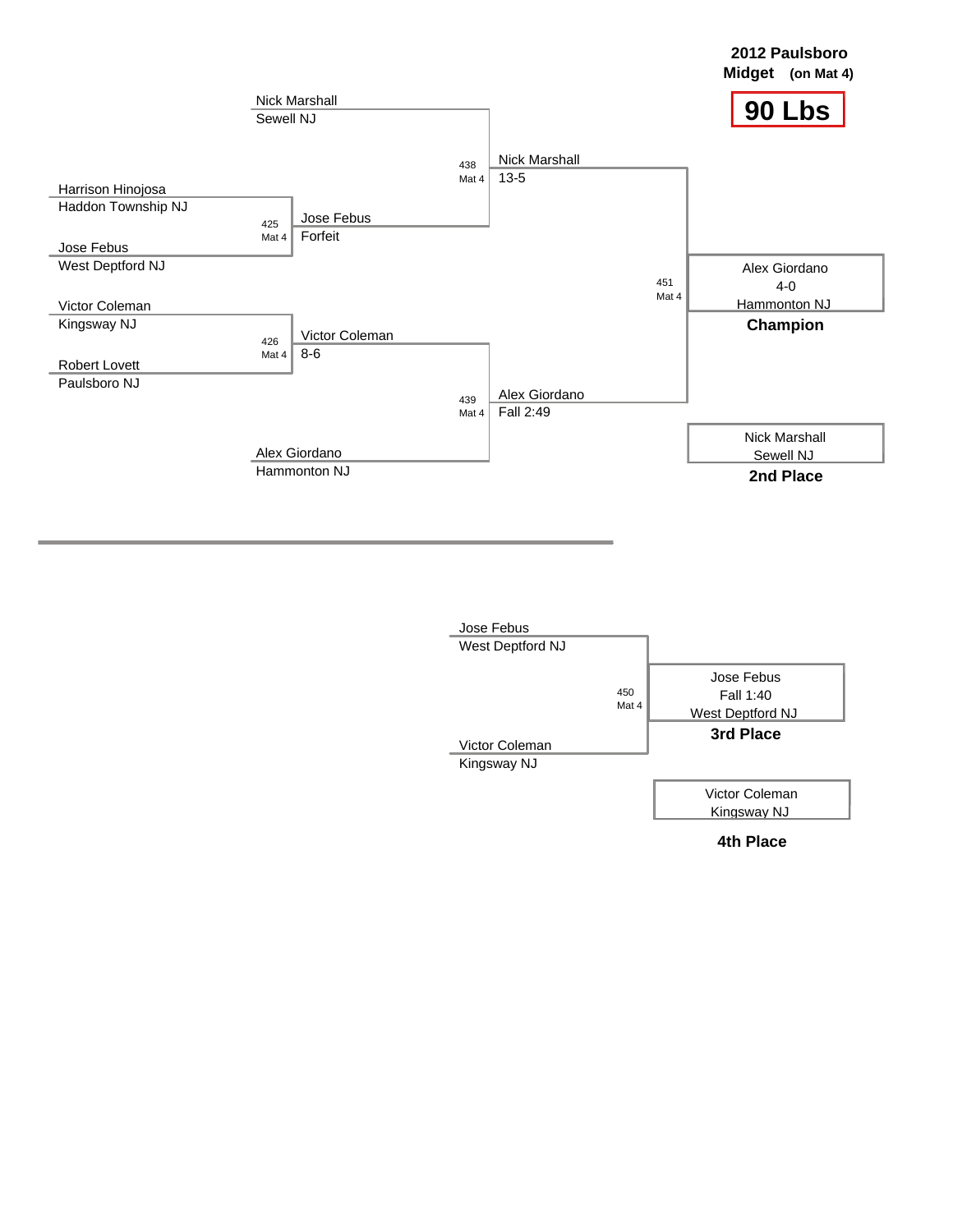**2012 Paulsboro**
**Midget (on Mat 4)**

# 90 Lbs

## Championship Bracket

**First Round**

- Nick Marshall, Sewell NJ
- Harrison Hinojosa, Haddon Township NJ vs. Jose Febus, West Deptford NJ — Bout 425, Mat 4 — Winner: Jose Febus, Forfeit
- Victor Coleman, Kingsway NJ vs. Robert Lovett, Paulsboro NJ — Bout 426, Mat 4 — Winner: Victor Coleman, 8-6
- Alex Giordano, Hammonton NJ

**Semifinals**

- Nick Marshall vs. Jose Febus — Bout 438, Mat 4 — Winner: Nick Marshall, 13-5
- Victor Coleman vs. Alex Giordano — Bout 439, Mat 4 — Winner: Alex Giordano, Fall 2:49

**Final**

- Nick Marshall vs. Alex Giordano — Bout 451, Mat 4

| Place | Wrestler | Team | Result |
| --- | --- | --- | --- |
| **Champion** | Alex Giordano | Hammonton NJ | 4-0 |
| **2nd Place** | Nick Marshall | Sewell NJ | |

## 3rd Place Match

- Jose Febus, West Deptford NJ vs. Victor Coleman, Kingsway NJ — Bout 450, Mat 4

| Place | Wrestler | Team | Result |
| --- | --- | --- | --- |
| **3rd Place** | Jose Febus | West Deptford NJ | Fall 1:40 |
| **4th Place** | Victor Coleman | Kingsway NJ | |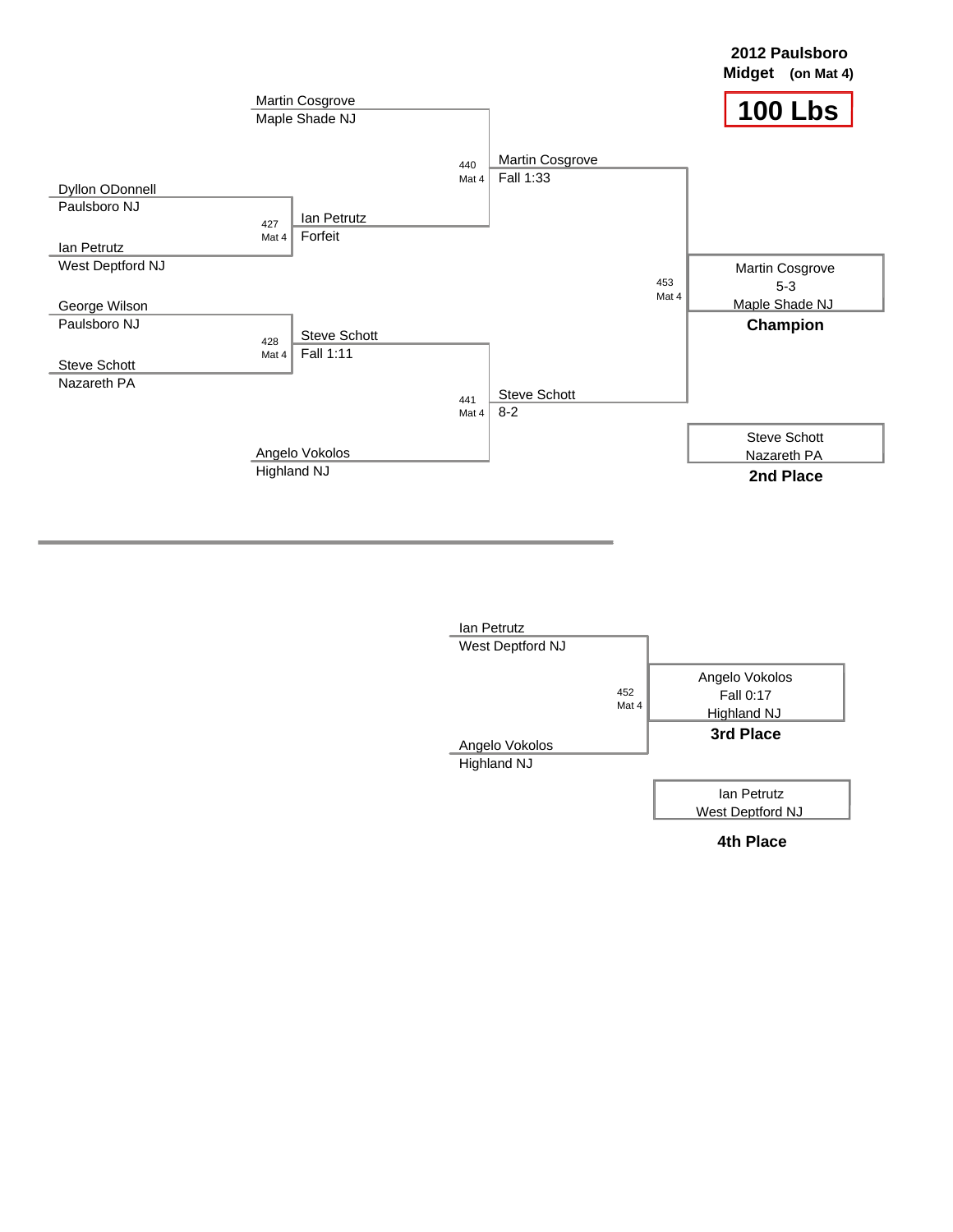**2012 Paulsboro**
**Midget** **(on Mat 4)**

# 100 Lbs

Martin Cosgrove
Maple Shade NJ

Dyllon ODonnell
Paulsboro NJ

427
Mat 4

Ian Petrutz
West Deptford NJ

Ian Petrutz
Forfeit

440
Mat 4

Martin Cosgrove
Fall 1:33

George Wilson
Paulsboro NJ

428
Mat 4

Steve Schott
Nazareth PA

Steve Schott
Fall 1:11

441
Mat 4

Steve Schott
8-2

Angelo Vokolos
Highland NJ

453
Mat 4

Martin Cosgrove
5-3
Maple Shade NJ
**Champion**

Steve Schott
Nazareth PA
**2nd Place**

---

Ian Petrutz
West Deptford NJ

452
Mat 4

Angelo Vokolos
Highland NJ

Angelo Vokolos
Fall 0:17
Highland NJ
**3rd Place**

Ian Petrutz
West Deptford NJ
**4th Place**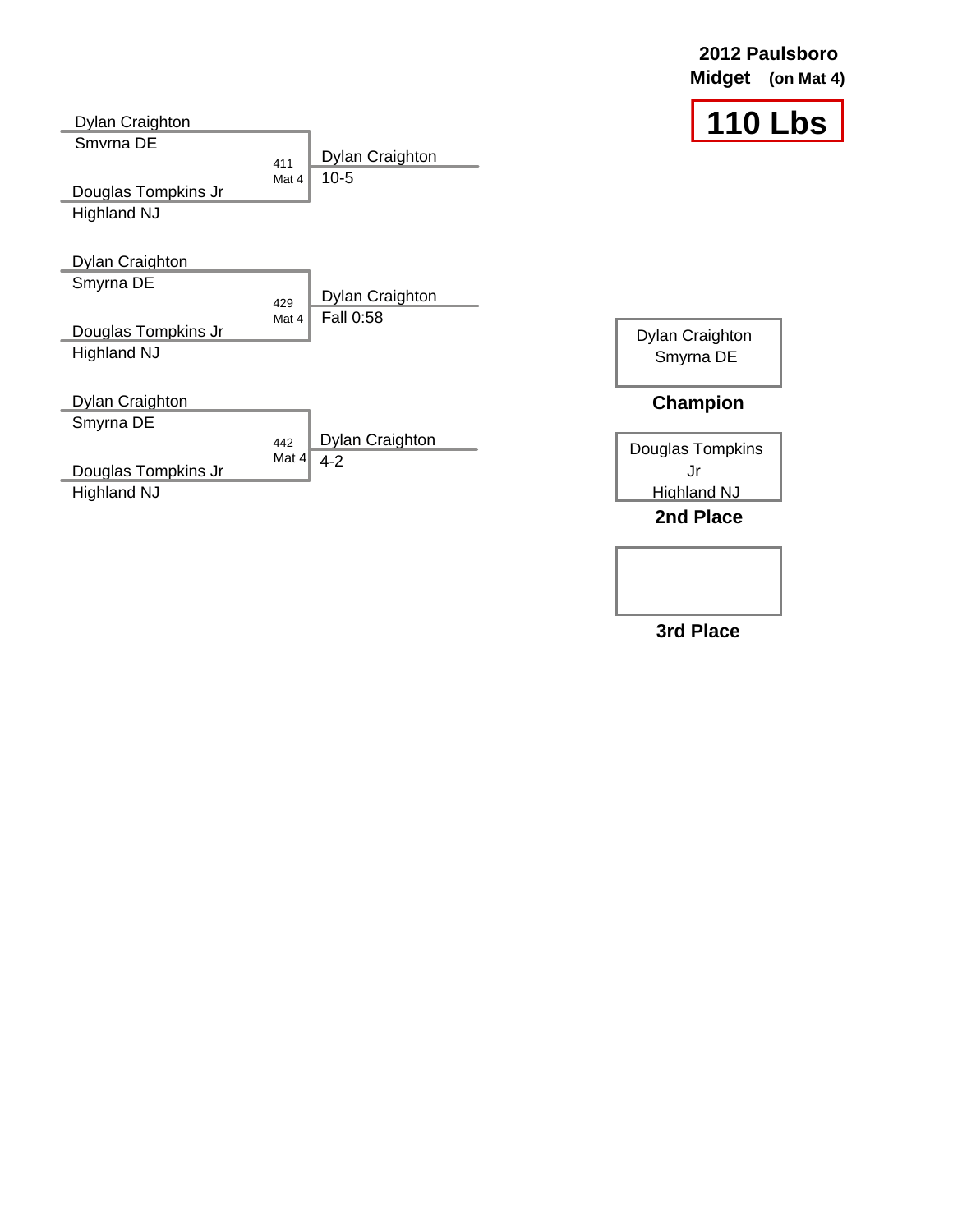**2012 Paulsboro**
**Midget (on Mat 4)**

# 110 Lbs

| Wrestler 1 | Wrestler 2 | Bout | Winner | Result |
|---|---|---|---|---|
| Dylan Craighton, Smyrna DE | Douglas Tompkins Jr, Highland NJ | 411, Mat 4 | Dylan Craighton | 10-5 |
| Dylan Craighton, Smyrna DE | Douglas Tompkins Jr, Highland NJ | 429, Mat 4 | Dylan Craighton | Fall 0:58 |
| Dylan Craighton, Smyrna DE | Douglas Tompkins Jr, Highland NJ | 442, Mat 4 | Dylan Craighton | 4-2 |

**Champion:** Dylan Craighton, Smyrna DE

**2nd Place:** Douglas Tompkins Jr, Highland NJ

**3rd Place:**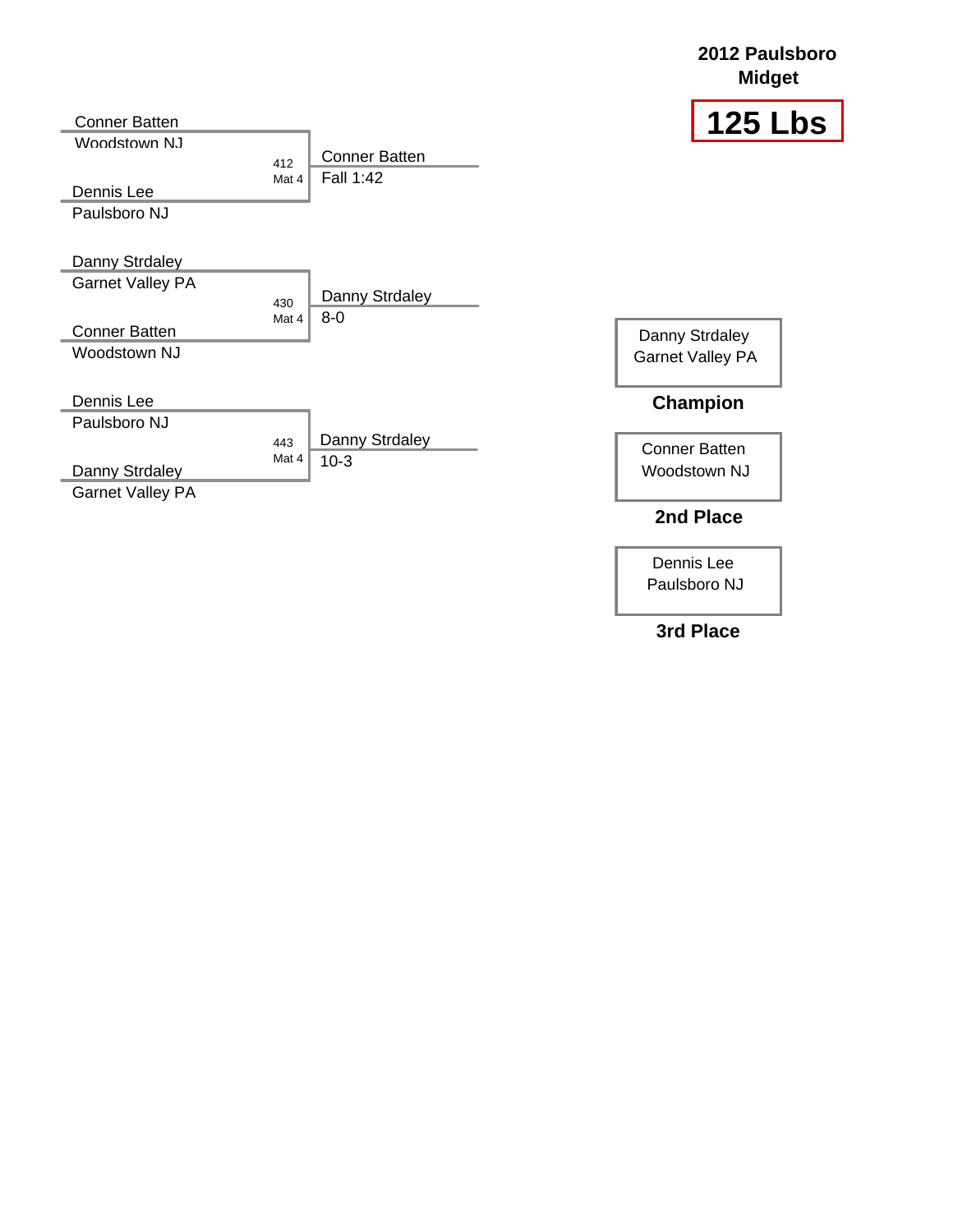# 2012 Paulsboro Midget

## 125 Lbs

**Bout 412 (Mat 4)**
- Conner Batten, Woodstown NJ
- Dennis Lee, Paulsboro NJ

Winner: Conner Batten — Fall 1:42

**Bout 430 (Mat 4)**
- Danny Strdaley, Garnet Valley PA
- Conner Batten, Woodstown NJ

Winner: Danny Strdaley — 8-0

**Bout 443 (Mat 4)**
- Dennis Lee, Paulsboro NJ
- Danny Strdaley, Garnet Valley PA

Winner: Danny Strdaley — 10-3

| Place | Wrestler |
| --- | --- |
| **Champion** | Danny Strdaley, Garnet Valley PA |
| **2nd Place** | Conner Batten, Woodstown NJ |
| **3rd Place** | Dennis Lee, Paulsboro NJ |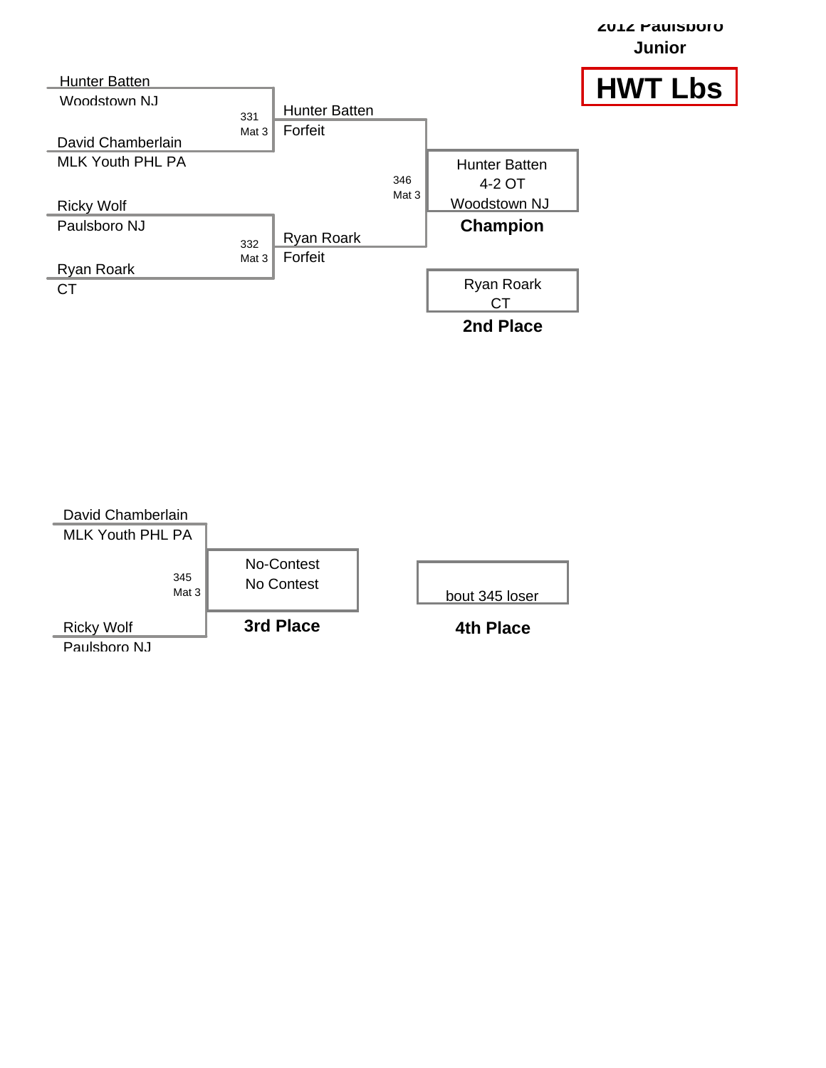2012 Paulsboro Junior

# HWT Lbs

## Championship Bracket

**Bout 331 (Mat 3)**
- Hunter Batten — Woodstown NJ
- David Chamberlain — MLK Youth PHL PA

Winner: Hunter Batten — Forfeit

**Bout 332 (Mat 3)**
- Ricky Wolf — Paulsboro NJ
- Ryan Roark — CT

Winner: Ryan Roark — Forfeit

**Bout 346 (Mat 3)**

Hunter Batten
4-2 OT
Woodstown NJ

**Champion**

Ryan Roark
CT

**2nd Place**

## Consolation Bracket

**Bout 345 (Mat 3)**
- David Chamberlain — MLK Youth PHL PA
- Ricky Wolf — Paulsboro NJ

No-Contest
No Contest

**3rd Place**

bout 345 loser

**4th Place**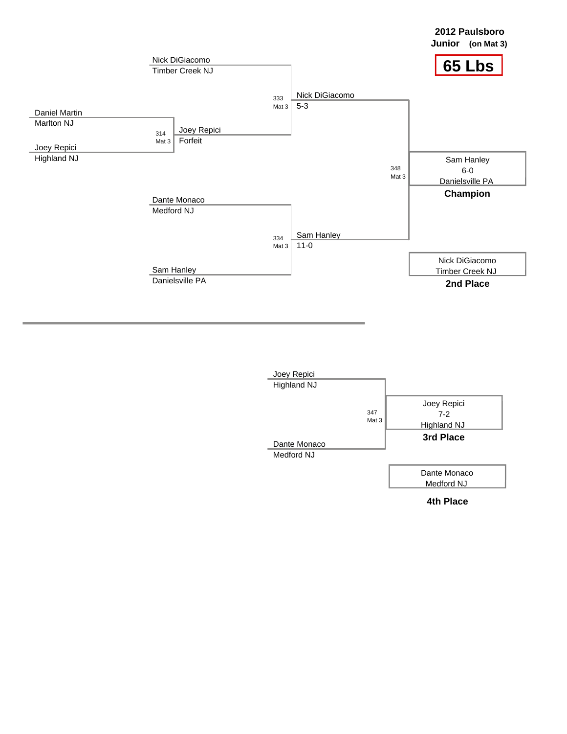**2012 Paulsboro**
**Junior** **(on Mat 3)**

# 65 Lbs

Nick DiGiacomo
Timber Creek NJ

Daniel Martin
Marlton NJ

314
Mat 3

Joey Repici
Forfeit

Joey Repici
Highland NJ

333
Mat 3

Nick DiGiacomo
5-3

348
Mat 3

Sam Hanley
6-0
Danielsville PA
**Champion**

Dante Monaco
Medford NJ

334
Mat 3

Sam Hanley
11-0

Sam Hanley
Danielsville PA

Nick DiGiacomo
Timber Creek NJ
**2nd Place**

---

Joey Repici
Highland NJ

347
Mat 3

Joey Repici
7-2
Highland NJ
**3rd Place**

Dante Monaco
Medford NJ

Dante Monaco
Medford NJ
**4th Place**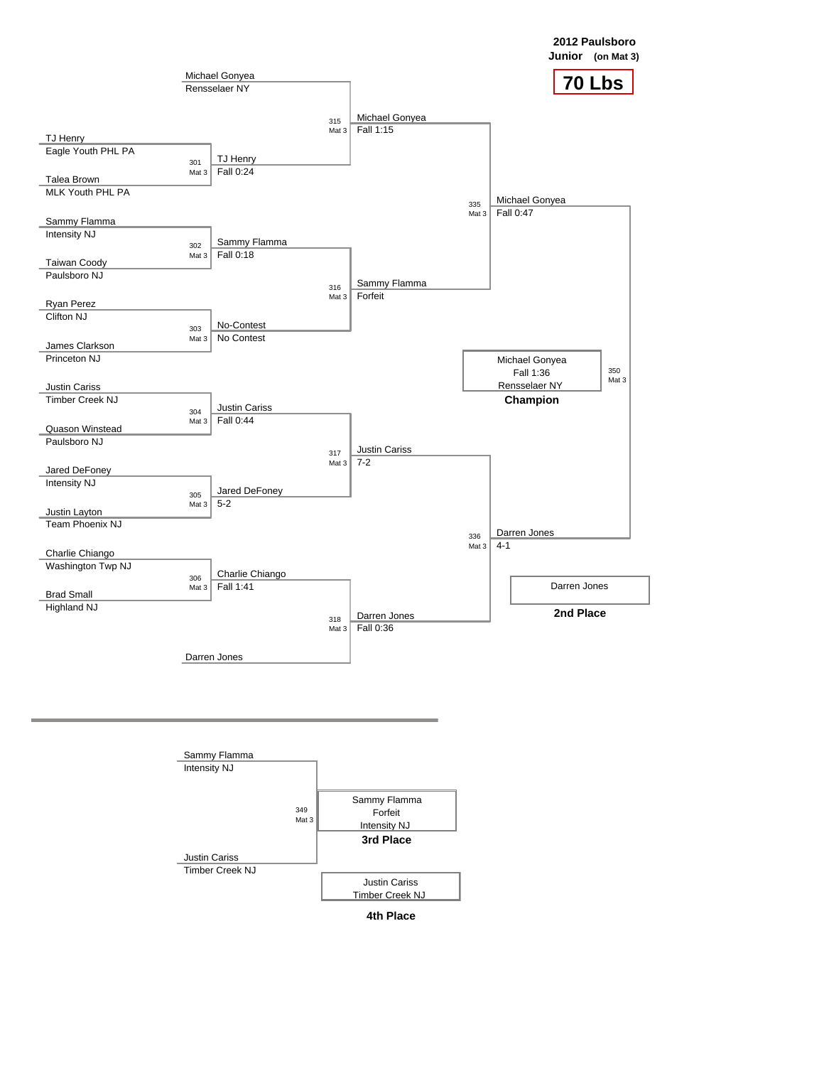# 2012 Paulsboro
**Junior** (on Mat 3)

## 70 Lbs

### Championship Bracket

**First Round**

| Bout | Mat | Wrestler 1 | Team | Wrestler 2 | Team | Winner | Result |
|---|---|---|---|---|---|---|---|
| 301 | Mat 3 | TJ Henry | Eagle Youth PHL PA | Talea Brown | MLK Youth PHL PA | TJ Henry | Fall 0:24 |
| 302 | Mat 3 | Sammy Flamma | Intensity NJ | Taiwan Coody | Paulsboro NJ | Sammy Flamma | Fall 0:18 |
| 303 | Mat 3 | Ryan Perez | Clifton NJ | James Clarkson | Princeton NJ | No-Contest | No Contest |
| 304 | Mat 3 | Justin Cariss | Timber Creek NJ | Quason Winstead | Paulsboro NJ | Justin Cariss | Fall 0:44 |
| 305 | Mat 3 | Jared DeFoney | Intensity NJ | Justin Layton | Team Phoenix NJ | Jared DeFoney | 5-2 |
| 306 | Mat 3 | Charlie Chiango | Washington Twp NJ | Brad Small | Highland NJ | Charlie Chiango | Fall 1:41 |

**Quarterfinals**

| Bout | Mat | Wrestler 1 | Wrestler 2 | Winner | Result |
|---|---|---|---|---|---|
| 315 | Mat 3 | Michael Gonyea (Rensselaer NY) | TJ Henry | Michael Gonyea | Fall 1:15 |
| 316 | Mat 3 | Sammy Flamma | No-Contest | Sammy Flamma | Forfeit |
| 317 | Mat 3 | Justin Cariss | Jared DeFoney | Justin Cariss | 7-2 |
| 318 | Mat 3 | Charlie Chiango | Darren Jones | Darren Jones | Fall 0:36 |

**Semifinals**

| Bout | Mat | Wrestler 1 | Wrestler 2 | Winner | Result |
|---|---|---|---|---|---|
| 335 | Mat 3 | Michael Gonyea | Sammy Flamma | Michael Gonyea | Fall 0:47 |
| 336 | Mat 3 | Justin Cariss | Darren Jones | Darren Jones | 4-1 |

**Final**

| Bout | Mat | Wrestler 1 | Wrestler 2 | Winner | Result |
|---|---|---|---|---|---|
| 350 | Mat 3 | Michael Gonyea | Darren Jones | Michael Gonyea | Fall 1:36 |

**Champion:** Michael Gonyea, Fall 1:36, Rensselaer NY

**2nd Place:** Darren Jones

### 3rd Place Match

| Bout | Mat | Wrestler 1 | Team | Wrestler 2 | Team | Winner | Result |
|---|---|---|---|---|---|---|---|
| 349 | Mat 3 | Sammy Flamma | Intensity NJ | Justin Cariss | Timber Creek NJ | Sammy Flamma | Forfeit |

**3rd Place:** Sammy Flamma, Forfeit, Intensity NJ

**4th Place:** Justin Cariss, Timber Creek NJ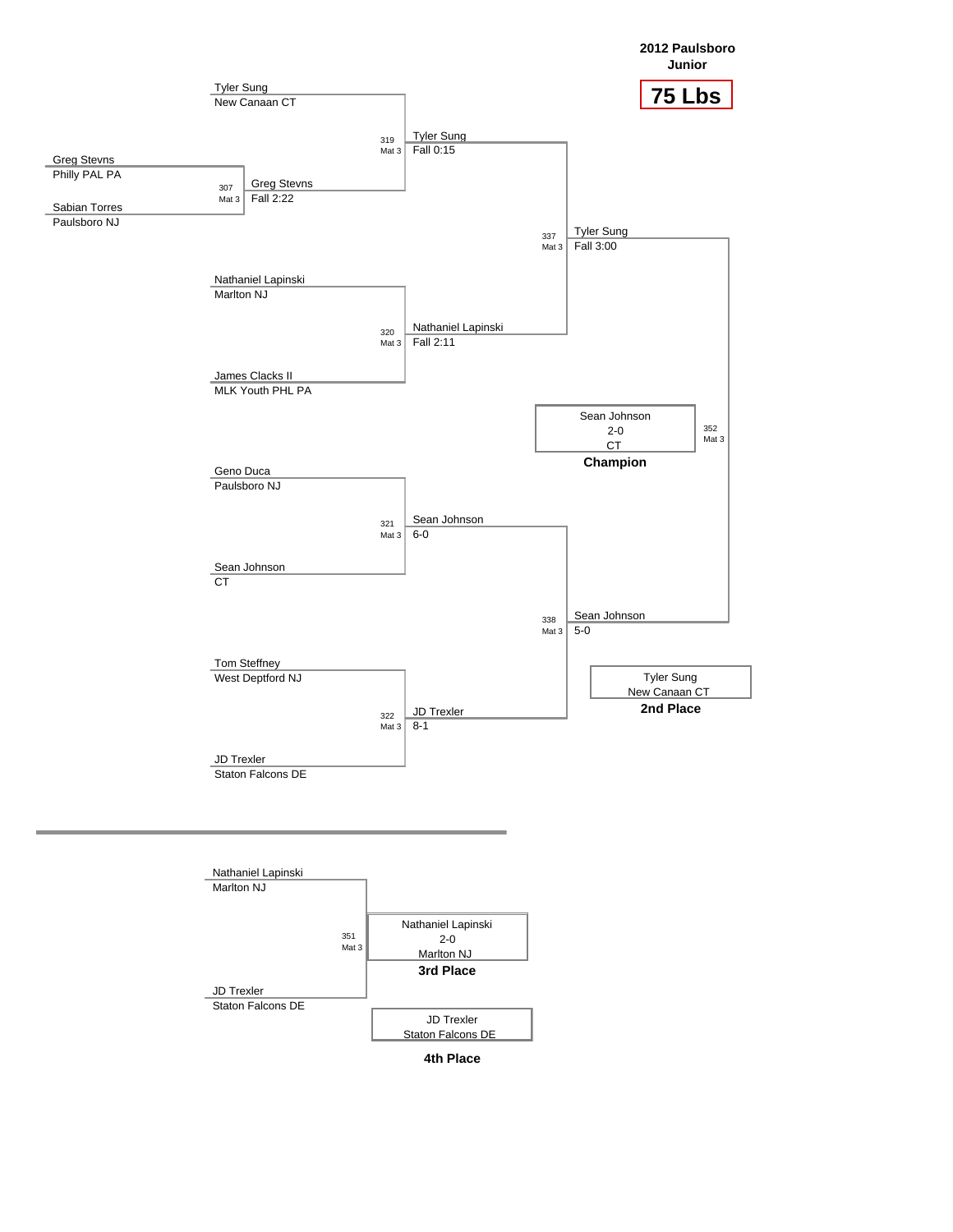# 2012 Paulsboro Junior

## 75 Lbs

### Championship Bracket

**Preliminary**

- Bout 307 (Mat 3): Greg Stevns (Philly PAL PA) vs. Sabian Torres (Paulsboro NJ) — Winner: Greg Stevns, Fall 2:22

**Quarterfinals**

- Bout 319 (Mat 3): Tyler Sung (New Canaan CT) vs. Greg Stevns — Winner: Tyler Sung, Fall 0:15
- Bout 320 (Mat 3): Nathaniel Lapinski (Marlton NJ) vs. James Clacks II (MLK Youth PHL PA) — Winner: Nathaniel Lapinski, Fall 2:11
- Bout 321 (Mat 3): Geno Duca (Paulsboro NJ) vs. Sean Johnson (CT) — Winner: Sean Johnson, 6-0
- Bout 322 (Mat 3): Tom Steffney (West Deptford NJ) vs. JD Trexler (Staton Falcons DE) — Winner: JD Trexler, 8-1

**Semifinals**

- Bout 337 (Mat 3): Tyler Sung vs. Nathaniel Lapinski — Winner: Tyler Sung, Fall 3:00
- Bout 338 (Mat 3): Sean Johnson vs. JD Trexler — Winner: Sean Johnson, 5-0

**Final**

- Bout 352 (Mat 3): Tyler Sung vs. Sean Johnson — Winner: Sean Johnson, 2-0

**Champion:** Sean Johnson, 2-0, CT

**2nd Place:** Tyler Sung, New Canaan CT

---

### 3rd Place Bout

- Bout 351 (Mat 3): Nathaniel Lapinski (Marlton NJ) vs. JD Trexler (Staton Falcons DE)

**3rd Place:** Nathaniel Lapinski, 2-0, Marlton NJ

**4th Place:** JD Trexler, Staton Falcons DE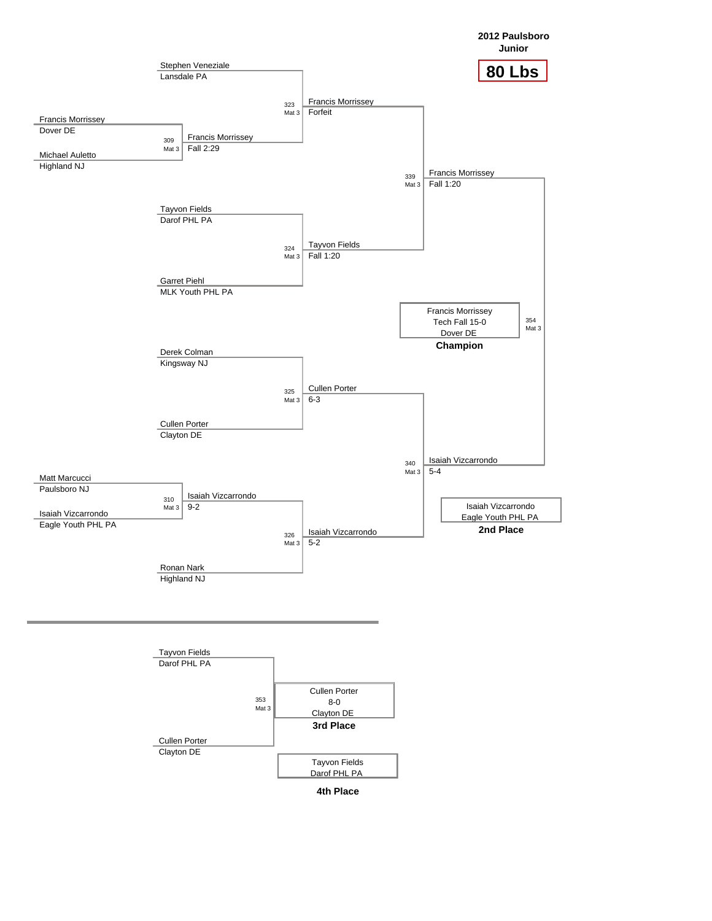# 2012 Paulsboro Junior

## 80 Lbs

### Championship Bracket

**Preliminary Round**

- Match 309 (Mat 3): Francis Morrissey (Dover DE) vs. Michael Auletto (Highland NJ) — Winner: Francis Morrissey, Fall 2:29
- Match 310 (Mat 3): Matt Marcucci (Paulsboro NJ) vs. Isaiah Vizcarrondo (Eagle Youth PHL PA) — Winner: Isaiah Vizcarrondo, 9-2

**Quarterfinals**

- Match 323 (Mat 3): Stephen Veneziale (Lansdale PA) vs. Francis Morrissey — Winner: Francis Morrissey, Forfeit
- Match 324 (Mat 3): Tayvon Fields (Darof PHL PA) vs. Garret Piehl (MLK Youth PHL PA) — Winner: Tayvon Fields, Fall 1:20
- Match 325 (Mat 3): Derek Colman (Kingsway NJ) vs. Cullen Porter (Clayton DE) — Winner: Cullen Porter, 6-3
- Match 326 (Mat 3): Isaiah Vizcarrondo vs. Ronan Nark (Highland NJ) — Winner: Isaiah Vizcarrondo, 5-2

**Semifinals**

- Match 339 (Mat 3): Francis Morrissey vs. Tayvon Fields — Winner: Francis Morrissey, Fall 1:20
- Match 340 (Mat 3): Cullen Porter vs. Isaiah Vizcarrondo — Winner: Isaiah Vizcarrondo, 5-4

**Final**

- Match 354 (Mat 3): Francis Morrissey vs. Isaiah Vizcarrondo

**Champion:** Francis Morrissey, Tech Fall 15-0, Dover DE

**2nd Place:** Isaiah Vizcarrondo, Eagle Youth PHL PA

### 3rd Place Match

- Match 353 (Mat 3): Tayvon Fields (Darof PHL PA) vs. Cullen Porter (Clayton DE)

**3rd Place:** Cullen Porter, 8-0, Clayton DE

**4th Place:** Tayvon Fields, Darof PHL PA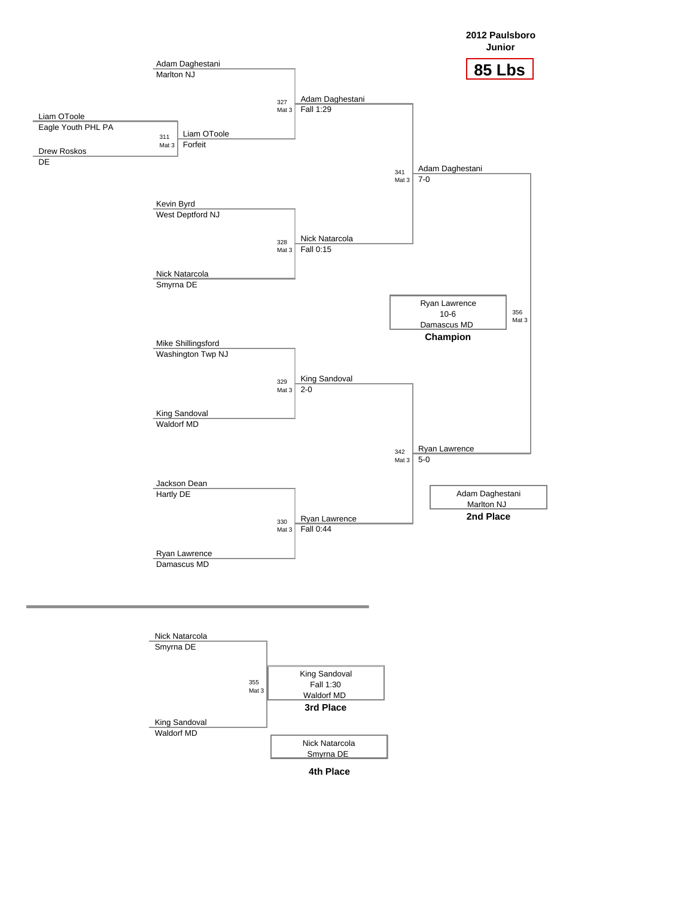**2012 Paulsboro Junior**

**85 Lbs**

## Championship Bracket

| Match | Mat | Wrestler 1 | Wrestler 2 | Winner | Result |
|---|---|---|---|---|---|
| 311 | Mat 3 | Liam OToole (Eagle Youth PHL PA) | Drew Roskos (DE) | Liam OToole | Forfeit |
| 327 | Mat 3 | Adam Daghestani (Marlton NJ) | Liam OToole | Adam Daghestani | Fall 1:29 |
| 328 | Mat 3 | Kevin Byrd (West Deptford NJ) | Nick Natarcola (Smyrna DE) | Nick Natarcola | Fall 0:15 |
| 329 | Mat 3 | Mike Shillingsford (Washington Twp NJ) | King Sandoval (Waldorf MD) | King Sandoval | 2-0 |
| 330 | Mat 3 | Jackson Dean (Hartly DE) | Ryan Lawrence (Damascus MD) | Ryan Lawrence | Fall 0:44 |
| 341 | Mat 3 | Adam Daghestani | Nick Natarcola | Adam Daghestani | 7-0 |
| 342 | Mat 3 | King Sandoval | Ryan Lawrence | Ryan Lawrence | 5-0 |
| 356 | Mat 3 | Adam Daghestani | Ryan Lawrence | Ryan Lawrence | 10-6 |

**Champion:** Ryan Lawrence, Damascus MD (10-6)

**2nd Place:** Adam Daghestani, Marlton NJ

## Consolation

| Match | Mat | Wrestler 1 | Wrestler 2 | Winner | Result |
|---|---|---|---|---|---|
| 355 | Mat 3 | Nick Natarcola (Smyrna DE) | King Sandoval (Waldorf MD) | King Sandoval | Fall 1:30 |

**3rd Place:** King Sandoval, Waldorf MD (Fall 1:30)

**4th Place:** Nick Natarcola, Smyrna DE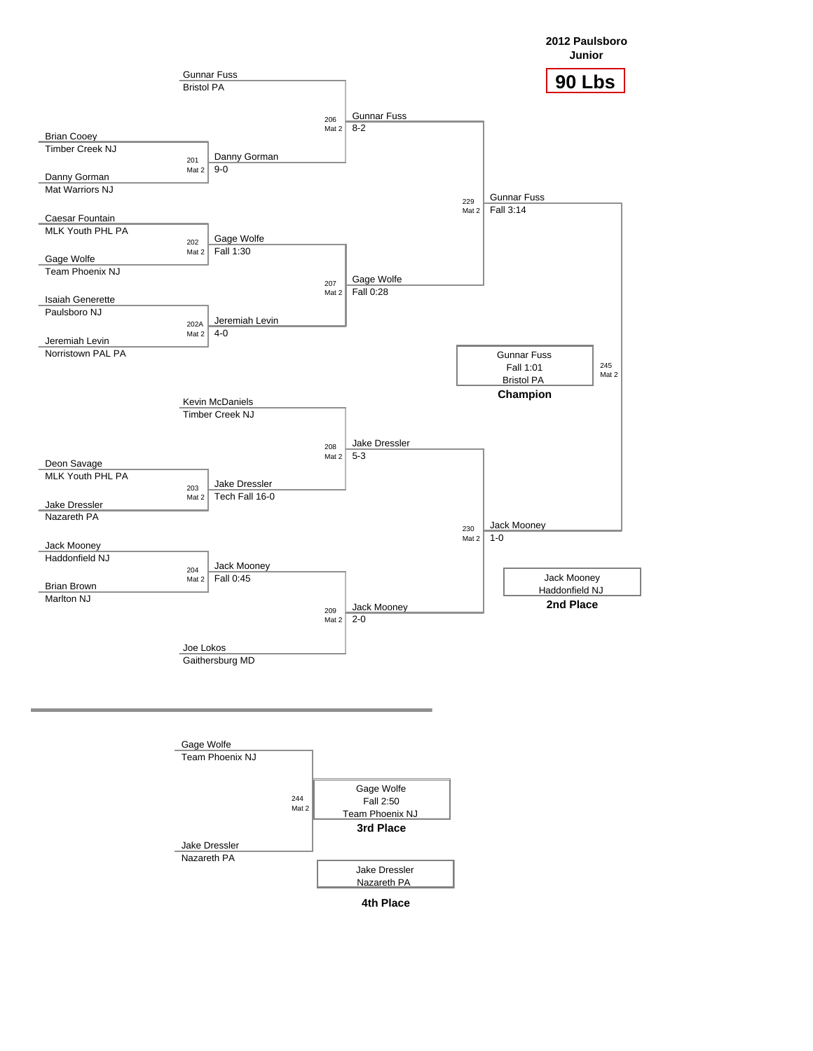# 2012 Paulsboro Junior

## 90 Lbs

### Championship Bracket

**First Round**

| Bout | Mat | Wrestler 1 | Wrestler 2 | Winner | Result |
|---|---|---|---|---|---|
| 201 | Mat 2 | Brian Cooey (Timber Creek NJ) | Danny Gorman (Mat Warriors NJ) | Danny Gorman | 9-0 |
| 202 | Mat 2 | Caesar Fountain (MLK Youth PHL PA) | Gage Wolfe (Team Phoenix NJ) | Gage Wolfe | Fall 1:30 |
| 202A | Mat 2 | Isaiah Generette (Paulsboro NJ) | Jeremiah Levin (Norristown PAL PA) | Jeremiah Levin | 4-0 |
| 203 | Mat 2 | Deon Savage (MLK Youth PHL PA) | Jake Dressler (Nazareth PA) | Jake Dressler | Tech Fall 16-0 |
| 204 | Mat 2 | Jack Mooney (Haddonfield NJ) | Brian Brown (Marlton NJ) | Jack Mooney | Fall 0:45 |

**Quarterfinals**

| Bout | Mat | Wrestler 1 | Wrestler 2 | Winner | Result |
|---|---|---|---|---|---|
| 206 | Mat 2 | Gunnar Fuss (Bristol PA) | Danny Gorman | Gunnar Fuss | 8-2 |
| 207 | Mat 2 | Gage Wolfe | Jeremiah Levin | Gage Wolfe | Fall 0:28 |
| 208 | Mat 2 | Kevin McDaniels (Timber Creek NJ) | Jake Dressler | Jake Dressler | 5-3 |
| 209 | Mat 2 | Jack Mooney | Joe Lokos (Gaithersburg MD) | Jack Mooney | 2-0 |

**Semifinals**

| Bout | Mat | Wrestler 1 | Wrestler 2 | Winner | Result |
|---|---|---|---|---|---|
| 229 | Mat 2 | Gunnar Fuss | Gage Wolfe | Gunnar Fuss | Fall 3:14 |
| 230 | Mat 2 | Jake Dressler | Jack Mooney | Jack Mooney | 1-0 |

**Final**

| Bout | Mat | Wrestler 1 | Wrestler 2 | Winner | Result |
|---|---|---|---|---|---|
| 245 | Mat 2 | Gunnar Fuss | Jack Mooney | Gunnar Fuss | Fall 1:01 |

**Champion:** Gunnar Fuss, Bristol PA — Fall 1:01

**2nd Place:** Jack Mooney, Haddonfield NJ

### 3rd Place Match

| Bout | Mat | Wrestler 1 | Wrestler 2 | Winner | Result |
|---|---|---|---|---|---|
| 244 | Mat 2 | Gage Wolfe (Team Phoenix NJ) | Jake Dressler (Nazareth PA) | Gage Wolfe | Fall 2:50 |

**3rd Place:** Gage Wolfe, Team Phoenix NJ — Fall 2:50

**4th Place:** Jake Dressler, Nazareth PA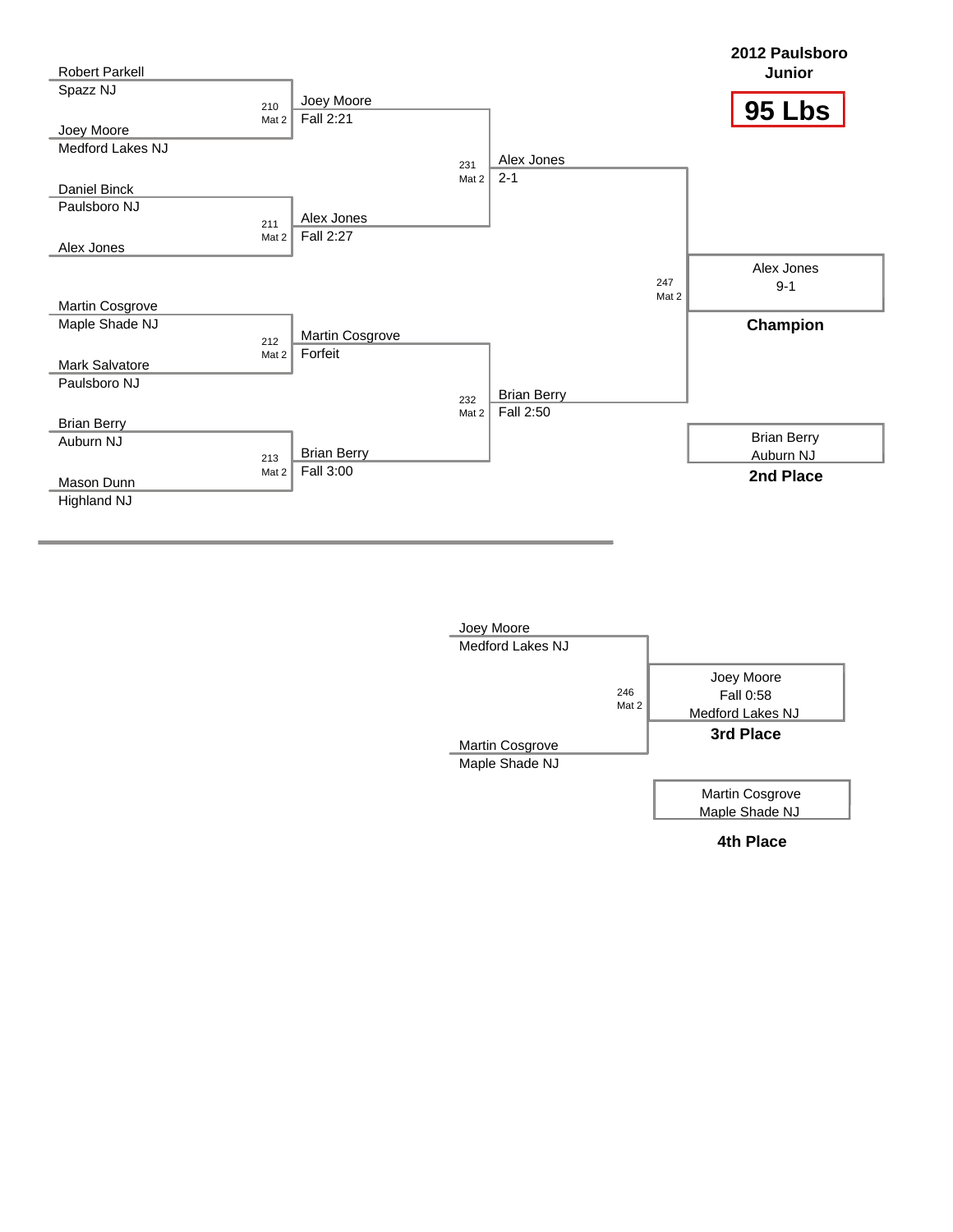# 2012 Paulsboro Junior

## 95 Lbs

### Championship Bracket

**Round 1**

| Bout | Mat | Wrestler 1 | Wrestler 2 | Winner | Result |
|---|---|---|---|---|---|
| 210 | Mat 2 | Robert Parkell (Spazz NJ) | Joey Moore (Medford Lakes NJ) | Joey Moore | Fall 2:21 |
| 211 | Mat 2 | Daniel Binck (Paulsboro NJ) | Alex Jones | Alex Jones | Fall 2:27 |
| 212 | Mat 2 | Martin Cosgrove (Maple Shade NJ) | Mark Salvatore (Paulsboro NJ) | Martin Cosgrove | Forfeit |
| 213 | Mat 2 | Brian Berry (Auburn NJ) | Mason Dunn (Highland NJ) | Brian Berry | Fall 3:00 |

**Semifinals**

| Bout | Mat | Wrestler 1 | Wrestler 2 | Winner | Result |
|---|---|---|---|---|---|
| 231 | Mat 2 | Joey Moore | Alex Jones | Alex Jones | 2-1 |
| 232 | Mat 2 | Martin Cosgrove | Brian Berry | Brian Berry | Fall 2:50 |

**Final**

| Bout | Mat | Wrestler 1 | Wrestler 2 | Winner | Result |
|---|---|---|---|---|---|
| 247 | Mat 2 | Alex Jones | Brian Berry | Alex Jones | 9-1 |

**Champion:** Alex Jones (9-1)

**2nd Place:** Brian Berry, Auburn NJ

### 3rd Place Match

| Bout | Mat | Wrestler 1 | Wrestler 2 | Winner | Result |
|---|---|---|---|---|---|
| 246 | Mat 2 | Joey Moore (Medford Lakes NJ) | Martin Cosgrove (Maple Shade NJ) | Joey Moore | Fall 0:58 |

**3rd Place:** Joey Moore, Fall 0:58, Medford Lakes NJ

**4th Place:** Martin Cosgrove, Maple Shade NJ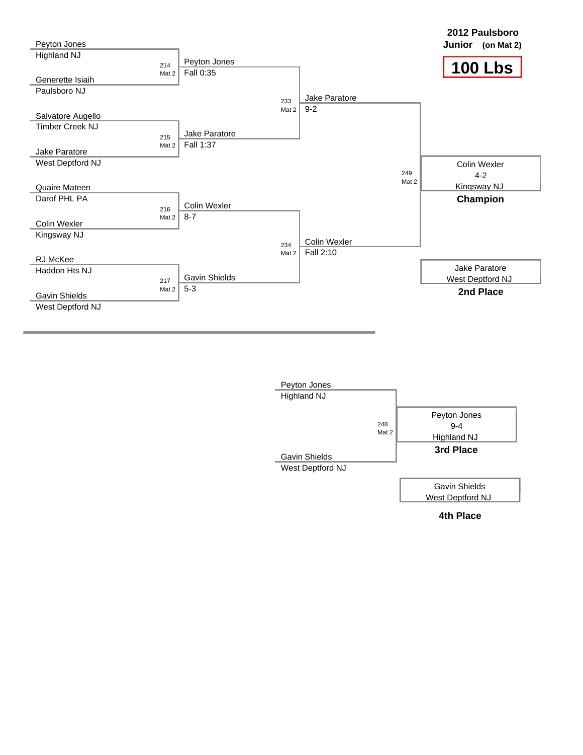# 2012 Paulsboro Junior (on Mat 2)

## 100 Lbs

### Championship Bracket

**Round 1**

| Bout | Mat | Wrestler 1 | Wrestler 2 | Winner | Result |
|---|---|---|---|---|---|
| 214 | Mat 2 | Peyton Jones (Highland NJ) | Generette Isiaih (Paulsboro NJ) | Peyton Jones | Fall 0:35 |
| 215 | Mat 2 | Salvatore Augello (Timber Creek NJ) | Jake Paratore (West Deptford NJ) | Jake Paratore | Fall 1:37 |
| 216 | Mat 2 | Quaire Mateen (Darof PHL PA) | Colin Wexler (Kingsway NJ) | Colin Wexler | 8-7 |
| 217 | Mat 2 | RJ McKee (Haddon Hts NJ) | Gavin Shields (West Deptford NJ) | Gavin Shields | 5-3 |

**Semifinals**

| Bout | Mat | Wrestler 1 | Wrestler 2 | Winner | Result |
|---|---|---|---|---|---|
| 233 | Mat 2 | Peyton Jones | Jake Paratore | Jake Paratore | 9-2 |
| 234 | Mat 2 | Colin Wexler | Gavin Shields | Colin Wexler | Fall 2:10 |

**Final**

| Bout | Mat | Wrestler 1 | Wrestler 2 | Winner | Result |
|---|---|---|---|---|---|
| 249 | Mat 2 | Jake Paratore | Colin Wexler | Colin Wexler | 4-2 |

**Champion:** Colin Wexler, Kingsway NJ (4-2)

**2nd Place:** Jake Paratore, West Deptford NJ

### 3rd Place Bout

| Bout | Mat | Wrestler 1 | Wrestler 2 | Winner | Result |
|---|---|---|---|---|---|
| 248 | Mat 2 | Peyton Jones (Highland NJ) | Gavin Shields (West Deptford NJ) | Peyton Jones | 9-4 |

**3rd Place:** Peyton Jones, Highland NJ (9-4)

**4th Place:** Gavin Shields, West Deptford NJ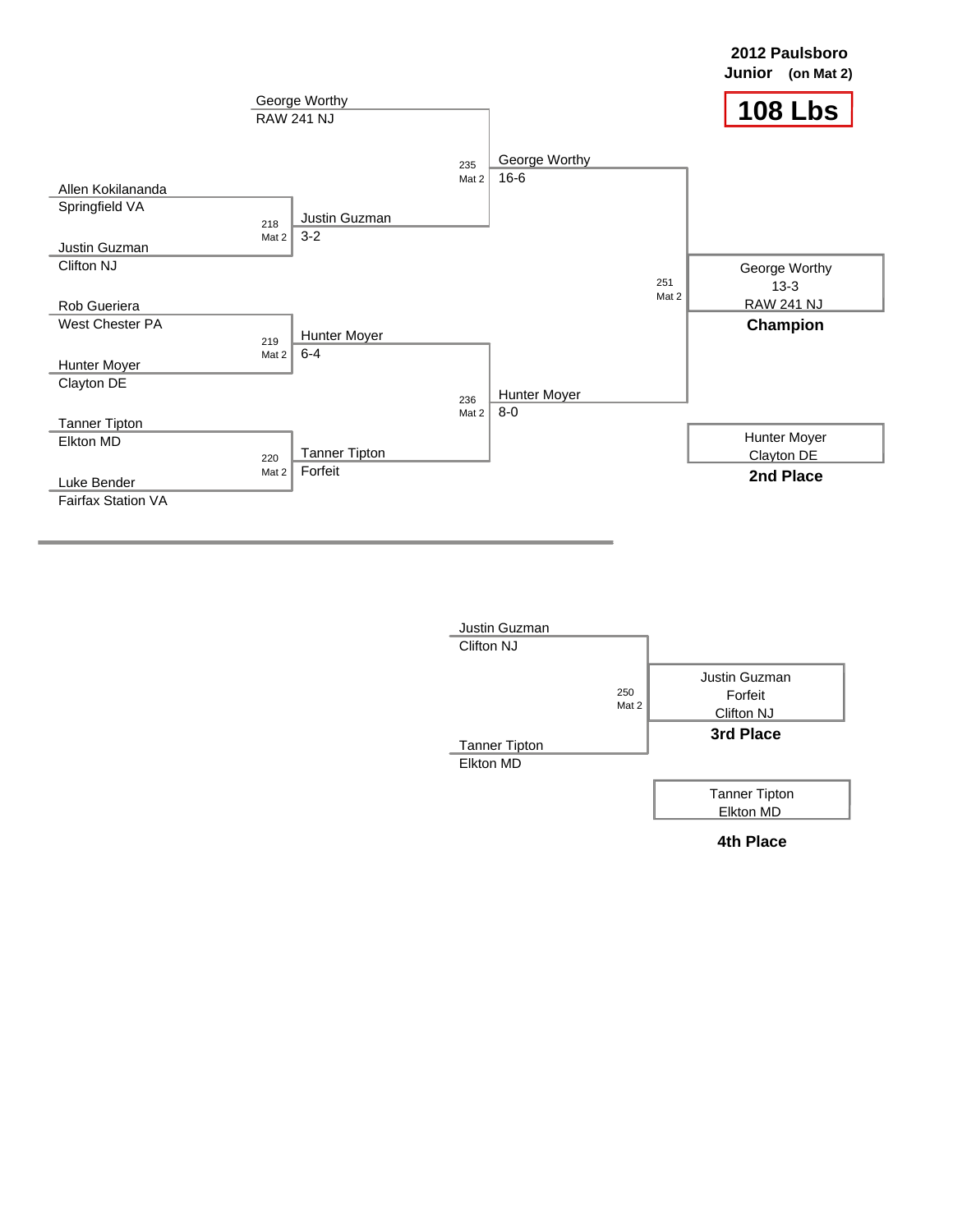**2012 Paulsboro**
**Junior (on Mat 2)**

# 108 Lbs

## Championship Bracket

| Wrestler | Team |
|---|---|
| George Worthy | RAW 241 NJ |
| Allen Kokilananda | Springfield VA |
| Justin Guzman | Clifton NJ |
| Rob Gueriera | West Chester PA |
| Hunter Moyer | Clayton DE |
| Tanner Tipton | Elkton MD |
| Luke Bender | Fairfax Station VA |

| Bout | Mat | Winner | Result |
|---|---|---|---|
| 218 | Mat 2 | Justin Guzman | 3-2 |
| 219 | Mat 2 | Hunter Moyer | 6-4 |
| 220 | Mat 2 | Tanner Tipton | Forfeit |
| 235 | Mat 2 | George Worthy | 16-6 |
| 236 | Mat 2 | Hunter Moyer | 8-0 |
| 251 | Mat 2 | George Worthy | 13-3 |

**Champion:** George Worthy, 13-3, RAW 241 NJ

**2nd Place:** Hunter Moyer, Clayton DE

## 3rd Place Match

Justin Guzman, Clifton NJ vs. Tanner Tipton, Elkton MD

| Bout | Mat | Winner | Result |
|---|---|---|---|
| 250 | Mat 2 | Justin Guzman | Forfeit |

**3rd Place:** Justin Guzman, Forfeit, Clifton NJ

**4th Place:** Tanner Tipton, Elkton MD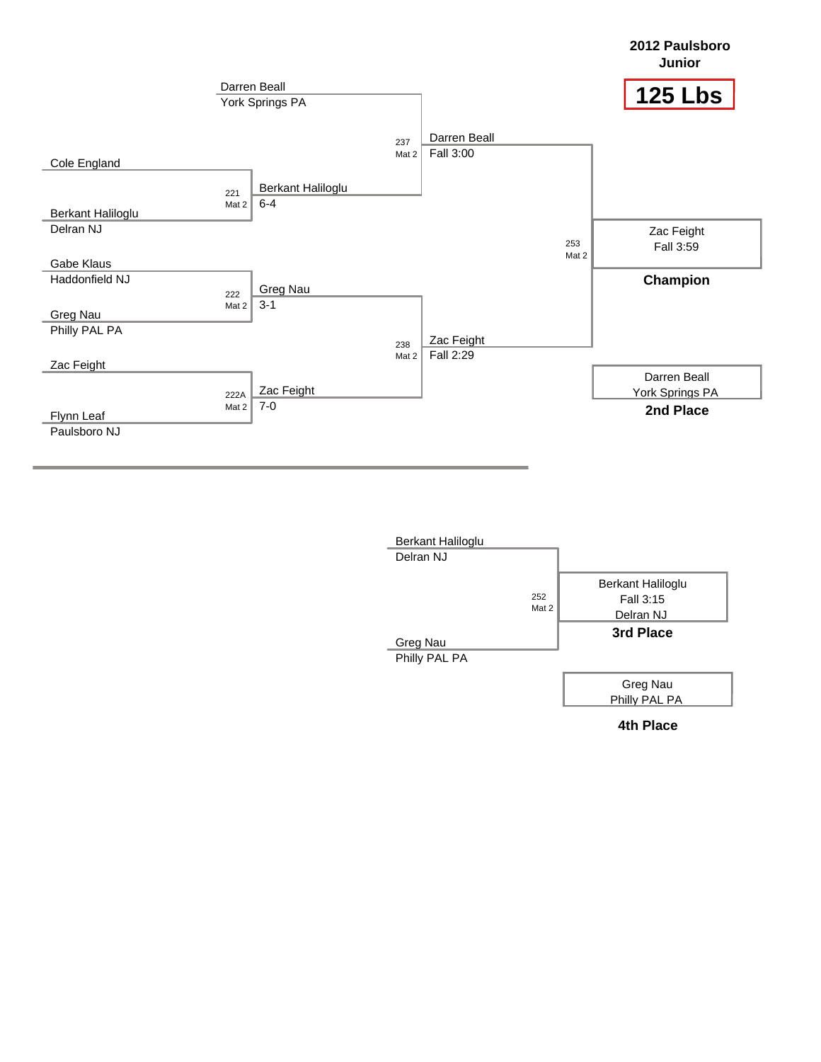# 2012 Paulsboro Junior

## 125 Lbs

### Championship Bracket

**First Round**

- Darren Beall, York Springs PA (bye)
- Match 221 (Mat 2): Cole England vs. Berkant Haliloglu, Delran NJ — Winner: Berkant Haliloglu 6-4
- Match 222 (Mat 2): Gabe Klaus, Haddonfield NJ vs. Greg Nau, Philly PAL PA — Winner: Greg Nau 3-1
- Match 222A (Mat 2): Zac Feight vs. Flynn Leaf, Paulsboro NJ — Winner: Zac Feight 7-0

**Semifinals**

- Match 237 (Mat 2): Darren Beall vs. Berkant Haliloglu — Winner: Darren Beall Fall 3:00
- Match 238 (Mat 2): Greg Nau vs. Zac Feight — Winner: Zac Feight Fall 2:29

**Final**

- Match 253 (Mat 2): Darren Beall vs. Zac Feight — Winner: Zac Feight Fall 3:59

**Champion:** Zac Feight, Fall 3:59

**2nd Place:** Darren Beall, York Springs PA

### 3rd Place Bracket

- Match 252 (Mat 2): Berkant Haliloglu, Delran NJ vs. Greg Nau, Philly PAL PA — Winner: Berkant Haliloglu Fall 3:15

**3rd Place:** Berkant Haliloglu, Fall 3:15, Delran NJ

**4th Place:** Greg Nau, Philly PAL PA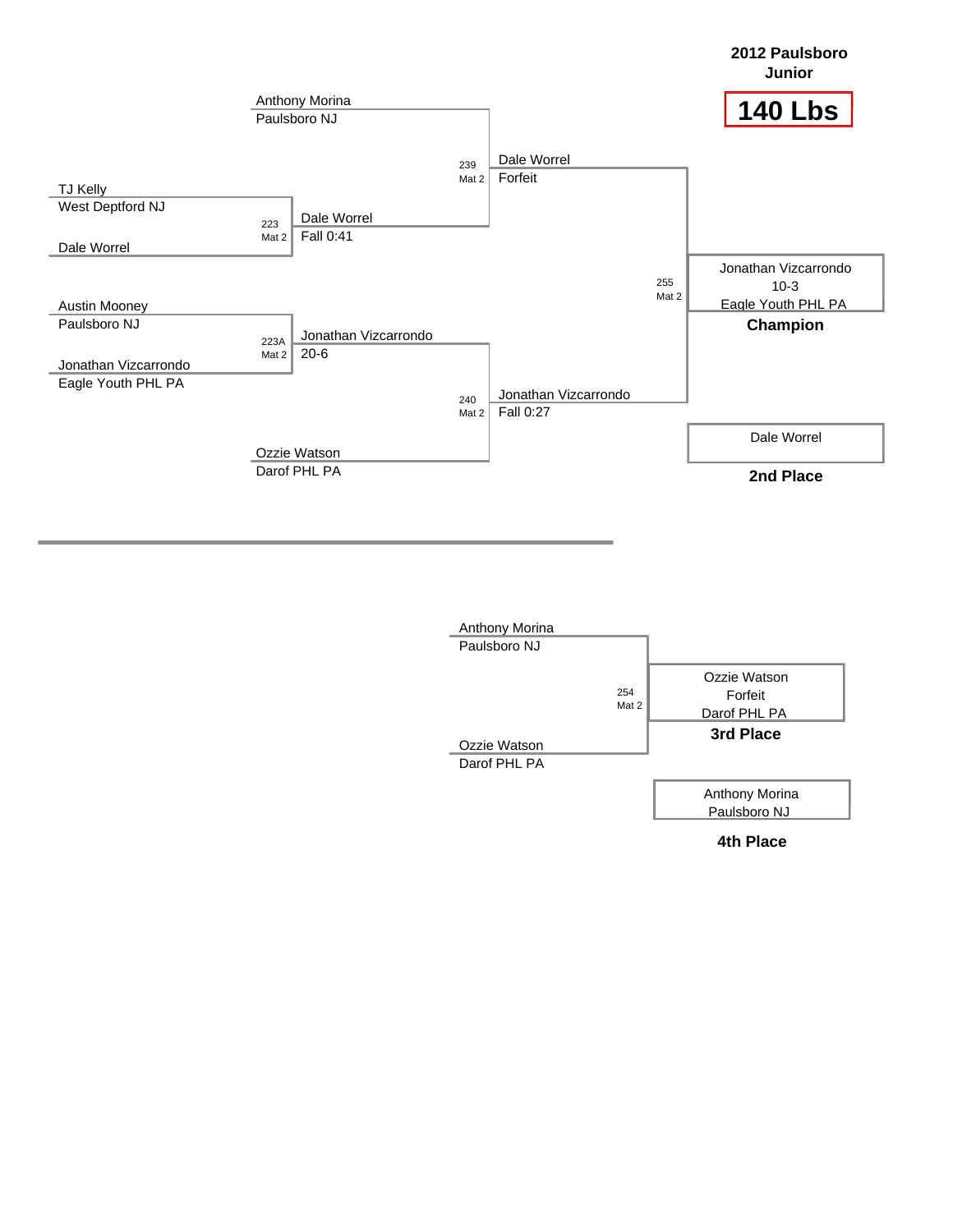**2012 Paulsboro Junior**

# 140 Lbs

## Championship Bracket

- Anthony Morina, Paulsboro NJ
- TJ Kelly, West Deptford NJ
- Dale Worrel
- Austin Mooney, Paulsboro NJ
- Jonathan Vizcarrondo, Eagle Youth PHL PA
- Ozzie Watson, Darof PHL PA

| Bout | Mat | Winner | Result |
|---|---|---|---|
| 223 | Mat 2 | Dale Worrel | Fall 0:41 |
| 223A | Mat 2 | Jonathan Vizcarrondo | 20-6 |
| 239 | Mat 2 | Dale Worrel | Forfeit |
| 240 | Mat 2 | Jonathan Vizcarrondo | Fall 0:27 |
| 255 | Mat 2 | Jonathan Vizcarrondo, Eagle Youth PHL PA | 10-3 |

**Champion:** Jonathan Vizcarrondo, Eagle Youth PHL PA (10-3)

**2nd Place:** Dale Worrel

## Consolation Bracket

- Anthony Morina, Paulsboro NJ
- Ozzie Watson, Darof PHL PA

| Bout | Mat | Winner | Result |
|---|---|---|---|
| 254 | Mat 2 | Ozzie Watson, Darof PHL PA | Forfeit |

**3rd Place:** Ozzie Watson, Darof PHL PA (Forfeit)

**4th Place:** Anthony Morina, Paulsboro NJ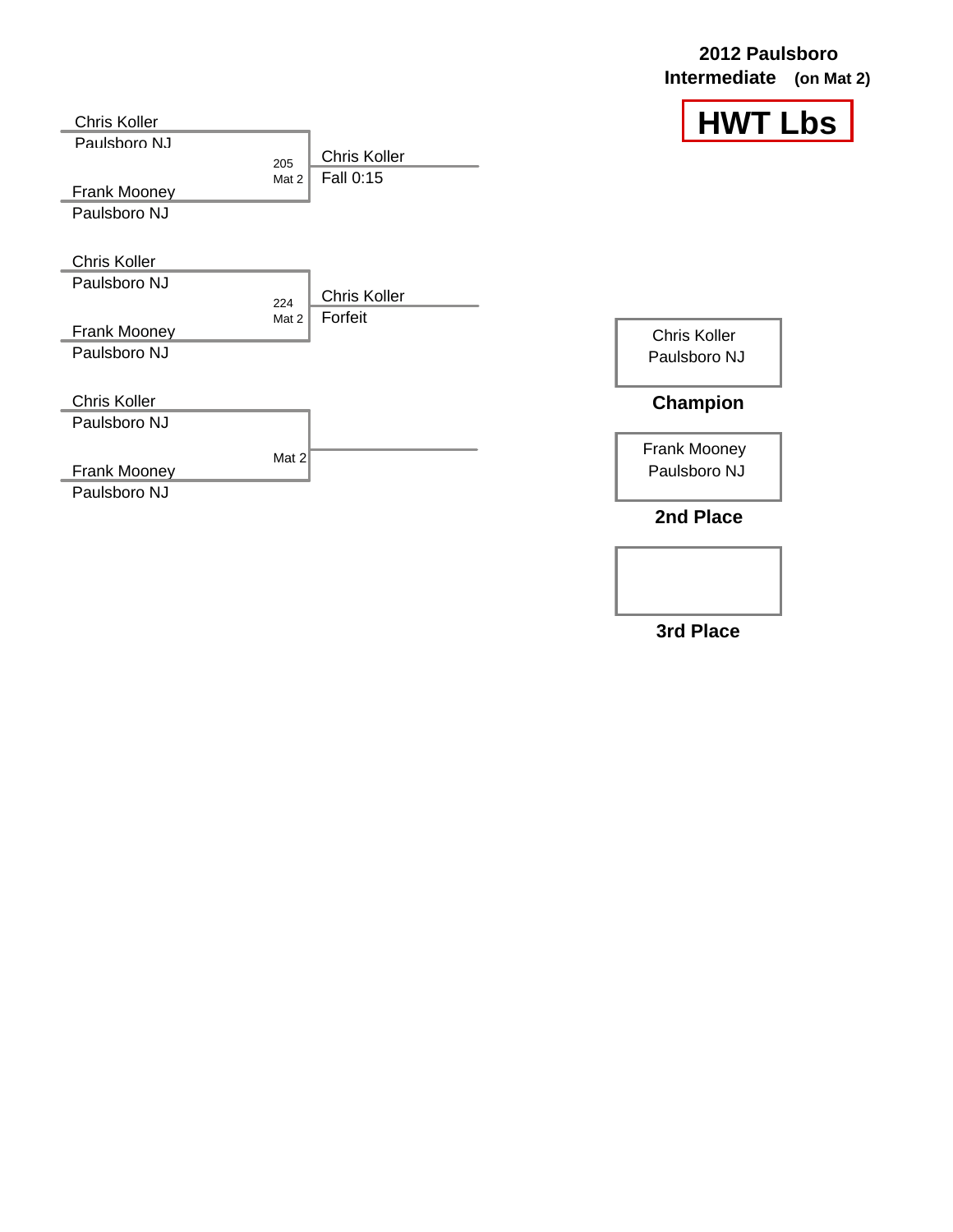**2012 Paulsboro Intermediate (on Mat 2)**

# HWT Lbs

Chris Koller
Paulsboro NJ

205
Mat 2

Frank Mooney
Paulsboro NJ

Chris Koller
Fall 0:15

Chris Koller
Paulsboro NJ

224
Mat 2

Frank Mooney
Paulsboro NJ

Chris Koller
Forfeit

Chris Koller
Paulsboro NJ

Mat 2

Frank Mooney
Paulsboro NJ

Chris Koller
Paulsboro NJ

**Champion**

Frank Mooney
Paulsboro NJ

**2nd Place**

**3rd Place**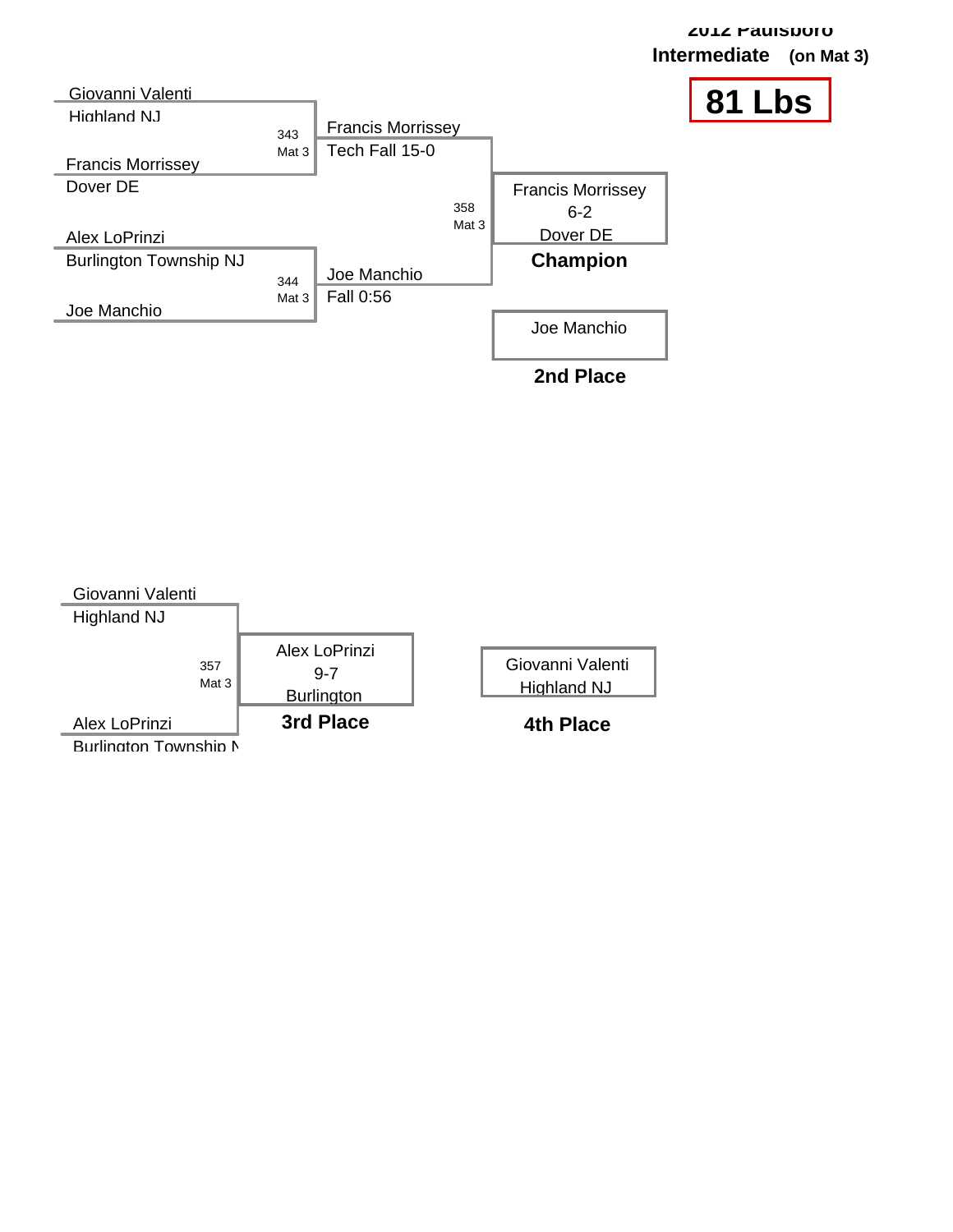2012 Paulsboro

**Intermediate** **(on Mat 3)**

# 81 Lbs

## Championship Bracket

Giovanni Valenti
Highland NJ

343
Mat 3

Francis Morrissey
Dover DE

**Francis Morrissey**
Tech Fall 15-0

Alex LoPrinzi
Burlington Township NJ

344
Mat 3

Joe Manchio

**Joe Manchio**
Fall 0:56

358
Mat 3

Francis Morrissey
6-2
Dover DE

**Champion**

Joe Manchio

**2nd Place**

## Consolation Bracket

Giovanni Valenti
Highland NJ

357
Mat 3

Alex LoPrinzi
Burlington Township N

Alex LoPrinzi
9-7
Burlington

**3rd Place**

Giovanni Valenti
Highland NJ

**4th Place**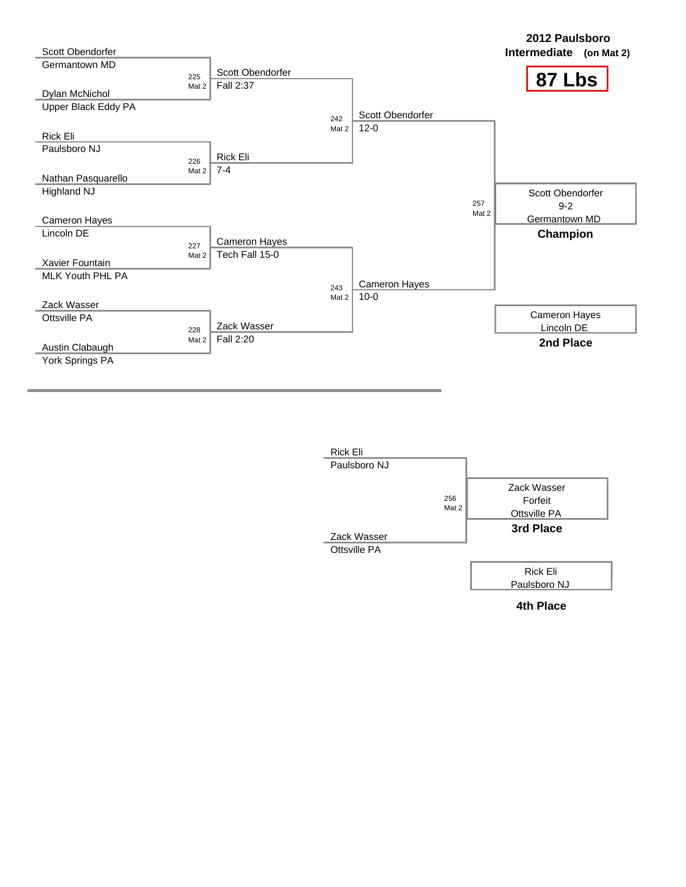# 2012 Paulsboro Intermediate (on Mat 2)

## 87 Lbs

### Championship Bracket

**Round 1**

- Bout 225 (Mat 2): Scott Obendorfer (Germantown MD) vs. Dylan McNichol (Upper Black Eddy PA) — Winner: Scott Obendorfer, Fall 2:37
- Bout 226 (Mat 2): Rick Eli (Paulsboro NJ) vs. Nathan Pasquarello (Highland NJ) — Winner: Rick Eli, 7-4
- Bout 227 (Mat 2): Cameron Hayes (Lincoln DE) vs. Xavier Fountain (MLK Youth PHL PA) — Winner: Cameron Hayes, Tech Fall 15-0
- Bout 228 (Mat 2): Zack Wasser (Ottsville PA) vs. Austin Clabaugh (York Springs PA) — Winner: Zack Wasser, Fall 2:20

**Semifinals**

- Bout 242 (Mat 2): Scott Obendorfer vs. Rick Eli — Winner: Scott Obendorfer, 12-0
- Bout 243 (Mat 2): Cameron Hayes vs. Zack Wasser — Winner: Cameron Hayes, 10-0

**Final**

- Bout 257 (Mat 2): Scott Obendorfer vs. Cameron Hayes

Scott Obendorfer
9-2
Germantown MD
**Champion**

Cameron Hayes
Lincoln DE
**2nd Place**

### 3rd Place Match

- Bout 256 (Mat 2): Rick Eli (Paulsboro NJ) vs. Zack Wasser (Ottsville PA)

Zack Wasser
Forfeit
Ottsville PA
**3rd Place**

Rick Eli
Paulsboro NJ
**4th Place**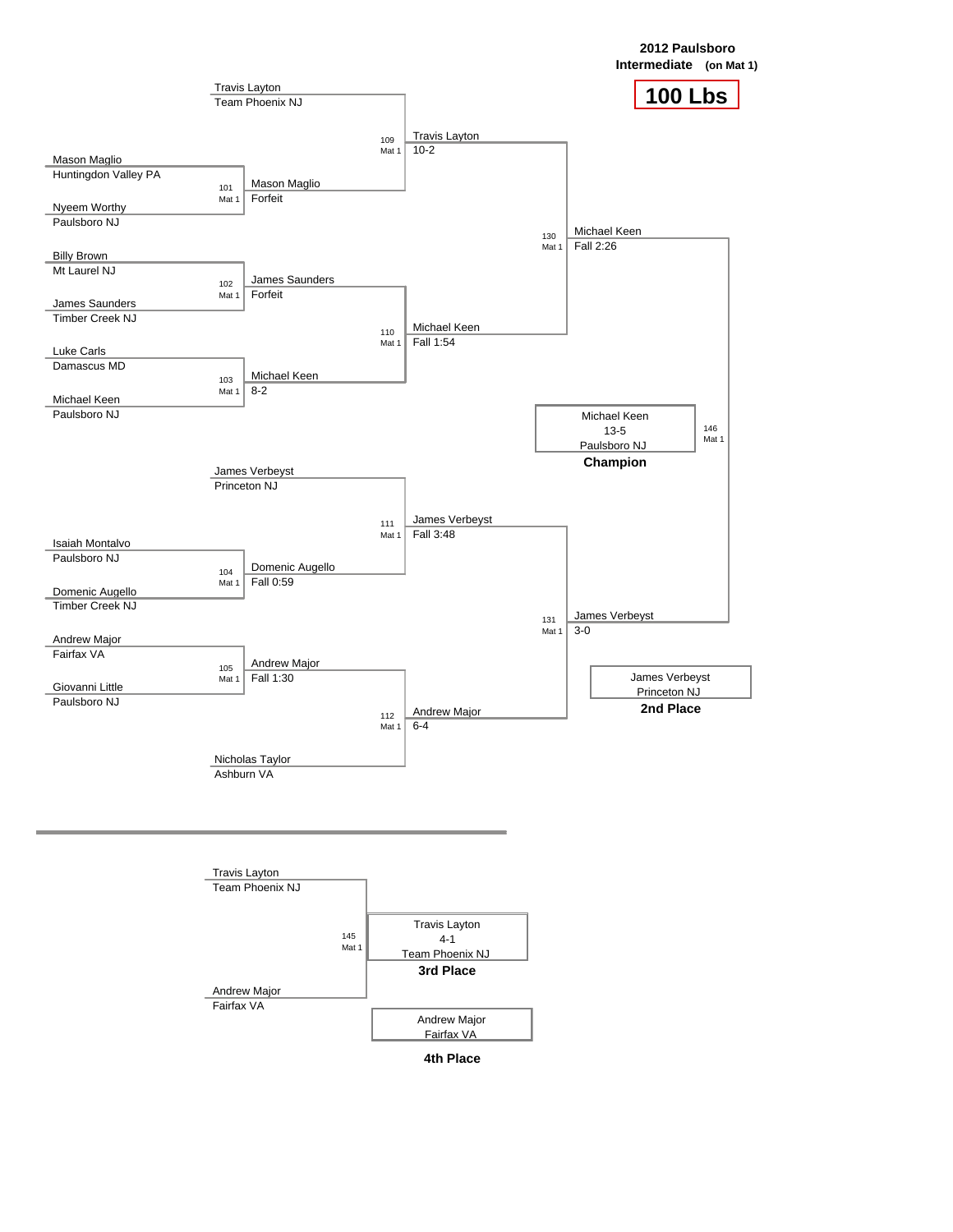**2012 Paulsboro Intermediate (on Mat 1)**

# 100 Lbs

## Championship Bracket

| Bout | Mat | Wrestler 1 | Wrestler 2 | Winner | Result |
|---|---|---|---|---|---|
| 101 | Mat 1 | Mason Maglio (Huntingdon Valley PA) | Nyeem Worthy (Paulsboro NJ) | Mason Maglio | Forfeit |
| 102 | Mat 1 | Billy Brown (Mt Laurel NJ) | James Saunders (Timber Creek NJ) | James Saunders | Forfeit |
| 103 | Mat 1 | Luke Carls (Damascus MD) | Michael Keen (Paulsboro NJ) | Michael Keen | 8-2 |
| 104 | Mat 1 | Isaiah Montalvo (Paulsboro NJ) | Domenic Augello (Timber Creek NJ) | Domenic Augello | Fall 0:59 |
| 105 | Mat 1 | Andrew Major (Fairfax VA) | Giovanni Little (Paulsboro NJ) | Andrew Major | Fall 1:30 |
| 109 | Mat 1 | Travis Layton (Team Phoenix NJ) | Mason Maglio | Travis Layton | 10-2 |
| 110 | Mat 1 | James Saunders | Michael Keen | Michael Keen | Fall 1:54 |
| 111 | Mat 1 | James Verbeyst (Princeton NJ) | Domenic Augello | James Verbeyst | Fall 3:48 |
| 112 | Mat 1 | Andrew Major | Nicholas Taylor (Ashburn VA) | Andrew Major | 6-4 |
| 130 | Mat 1 | Travis Layton | Michael Keen | Michael Keen | Fall 2:26 |
| 131 | Mat 1 | James Verbeyst | Andrew Major | James Verbeyst | 3-0 |
| 146 | Mat 1 | Michael Keen | James Verbeyst | Michael Keen | 13-5 |

**Champion:** Michael Keen, 13-5, Paulsboro NJ

**2nd Place:** James Verbeyst, Princeton NJ

## 3rd/4th Place

| Bout | Mat | Wrestler 1 | Wrestler 2 | Winner | Result |
|---|---|---|---|---|---|
| 145 | Mat 1 | Travis Layton (Team Phoenix NJ) | Andrew Major (Fairfax VA) | Travis Layton | 4-1 |

**3rd Place:** Travis Layton, 4-1, Team Phoenix NJ

**4th Place:** Andrew Major, Fairfax VA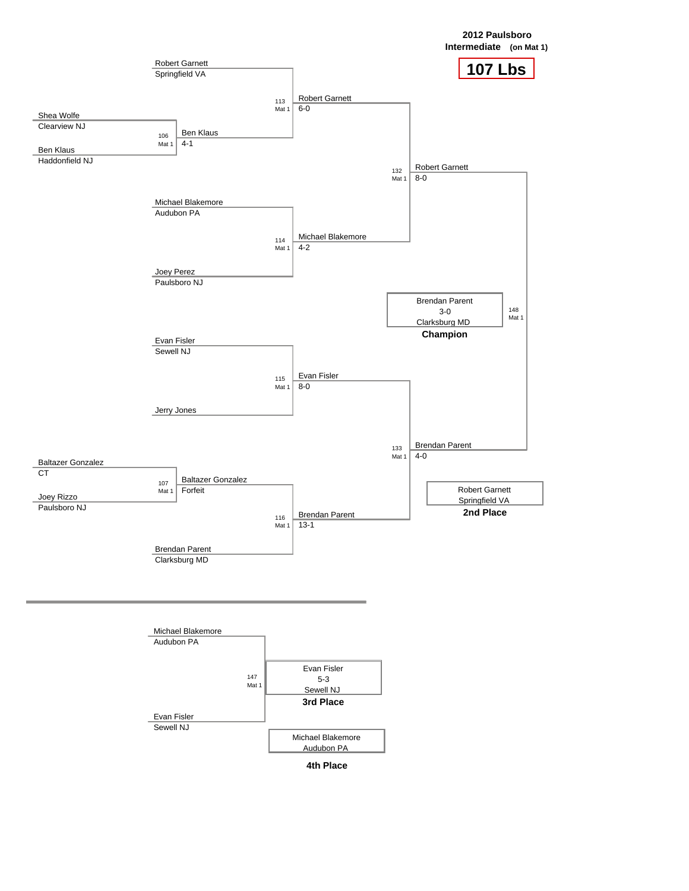**2012 Paulsboro Intermediate** (on Mat 1)

# 107 Lbs

## Championship Bracket

**Round 1**

- Bout 106 (Mat 1): Shea Wolfe (Clearview NJ) vs Ben Klaus (Haddonfield NJ) — Winner: Ben Klaus, 4-1
- Bout 107 (Mat 1): Baltazer Gonzalez (CT) vs Joey Rizzo (Paulsboro NJ) — Winner: Baltazer Gonzalez, Forfeit

**Quarterfinals**

- Bout 113 (Mat 1): Robert Garnett (Springfield VA) vs Ben Klaus — Winner: Robert Garnett, 6-0
- Bout 114 (Mat 1): Michael Blakemore (Audubon PA) vs Joey Perez (Paulsboro NJ) — Winner: Michael Blakemore, 4-2
- Bout 115 (Mat 1): Evan Fisler (Sewell NJ) vs Jerry Jones — Winner: Evan Fisler, 8-0
- Bout 116 (Mat 1): Baltazer Gonzalez vs Brendan Parent (Clarksburg MD) — Winner: Brendan Parent, 13-1

**Semifinals**

- Bout 132 (Mat 1): Robert Garnett vs Michael Blakemore — Winner: Robert Garnett, 8-0
- Bout 133 (Mat 1): Evan Fisler vs Brendan Parent — Winner: Brendan Parent, 4-0

**Final**

- Bout 148 (Mat 1): Brendan Parent, 3-0, Clarksburg MD — **Champion**
- Robert Garnett, Springfield VA — **2nd Place**

## 3rd Place Match

- Bout 147 (Mat 1): Michael Blakemore (Audubon PA) vs Evan Fisler (Sewell NJ)
- Evan Fisler, 5-3, Sewell NJ — **3rd Place**
- Michael Blakemore, Audubon PA — **4th Place**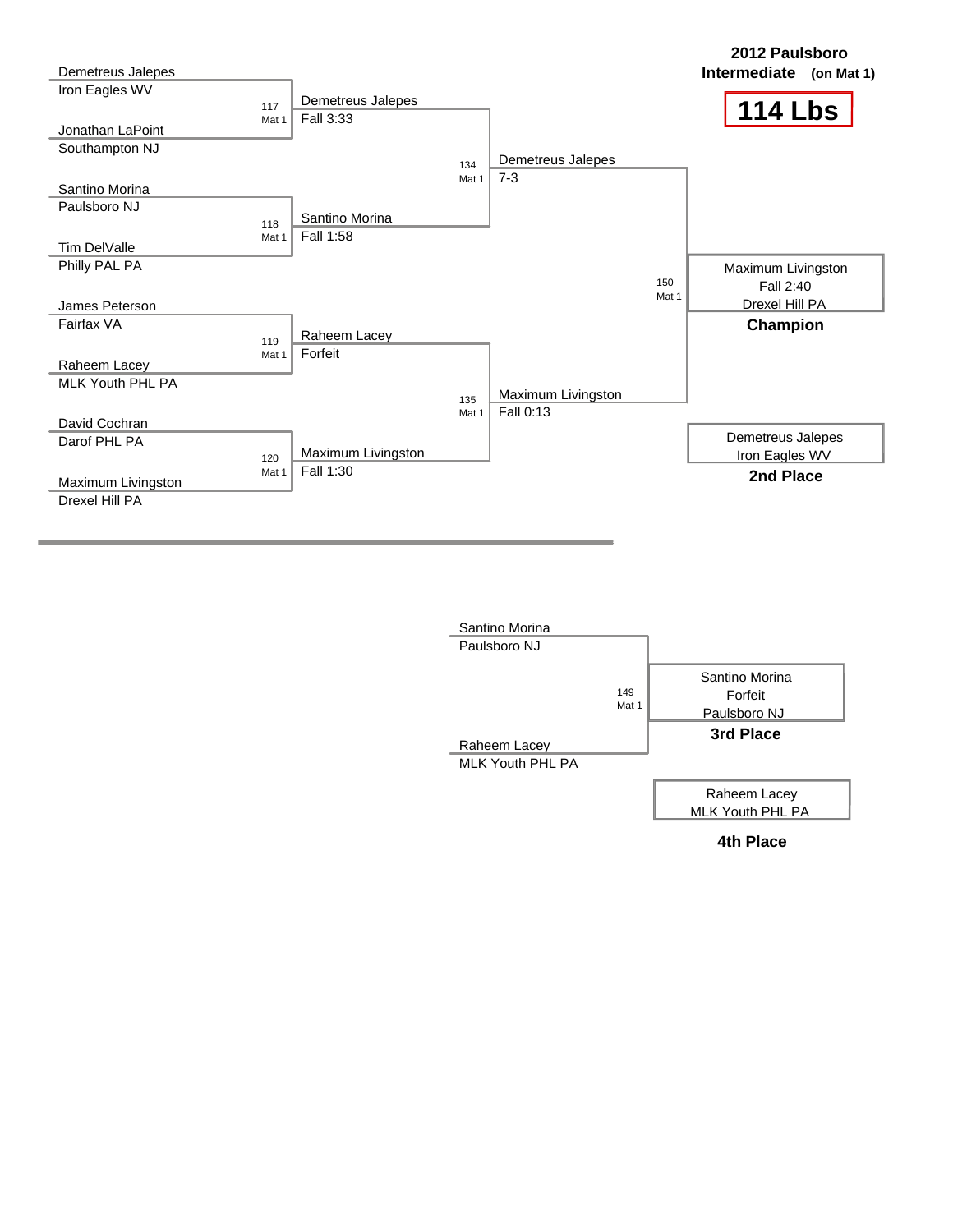# 2012 Paulsboro Intermediate (on Mat 1)

## 114 Lbs

### Championship Bracket

**Round 1**

- Bout 117 (Mat 1): Demetreus Jalepes (Iron Eagles WV) vs. Jonathan LaPoint (Southampton NJ) — Winner: Demetreus Jalepes, Fall 3:33
- Bout 118 (Mat 1): Santino Morina (Paulsboro NJ) vs. Tim DelValle (Philly PAL PA) — Winner: Santino Morina, Fall 1:58
- Bout 119 (Mat 1): James Peterson (Fairfax VA) vs. Raheem Lacey (MLK Youth PHL PA) — Winner: Raheem Lacey, Forfeit
- Bout 120 (Mat 1): David Cochran (Darof PHL PA) vs. Maximum Livingston (Drexel Hill PA) — Winner: Maximum Livingston, Fall 1:30

**Semifinals**

- Bout 134 (Mat 1): Demetreus Jalepes vs. Santino Morina — Winner: Demetreus Jalepes, 7-3
- Bout 135 (Mat 1): Raheem Lacey vs. Maximum Livingston — Winner: Maximum Livingston, Fall 0:13

**Final**

- Bout 150 (Mat 1): Demetreus Jalepes vs. Maximum Livingston — Winner: Maximum Livingston, Fall 2:40

**Champion:** Maximum Livingston, Drexel Hill PA

**2nd Place:** Demetreus Jalepes, Iron Eagles WV

### 3rd Place Bout

- Bout 149 (Mat 1): Santino Morina (Paulsboro NJ) vs. Raheem Lacey (MLK Youth PHL PA) — Winner: Santino Morina, Forfeit

**3rd Place:** Santino Morina, Paulsboro NJ

**4th Place:** Raheem Lacey, MLK Youth PHL PA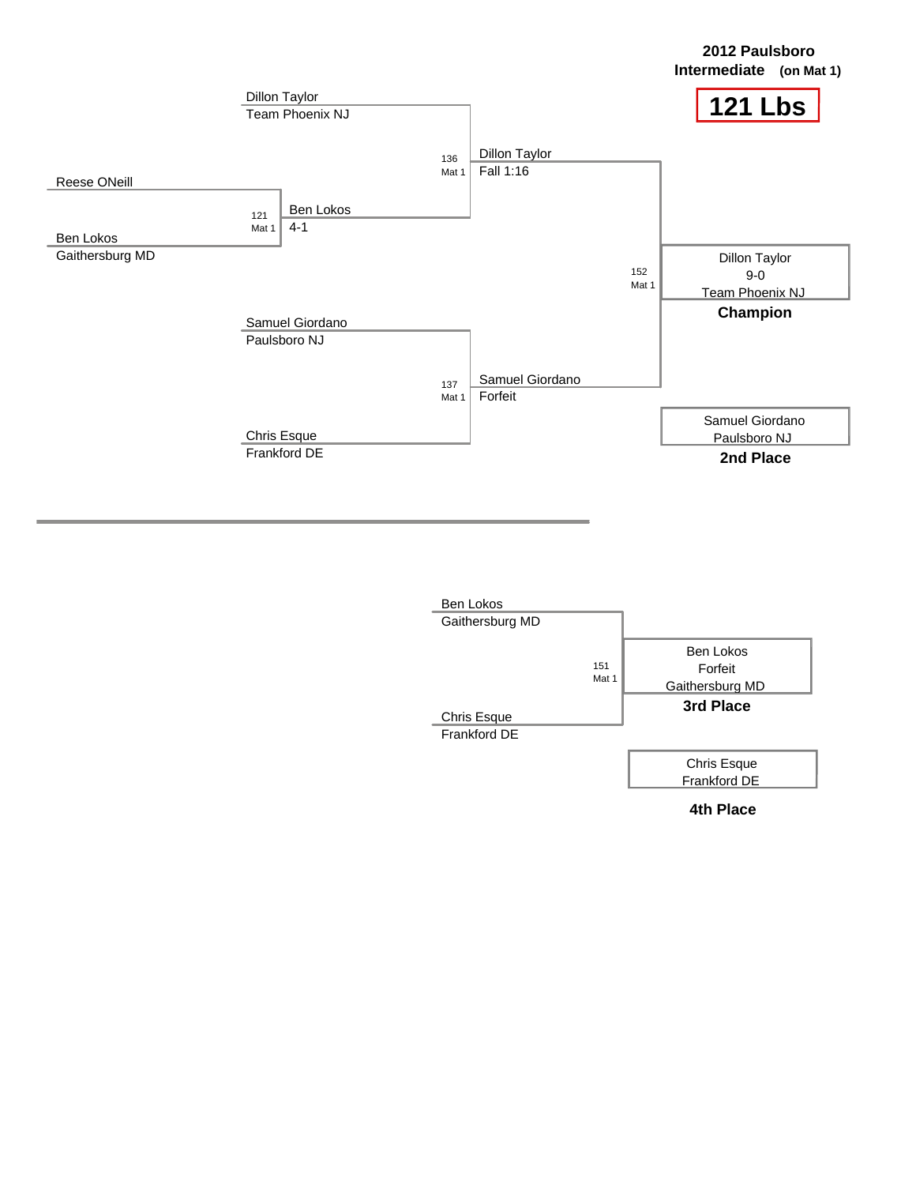**2012 Paulsboro Intermediate (on Mat 1)**

# 121 Lbs

## Championship Bracket

**Match 121 (Mat 1)**
- Reese ONeill
- Ben Lokos — Gaithersburg MD
- Winner: Ben Lokos, 4-1

**Match 136 (Mat 1)**
- Dillon Taylor — Team Phoenix NJ
- Ben Lokos
- Winner: Dillon Taylor, Fall 1:16

**Match 137 (Mat 1)**
- Samuel Giordano — Paulsboro NJ
- Chris Esque — Frankford DE
- Winner: Samuel Giordano, Forfeit

**Match 152 (Mat 1)**
- Dillon Taylor
- Samuel Giordano
- Winner: Dillon Taylor, 9-0, Team Phoenix NJ

**Champion:** Dillon Taylor, 9-0, Team Phoenix NJ

**2nd Place:** Samuel Giordano, Paulsboro NJ

## Consolation Bracket

**Match 151 (Mat 1)**
- Ben Lokos — Gaithersburg MD
- Chris Esque — Frankford DE
- Winner: Ben Lokos, Forfeit, Gaithersburg MD

**3rd Place:** Ben Lokos, Forfeit, Gaithersburg MD

**4th Place:** Chris Esque, Frankford DE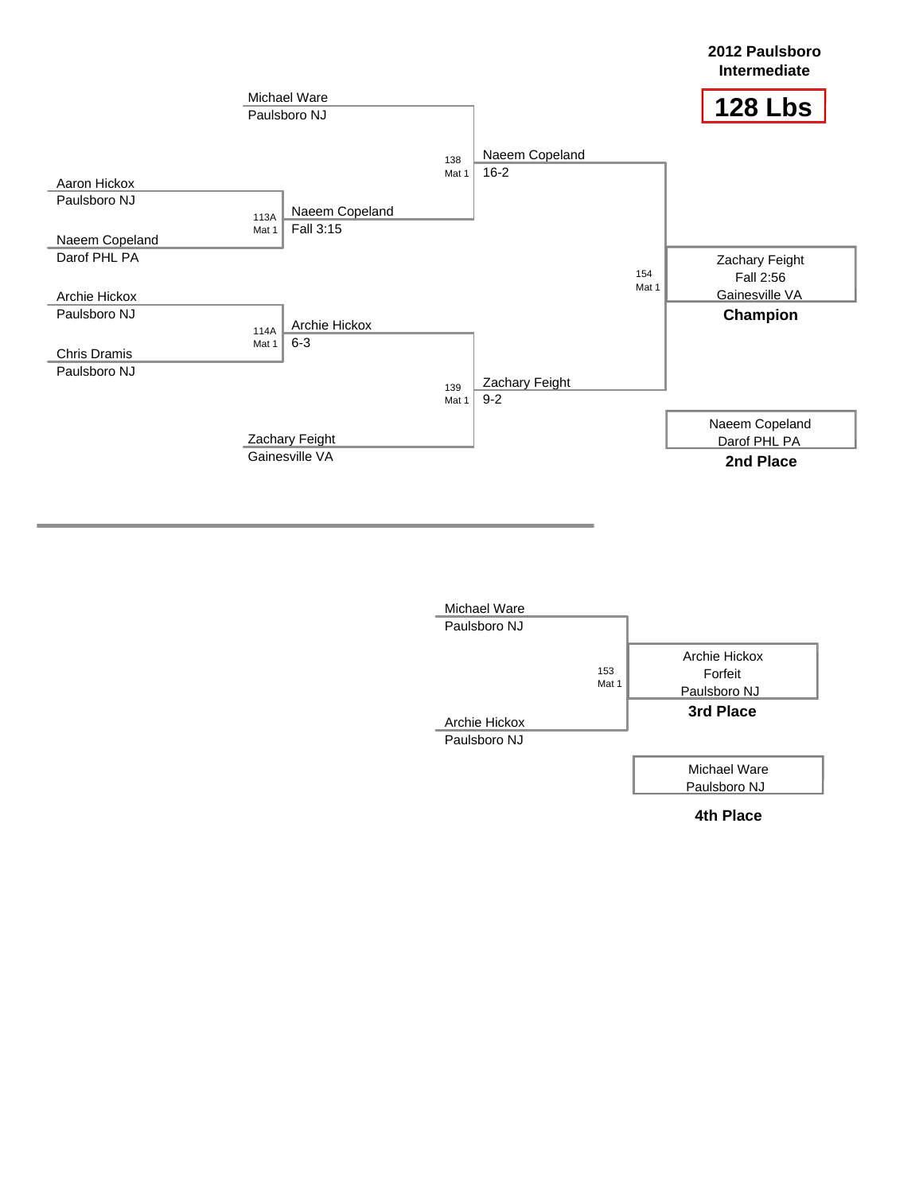# 2012 Paulsboro Intermediate

## 128 Lbs

### Championship Bracket

**First Round**

- Match 113A (Mat 1): Aaron Hickox (Paulsboro NJ) vs. Naeem Copeland (Darof PHL PA) — Winner: Naeem Copeland, Fall 3:15
- Match 114A (Mat 1): Archie Hickox (Paulsboro NJ) vs. Chris Dramis (Paulsboro NJ) — Winner: Archie Hickox, 6-3

**Semifinals**

- Match 138 (Mat 1): Michael Ware (Paulsboro NJ) vs. Naeem Copeland — Winner: Naeem Copeland, 16-2
- Match 139 (Mat 1): Archie Hickox vs. Zachary Feight (Gainesville VA) — Winner: Zachary Feight, 9-2

**Final**

- Match 154 (Mat 1): Naeem Copeland vs. Zachary Feight — Winner: Zachary Feight, Fall 2:56

**Champion:** Zachary Feight, Gainesville VA

**2nd Place:** Naeem Copeland, Darof PHL PA

### Consolation

- Match 153 (Mat 1): Michael Ware (Paulsboro NJ) vs. Archie Hickox (Paulsboro NJ) — Winner: Archie Hickox, Forfeit

**3rd Place:** Archie Hickox, Paulsboro NJ

**4th Place:** Michael Ware, Paulsboro NJ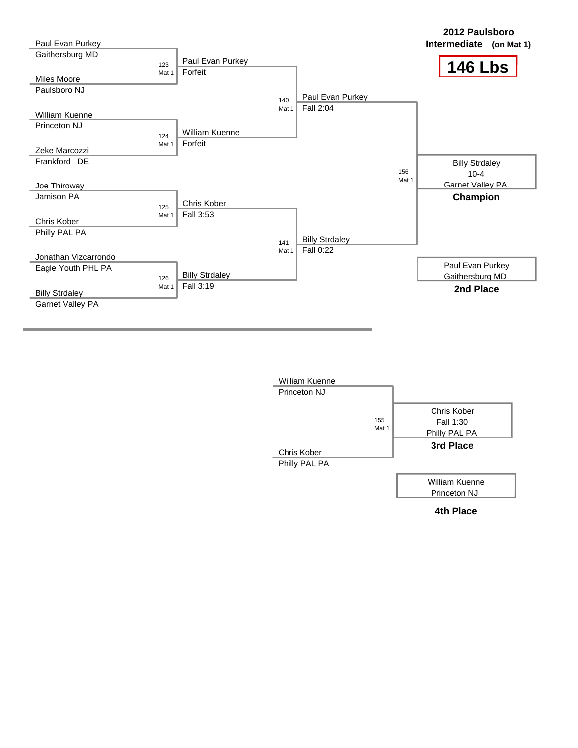## 2012 Paulsboro Intermediate (on Mat 1)

# 146 Lbs

### First Round

| Bout | Mat | Wrestler 1 | Wrestler 2 | Winner | Result |
|---|---|---|---|---|---|
| 123 | Mat 1 | Paul Evan Purkey (Gaithersburg MD) | Miles Moore (Paulsboro NJ) | Paul Evan Purkey | Forfeit |
| 124 | Mat 1 | William Kuenne (Princeton NJ) | Zeke Marcozzi (Frankford DE) | William Kuenne | Forfeit |
| 125 | Mat 1 | Joe Thiroway (Jamison PA) | Chris Kober (Philly PAL PA) | Chris Kober | Fall 3:53 |
| 126 | Mat 1 | Jonathan Vizcarrondo (Eagle Youth PHL PA) | Billy Strdaley (Garnet Valley PA) | Billy Strdaley | Fall 3:19 |

### Semifinals

| Bout | Mat | Wrestler 1 | Wrestler 2 | Winner | Result |
|---|---|---|---|---|---|
| 140 | Mat 1 | Paul Evan Purkey | William Kuenne | Paul Evan Purkey | Fall 2:04 |
| 141 | Mat 1 | Chris Kober | Billy Strdaley | Billy Strdaley | Fall 0:22 |

### Final

| Bout | Mat | Wrestler 1 | Wrestler 2 | Winner | Result |
|---|---|---|---|---|---|
| 156 | Mat 1 | Paul Evan Purkey | Billy Strdaley | Billy Strdaley (Garnet Valley PA) | 10-4 |

**Champion:** Billy Strdaley, 10-4, Garnet Valley PA

**2nd Place:** Paul Evan Purkey, Gaithersburg MD

### 3rd Place Match

| Bout | Mat | Wrestler 1 | Wrestler 2 | Winner | Result |
|---|---|---|---|---|---|
| 155 | Mat 1 | William Kuenne (Princeton NJ) | Chris Kober (Philly PAL PA) | Chris Kober | Fall 1:30 |

**3rd Place:** Chris Kober, Fall 1:30, Philly PAL PA

**4th Place:** William Kuenne, Princeton NJ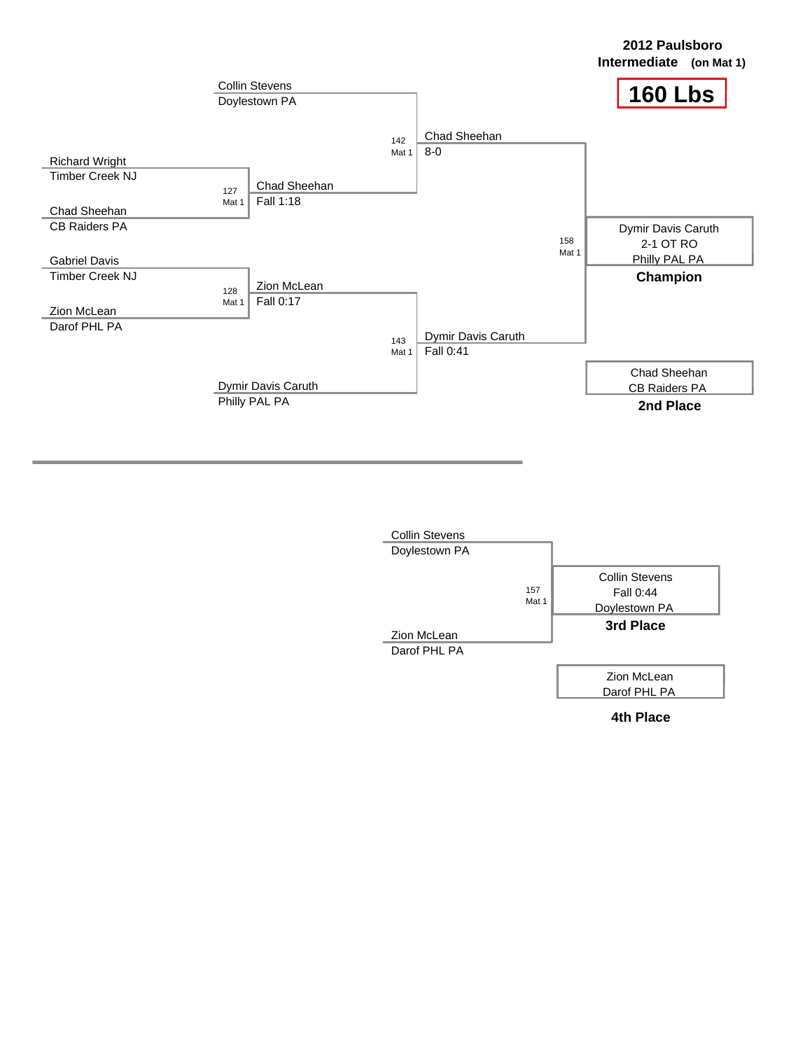**2012 Paulsboro Intermediate (on Mat 1)**

# 160 Lbs

Collin Stevens
Doylestown PA

Richard Wright
Timber Creek NJ

127 Mat 1 — Chad Sheehan, Fall 1:18

Chad Sheehan
CB Raiders PA

142 Mat 1 — Chad Sheehan, 8-0

Gabriel Davis
Timber Creek NJ

128 Mat 1 — Zion McLean, Fall 0:17

Zion McLean
Darof PHL PA

143 Mat 1 — Dymir Davis Caruth, Fall 0:41

Dymir Davis Caruth
Philly PAL PA

158 Mat 1

Dymir Davis Caruth
2-1 OT RO
Philly PAL PA
**Champion**

Chad Sheehan
CB Raiders PA
**2nd Place**

---

Collin Stevens
Doylestown PA

157 Mat 1

Zion McLean
Darof PHL PA

Collin Stevens
Fall 0:44
Doylestown PA
**3rd Place**

Zion McLean
Darof PHL PA
**4th Place**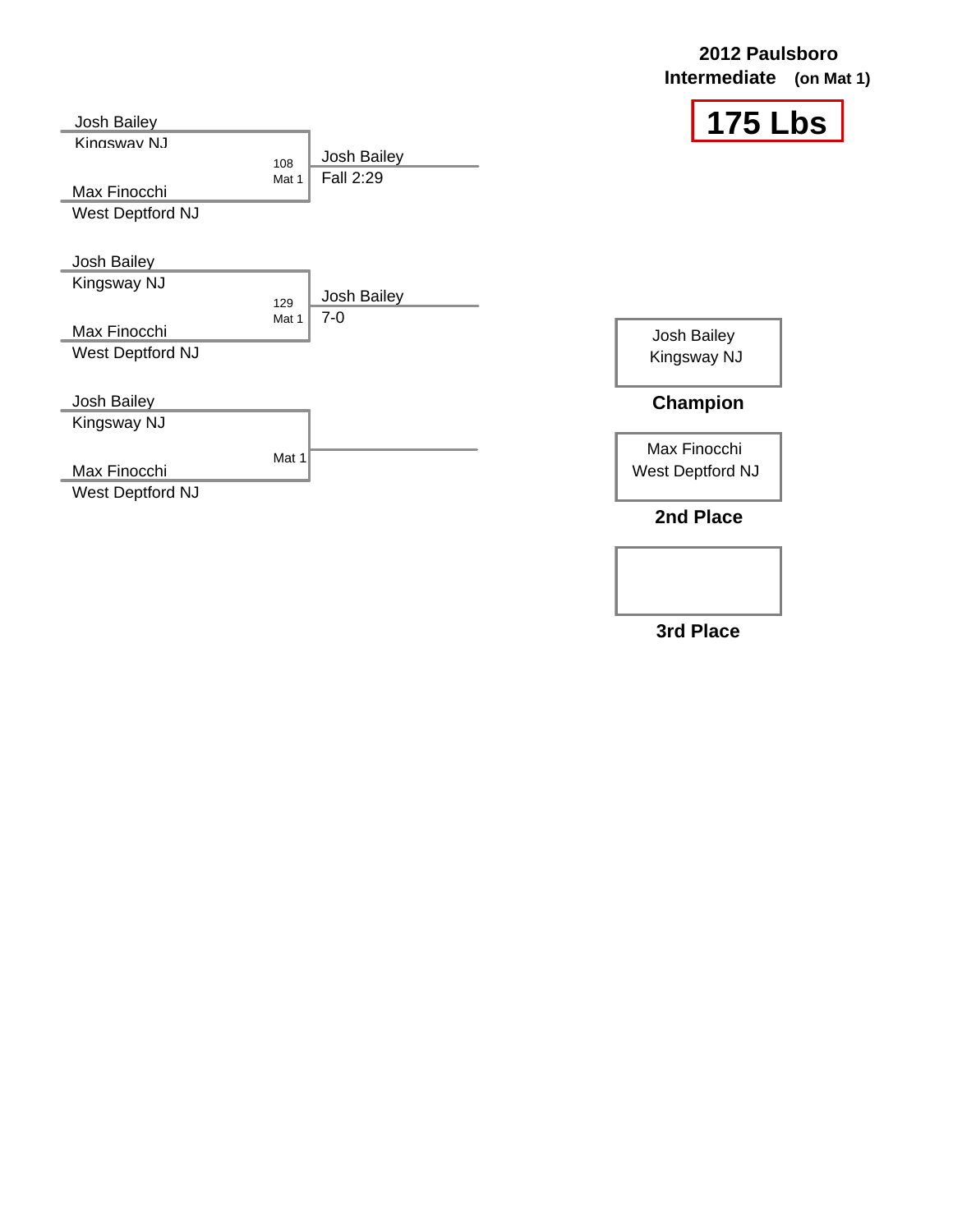**2012 Paulsboro Intermediate (on Mat 1)**

# 175 Lbs

Josh Bailey
Kingsway NJ

108
Mat 1

Max Finocchi
West Deptford NJ

Josh Bailey
Fall 2:29

Josh Bailey
Kingsway NJ

129
Mat 1

Max Finocchi
West Deptford NJ

Josh Bailey
7-0

Josh Bailey
Kingsway NJ

Mat 1

Max Finocchi
West Deptford NJ

Josh Bailey
Kingsway NJ

**Champion**

Max Finocchi
West Deptford NJ

**2nd Place**

**3rd Place**